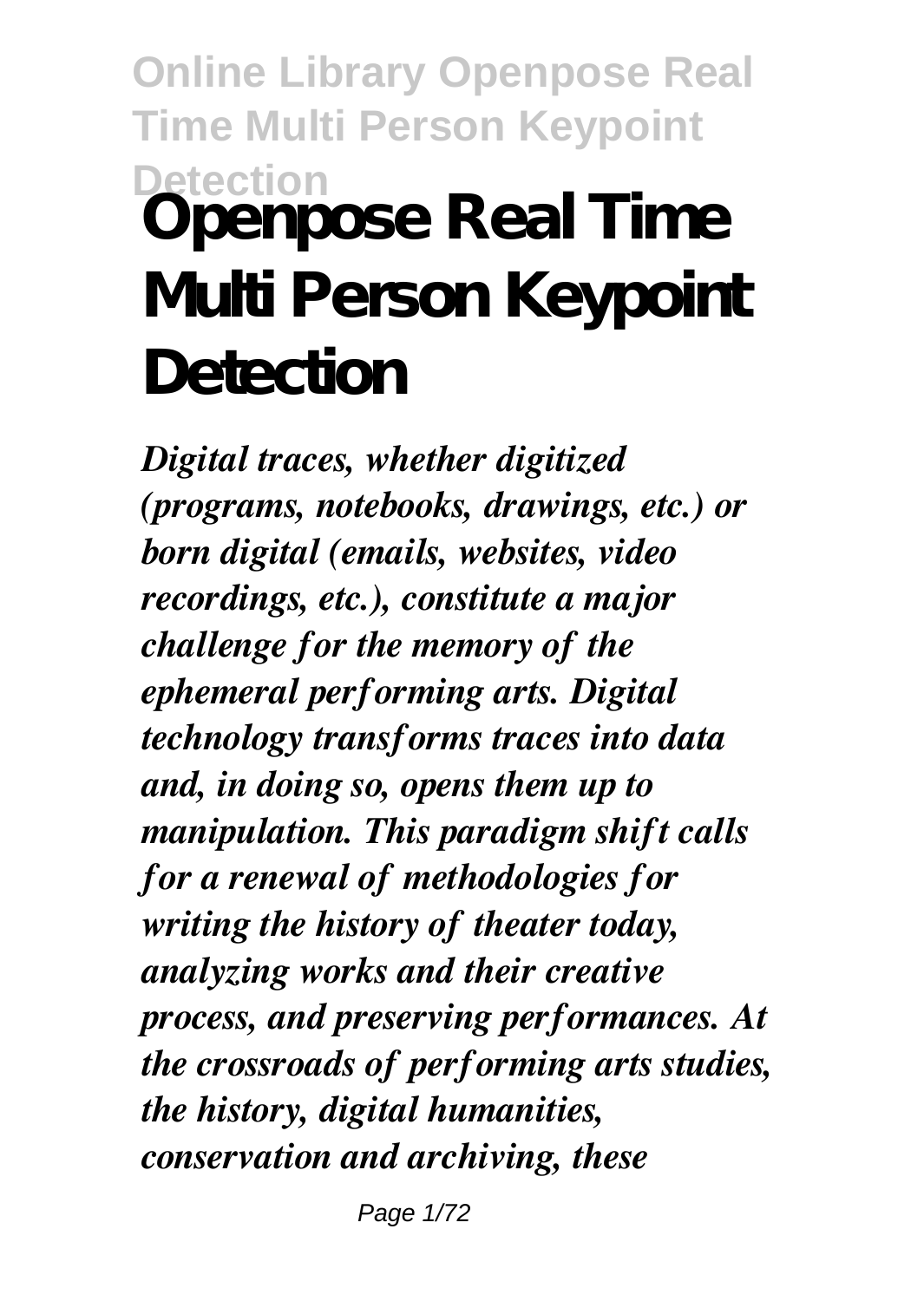# Openpose Real Time Multi Person Keypoint Detection

*Digital traces, whether digitized (programs, notebooks, drawings, etc.) or born digital (emails, websites, video recordings, etc.), constitute a major challenge for the memory of the ephemeral performing arts. Digital technology transforms traces into data and, in doing so, opens them up to manipulation. This paradigm shift calls for a renewal of methodologies for writing the history of theater today, analyzing works and their creative process, and preserving performances. At the crossroads of performing arts studies, the history, digital humanities, conservation and archiving, these*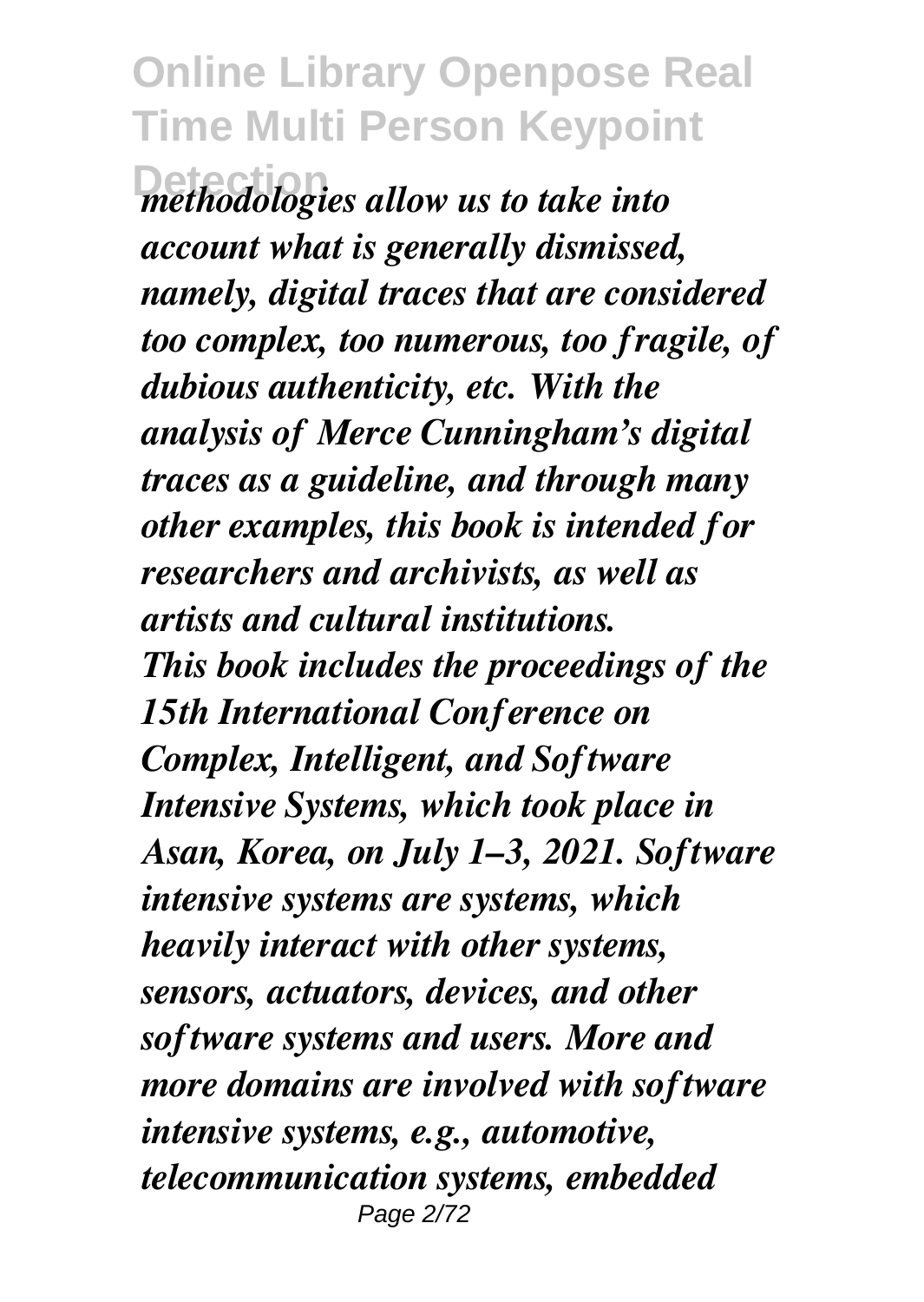*methodologies allow us to take into account what is generally dismissed, namely, digital traces that are considered too complex, too numerous, too fragile, of dubious authenticity, etc. With the analysis of Merce Cunningham's digital traces as a guideline, and through many other examples, this book is intended for researchers and archivists, as well as artists and cultural institutions.*

*This book includes the proceedings of the 15th International Conference on Complex, Intelligent, and Software Intensive Systems, which took place in Asan, Korea, on July 1–3, 2021. Software intensive systems are systems, which heavily interact with other systems, sensors, actuators, devices, and other software systems and users. More and more domains are involved with software intensive systems, e.g., automotive, telecommunication systems, embedded*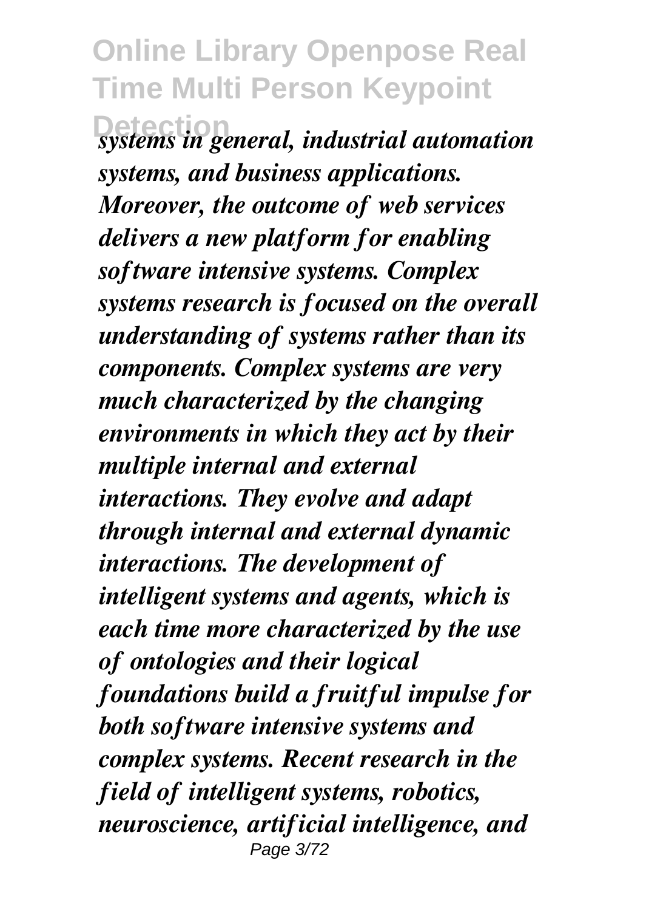*systems in general, industrial automation systems, and business applications. Moreover, the outcome of web services delivers a new platform for enabling software intensive systems. Complex systems research is focused on the overall understanding of systems rather than its components. Complex systems are very much characterized by the changing environments in which they act by their multiple internal and external interactions. They evolve and adapt through internal and external dynamic interactions. The development of intelligent systems and agents, which is each time more characterized by the use of ontologies and their logical foundations build a fruitful impulse for both software intensive systems and complex systems. Recent research in the field of intelligent systems, robotics, neuroscience, artificial intelligence, and*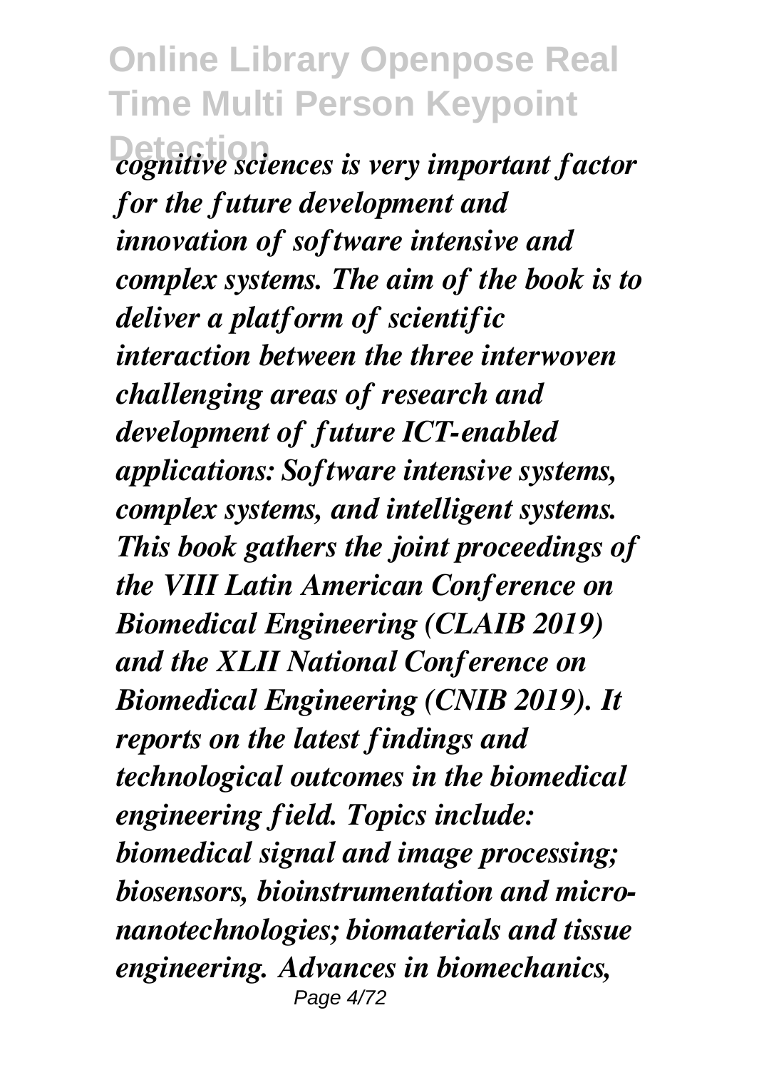*cognitive sciences is very important factor for the future development and innovation of software intensive and complex systems. The aim of the book is to deliver a platform of scientific interaction between the three interwoven challenging areas of research and development of future ICT-enabled applications: Software intensive systems, complex systems, and intelligent systems. This book gathers the joint proceedings of the VIII Latin American Conference on Biomedical Engineering (CLAIB 2019) and the XLII National Conference on Biomedical Engineering (CNIB 2019). It reports on the latest findings and technological outcomes in the biomedical engineering field. Topics include: biomedical signal and image processing; biosensors, bioinstrumentation and micro-nanotechnologies; biomaterials and tissue engineering. Advances in biomechanics,*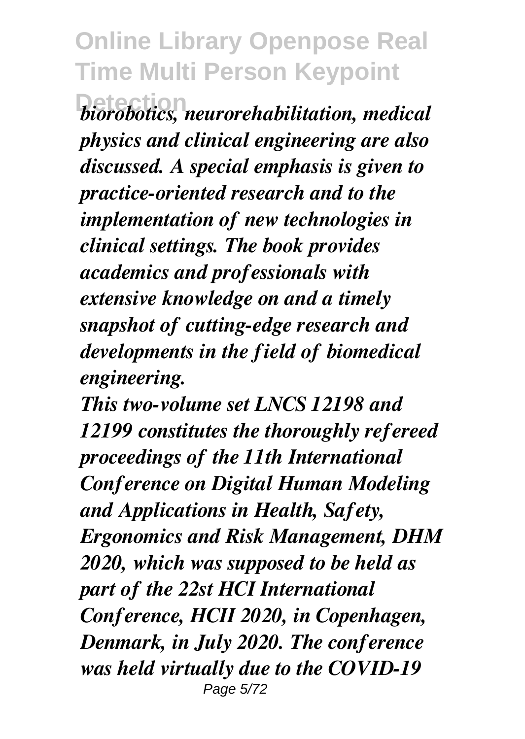*biorobotics, neurorehabilitation, medical physics and clinical engineering are also discussed. A special emphasis is given to practice-oriented research and to the implementation of new technologies in clinical settings. The book provides academics and professionals with extensive knowledge on and a timely snapshot of cutting-edge research and developments in the field of biomedical engineering.*

*This two-volume set LNCS 12198 and 12199 constitutes the thoroughly refereed proceedings of the 11th International Conference on Digital Human Modeling and Applications in Health, Safety, Ergonomics and Risk Management, DHM 2020, which was supposed to be held as part of the 22st HCI International Conference, HCII 2020, in Copenhagen, Denmark, in July 2020. The conference was held virtually due to the COVID-19*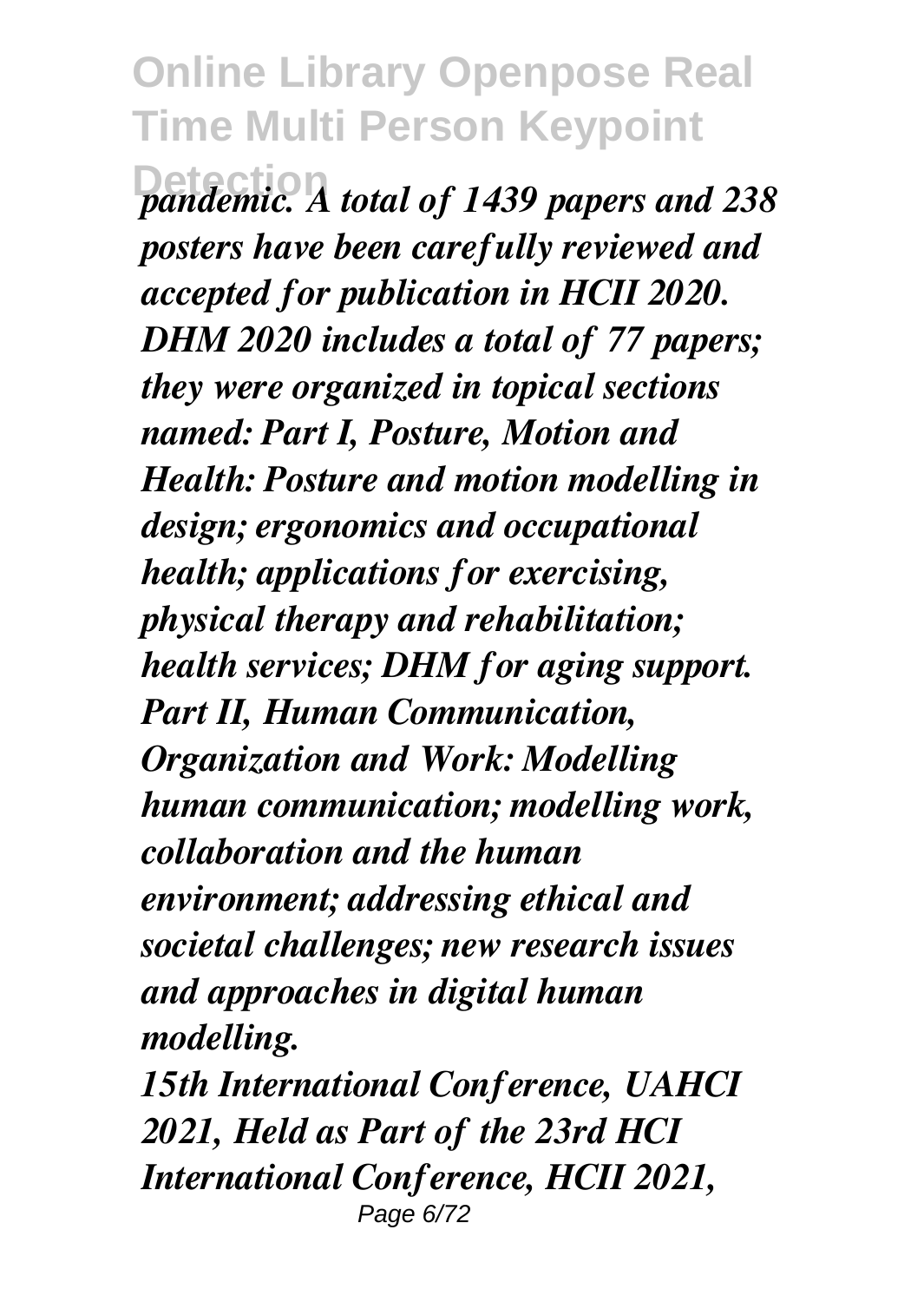*pandemic. A total of 1439 papers and 238 posters have been carefully reviewed and accepted for publication in HCII 2020. DHM 2020 includes a total of 77 papers; they were organized in topical sections named: Part I, Posture, Motion and Health: Posture and motion modelling in design; ergonomics and occupational health; applications for exercising, physical therapy and rehabilitation; health services; DHM for aging support. Part II, Human Communication, Organization and Work: Modelling human communication; modelling work, collaboration and the human environment; addressing ethical and societal challenges; new research issues and approaches in digital human modelling.*

*15th International Conference, UAHCI 2021, Held as Part of the 23rd HCI International Conference, HCII 2021,*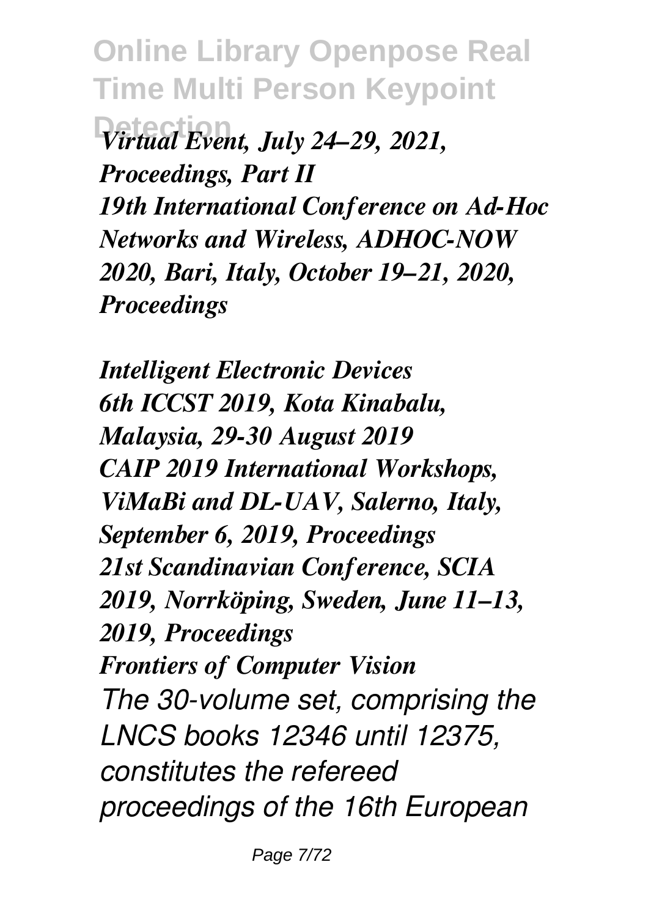*Virtual Event, July 24–29, 2021, Proceedings, Part II*
*19th International Conference on Ad-Hoc Networks and Wireless, ADHOC-NOW 2020, Bari, Italy, October 19–21, 2020, Proceedings*

*Intelligent Electronic Devices*
*6th ICCST 2019, Kota Kinabalu, Malaysia, 29-30 August 2019*
*CAIP 2019 International Workshops, ViMaBi and DL-UAV, Salerno, Italy, September 6, 2019, Proceedings*
*21st Scandinavian Conference, SCIA 2019, Norrköping, Sweden, June 11–13, 2019, Proceedings*
*Frontiers of Computer Vision*
*The 30-volume set, comprising the LNCS books 12346 until 12375, constitutes the refereed proceedings of the 16th European*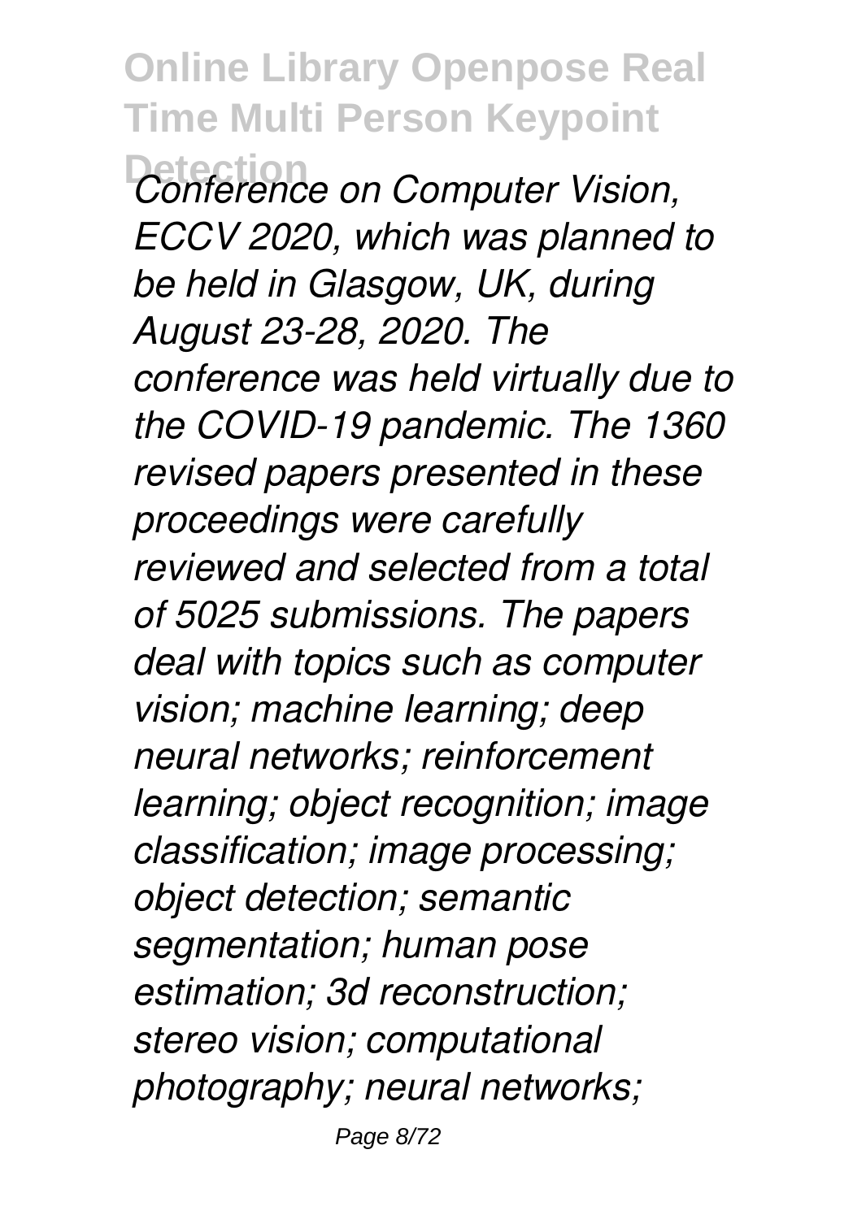*Conference on Computer Vision, ECCV 2020, which was planned to be held in Glasgow, UK, during August 23-28, 2020. The conference was held virtually due to the COVID-19 pandemic. The 1360 revised papers presented in these proceedings were carefully reviewed and selected from a total of 5025 submissions. The papers deal with topics such as computer vision; machine learning; deep neural networks; reinforcement learning; object recognition; image classification; image processing; object detection; semantic segmentation; human pose estimation; 3d reconstruction; stereo vision; computational photography; neural networks;*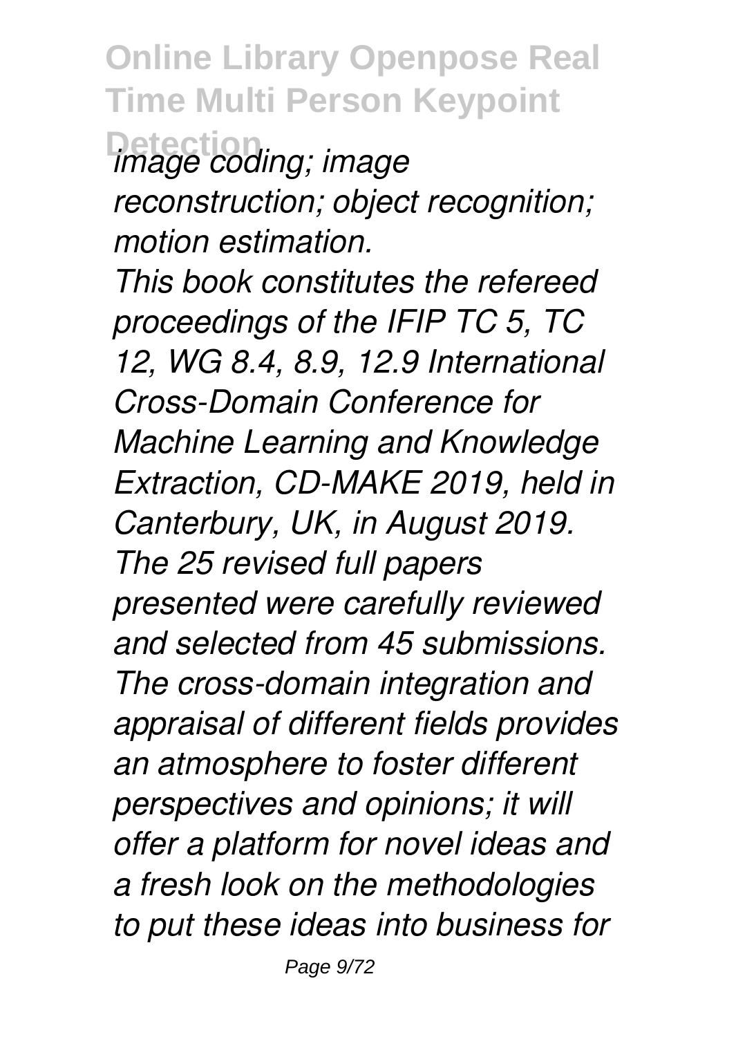*image coding; image reconstruction; object recognition; motion estimation.*

*This book constitutes the refereed proceedings of the IFIP TC 5, TC 12, WG 8.4, 8.9, 12.9 International Cross-Domain Conference for Machine Learning and Knowledge Extraction, CD-MAKE 2019, held in Canterbury, UK, in August 2019. The 25 revised full papers presented were carefully reviewed and selected from 45 submissions. The cross-domain integration and appraisal of different fields provides an atmosphere to foster different perspectives and opinions; it will offer a platform for novel ideas and a fresh look on the methodologies to put these ideas into business for*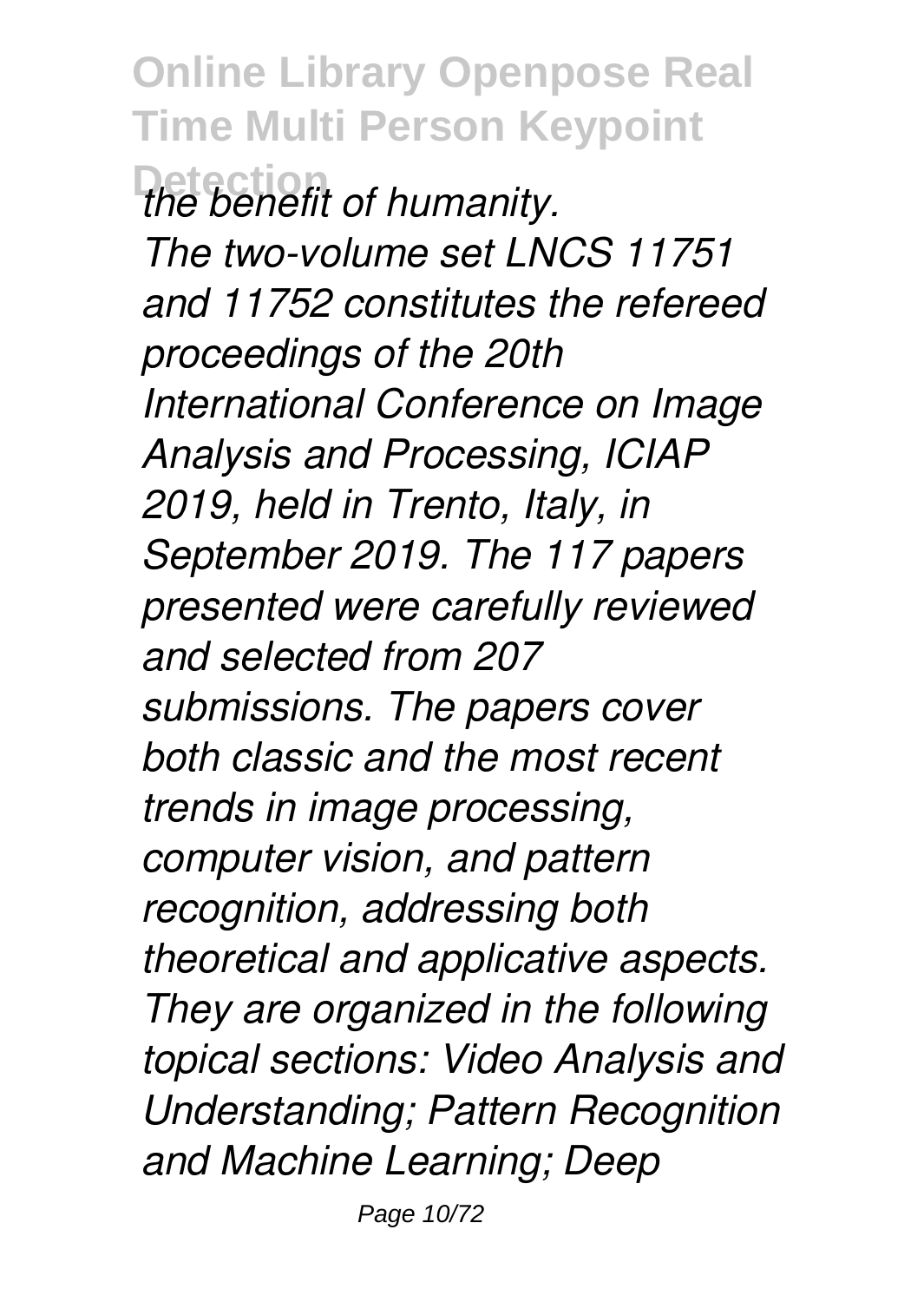*the benefit of humanity.*

*The two-volume set LNCS 11751 and 11752 constitutes the refereed proceedings of the 20th International Conference on Image Analysis and Processing, ICIAP 2019, held in Trento, Italy, in September 2019. The 117 papers presented were carefully reviewed and selected from 207 submissions. The papers cover both classic and the most recent trends in image processing, computer vision, and pattern recognition, addressing both theoretical and applicative aspects. They are organized in the following topical sections: Video Analysis and Understanding; Pattern Recognition and Machine Learning; Deep*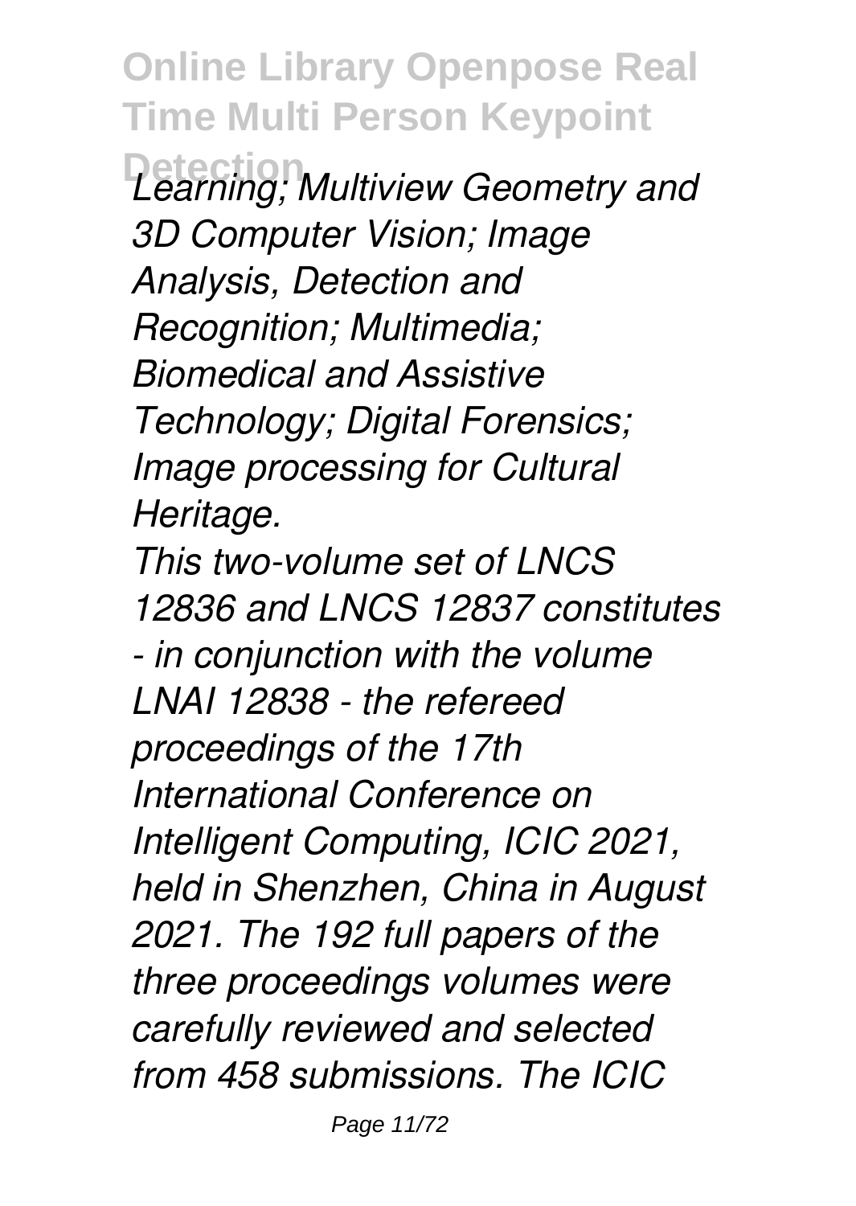*Learning; Multiview Geometry and 3D Computer Vision; Image Analysis, Detection and Recognition; Multimedia; Biomedical and Assistive Technology; Digital Forensics; Image processing for Cultural Heritage.*

*This two-volume set of LNCS 12836 and LNCS 12837 constitutes - in conjunction with the volume LNAI 12838 - the refereed proceedings of the 17th International Conference on Intelligent Computing, ICIC 2021, held in Shenzhen, China in August 2021. The 192 full papers of the three proceedings volumes were carefully reviewed and selected from 458 submissions. The ICIC*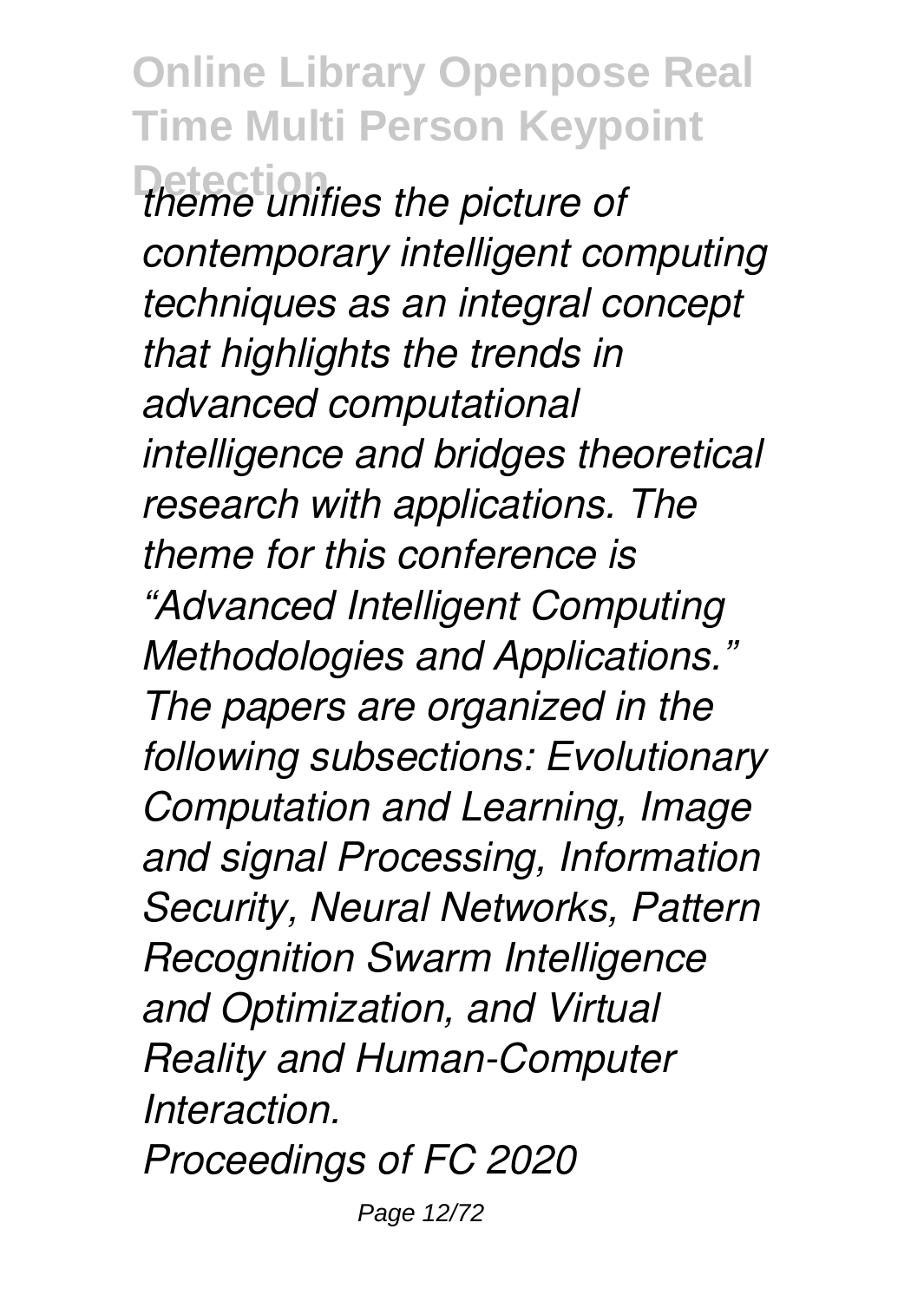*theme unifies the picture of contemporary intelligent computing techniques as an integral concept that highlights the trends in advanced computational intelligence and bridges theoretical research with applications. The theme for this conference is "Advanced Intelligent Computing Methodologies and Applications." The papers are organized in the following subsections: Evolutionary Computation and Learning, Image and signal Processing, Information Security, Neural Networks, Pattern Recognition Swarm Intelligence and Optimization, and Virtual Reality and Human-Computer Interaction.*

*Proceedings of FC 2020*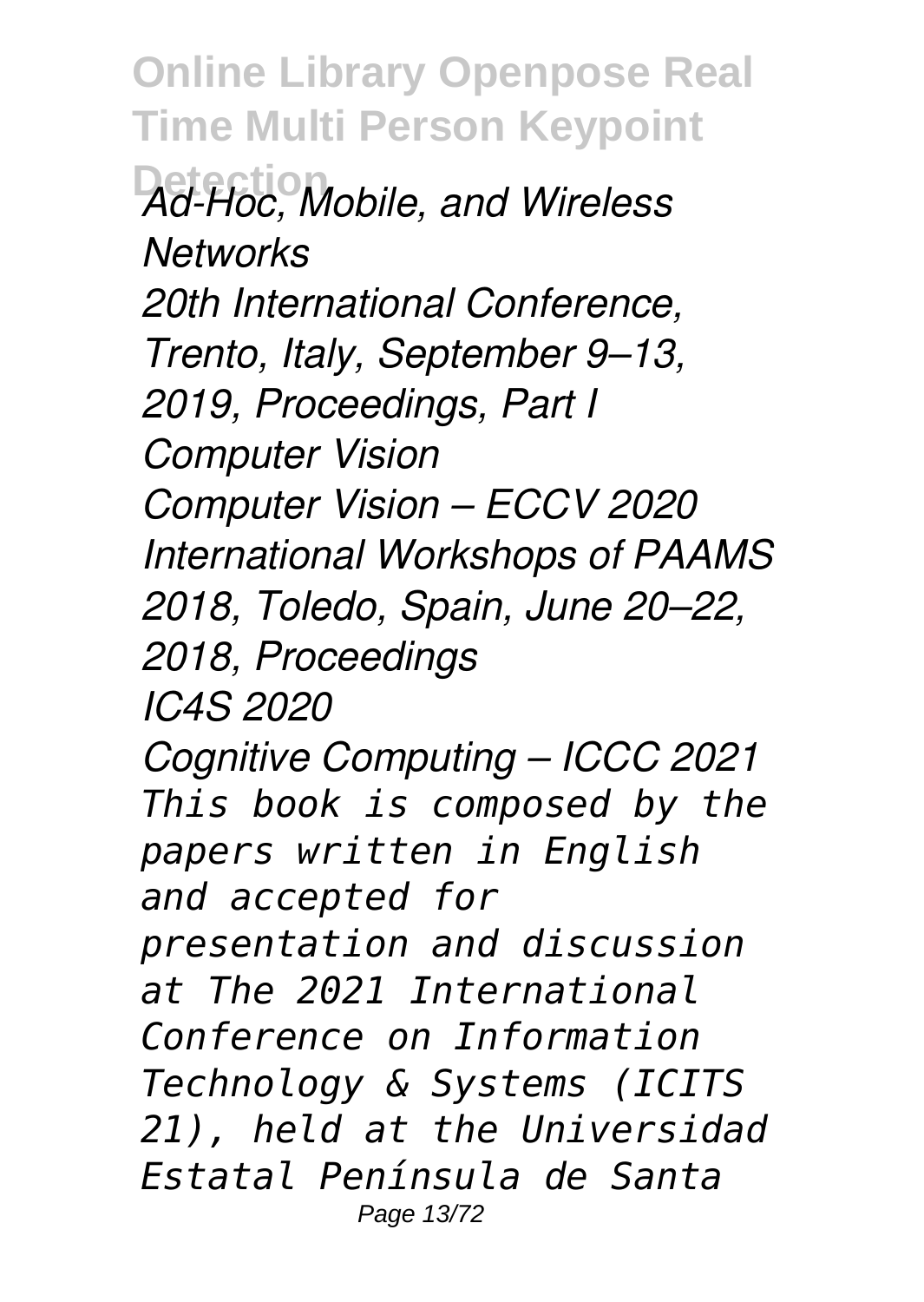*Ad-Hoc, Mobile, and Wireless Networks*
*20th International Conference, Trento, Italy, September 9–13, 2019, Proceedings, Part I*
*Computer Vision*
*Computer Vision – ECCV 2020*
*International Workshops of PAAMS 2018, Toledo, Spain, June 20–22, 2018, Proceedings*
*IC4S 2020*
*Cognitive Computing – ICCC 2021*

*This book is composed by the papers written in English and accepted for presentation and discussion at The 2021 International Conference on Information Technology & Systems (ICITS 21), held at the Universidad Estatal Península de Santa*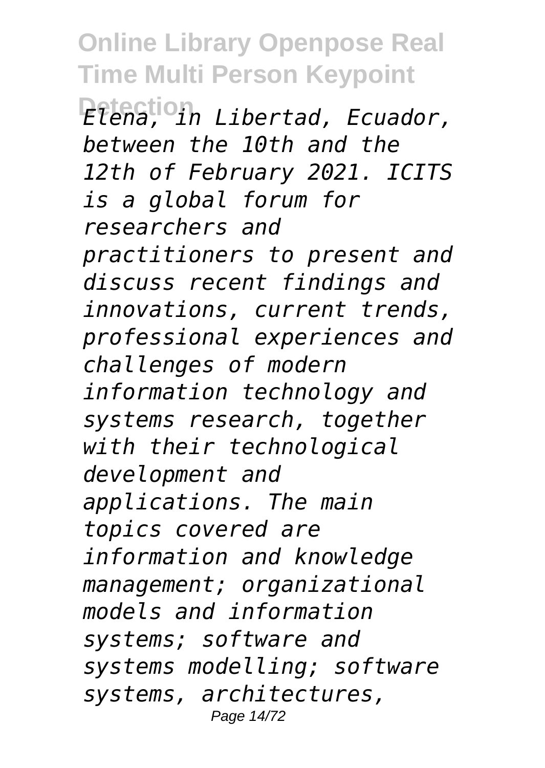*Elena, in Libertad, Ecuador, between the 10th and the 12th of February 2021. ICITS is a global forum for researchers and practitioners to present and discuss recent findings and innovations, current trends, professional experiences and challenges of modern information technology and systems research, together with their technological development and applications. The main topics covered are information and knowledge management; organizational models and information systems; software and systems modelling; software systems, architectures,*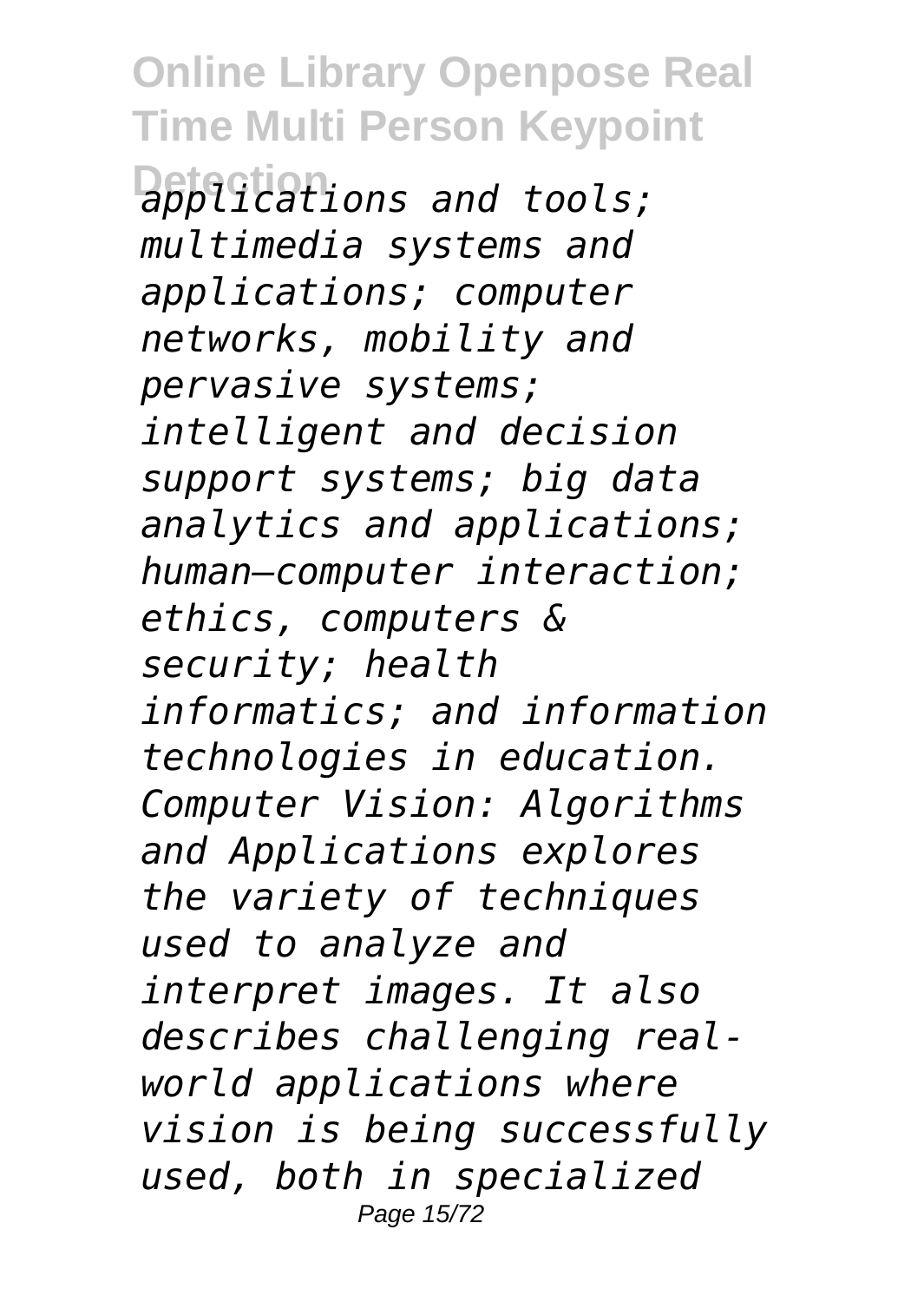*applications and tools; multimedia systems and applications; computer networks, mobility and pervasive systems; intelligent and decision support systems; big data analytics and applications; human–computer interaction; ethics, computers & security; health informatics; and information technologies in education. Computer Vision: Algorithms and Applications explores the variety of techniques used to analyze and interpret images. It also describes challenging real-world applications where vision is being successfully used, both in specialized*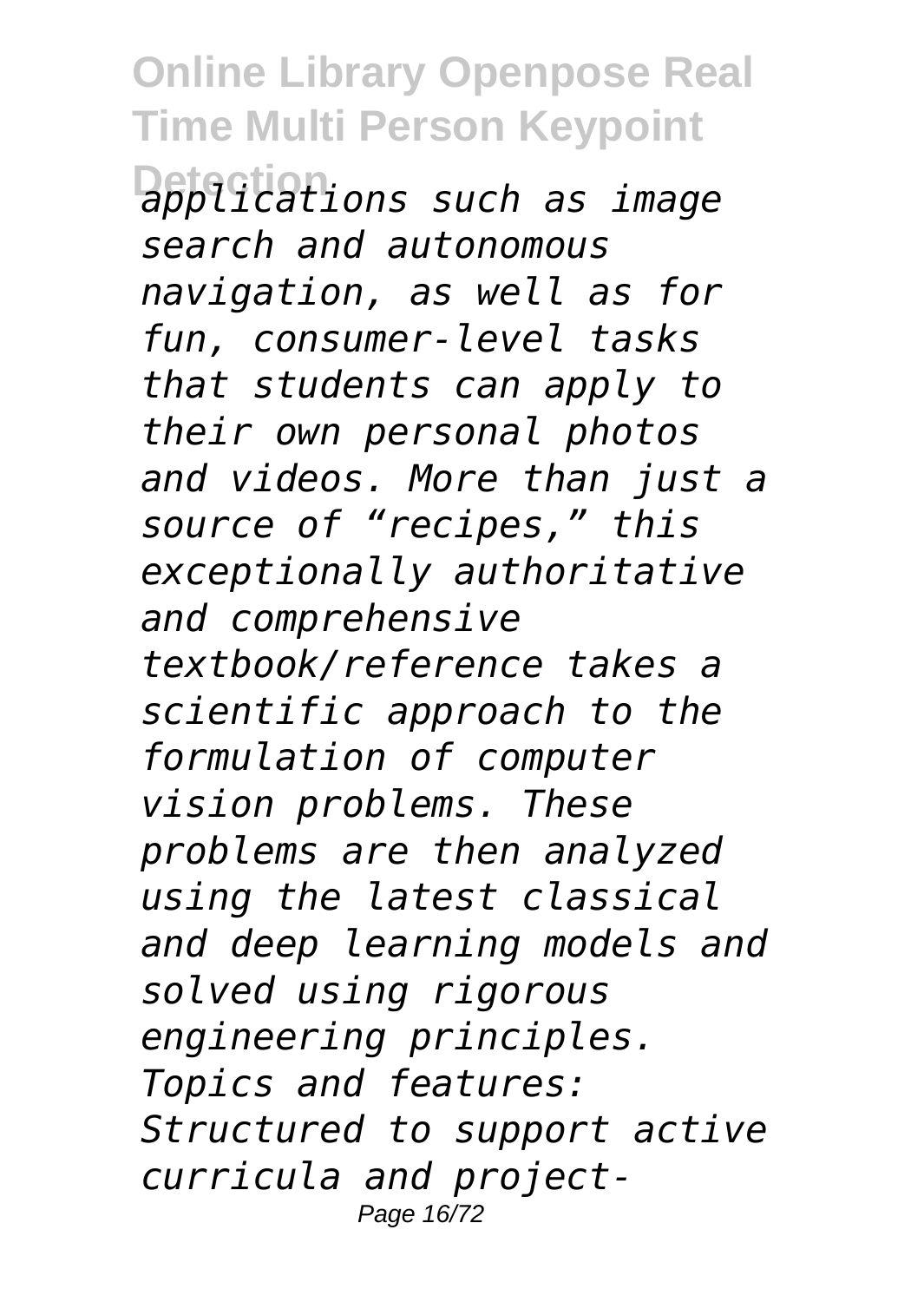*applications such as image search and autonomous navigation, as well as for fun, consumer-level tasks that students can apply to their own personal photos and videos. More than just a source of "recipes," this exceptionally authoritative and comprehensive textbook/reference takes a scientific approach to the formulation of computer vision problems. These problems are then analyzed using the latest classical and deep learning models and solved using rigorous engineering principles. Topics and features: Structured to support active curricula and project-*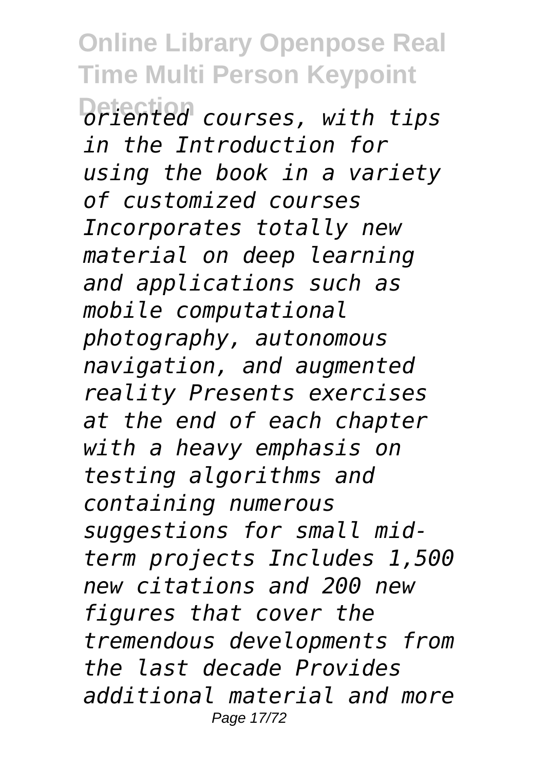*oriented courses, with tips in the Introduction for using the book in a variety of customized courses Incorporates totally new material on deep learning and applications such as mobile computational photography, autonomous navigation, and augmented reality Presents exercises at the end of each chapter with a heavy emphasis on testing algorithms and containing numerous suggestions for small mid-term projects Includes 1,500 new citations and 200 new figures that cover the tremendous developments from the last decade Provides additional material and more*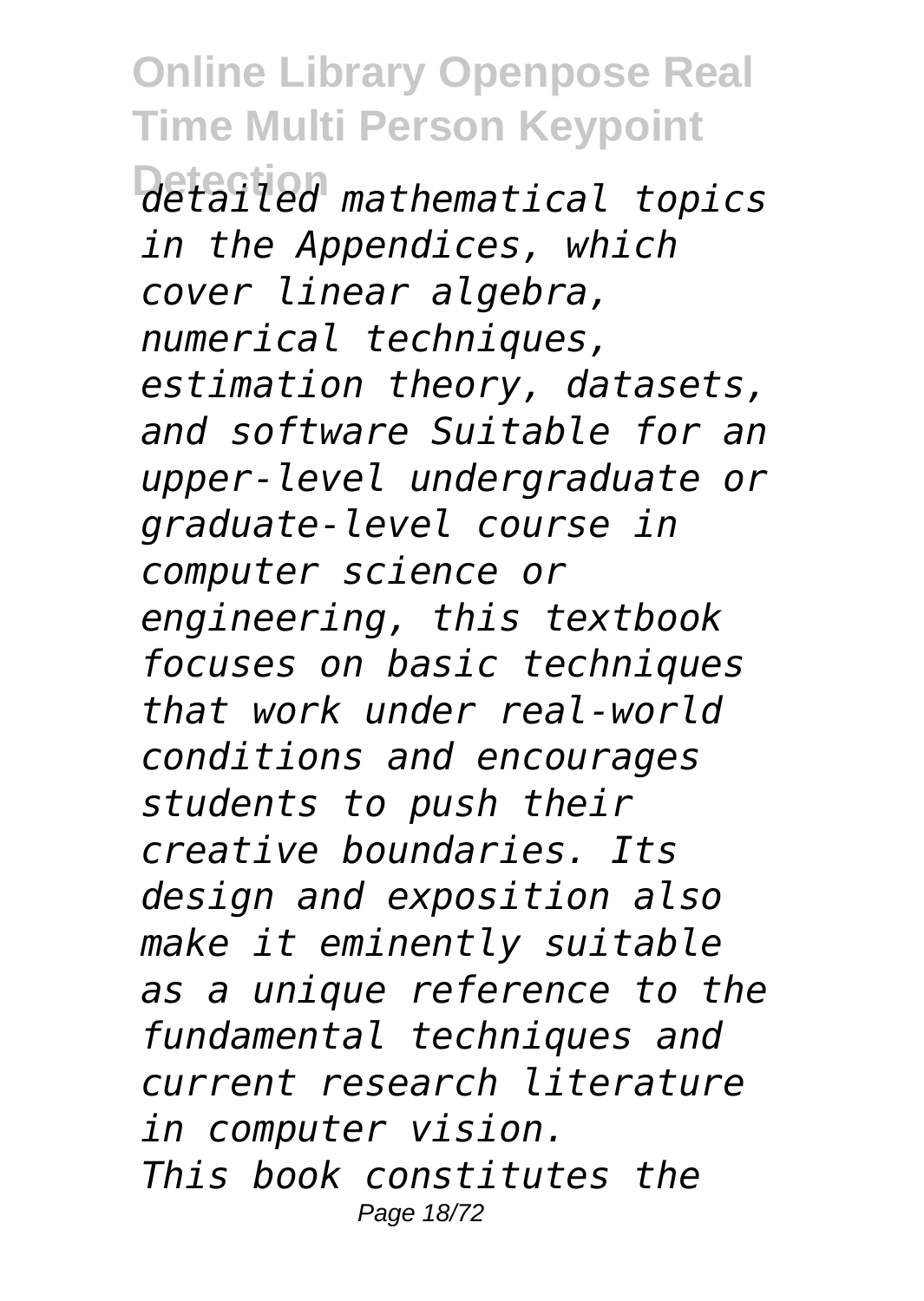*detailed mathematical topics in the Appendices, which cover linear algebra, numerical techniques, estimation theory, datasets, and software Suitable for an upper-level undergraduate or graduate-level course in computer science or engineering, this textbook focuses on basic techniques that work under real-world conditions and encourages students to push their creative boundaries. Its design and exposition also make it eminently suitable as a unique reference to the fundamental techniques and current research literature in computer vision.*

*This book constitutes the*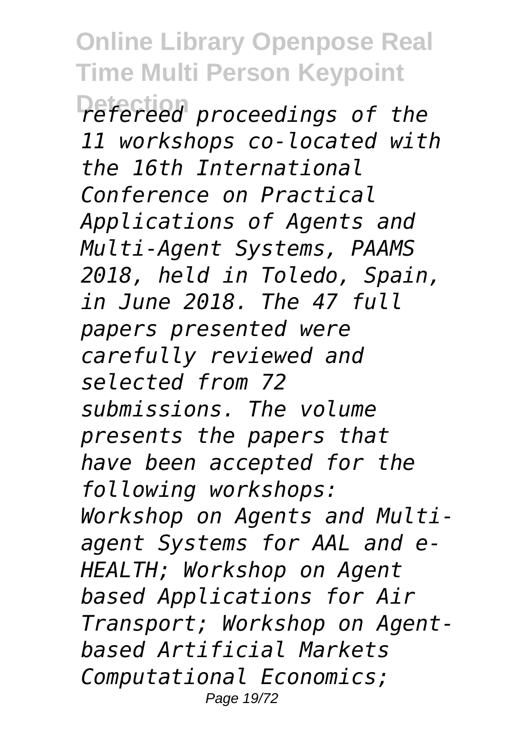*refereed proceedings of the 11 workshops co-located with the 16th International Conference on Practical Applications of Agents and Multi-Agent Systems, PAAMS 2018, held in Toledo, Spain, in June 2018. The 47 full papers presented were carefully reviewed and selected from 72 submissions. The volume presents the papers that have been accepted for the following workshops: Workshop on Agents and Multi-agent Systems for AAL and e-HEALTH; Workshop on Agent based Applications for Air Transport; Workshop on Agent-based Artificial Markets Computational Economics;*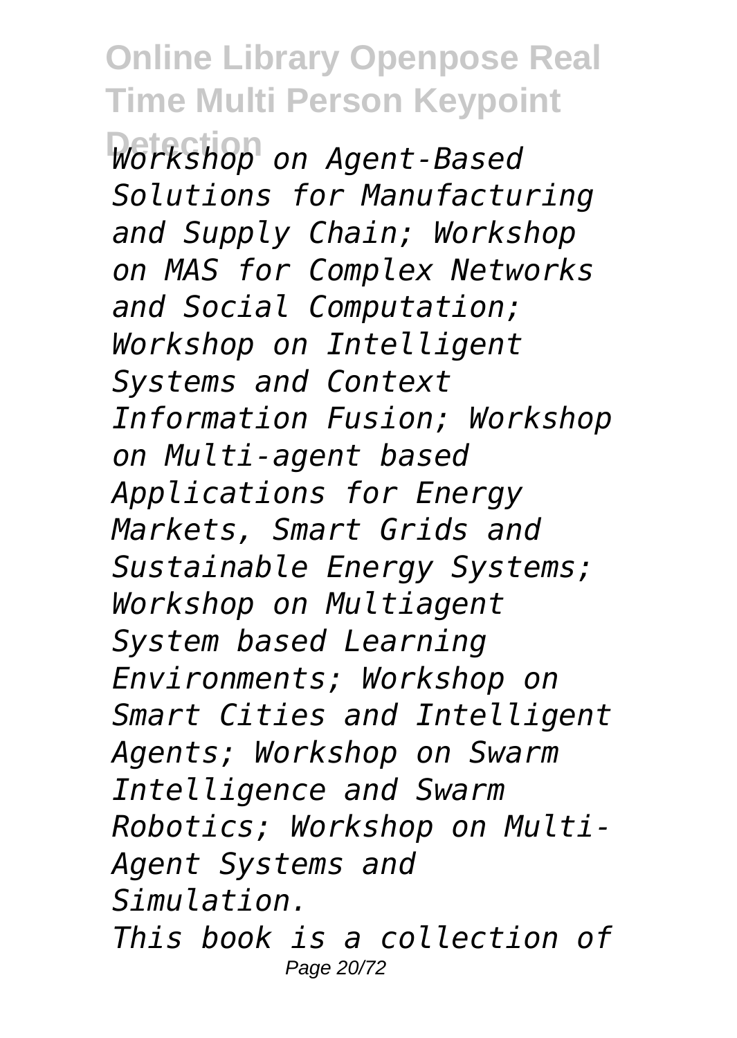*Workshop on Agent-Based Solutions for Manufacturing and Supply Chain; Workshop on MAS for Complex Networks and Social Computation; Workshop on Intelligent Systems and Context Information Fusion; Workshop on Multi-agent based Applications for Energy Markets, Smart Grids and Sustainable Energy Systems; Workshop on Multiagent System based Learning Environments; Workshop on Smart Cities and Intelligent Agents; Workshop on Swarm Intelligence and Swarm Robotics; Workshop on Multi-Agent Systems and Simulation.*

*This book is a collection of*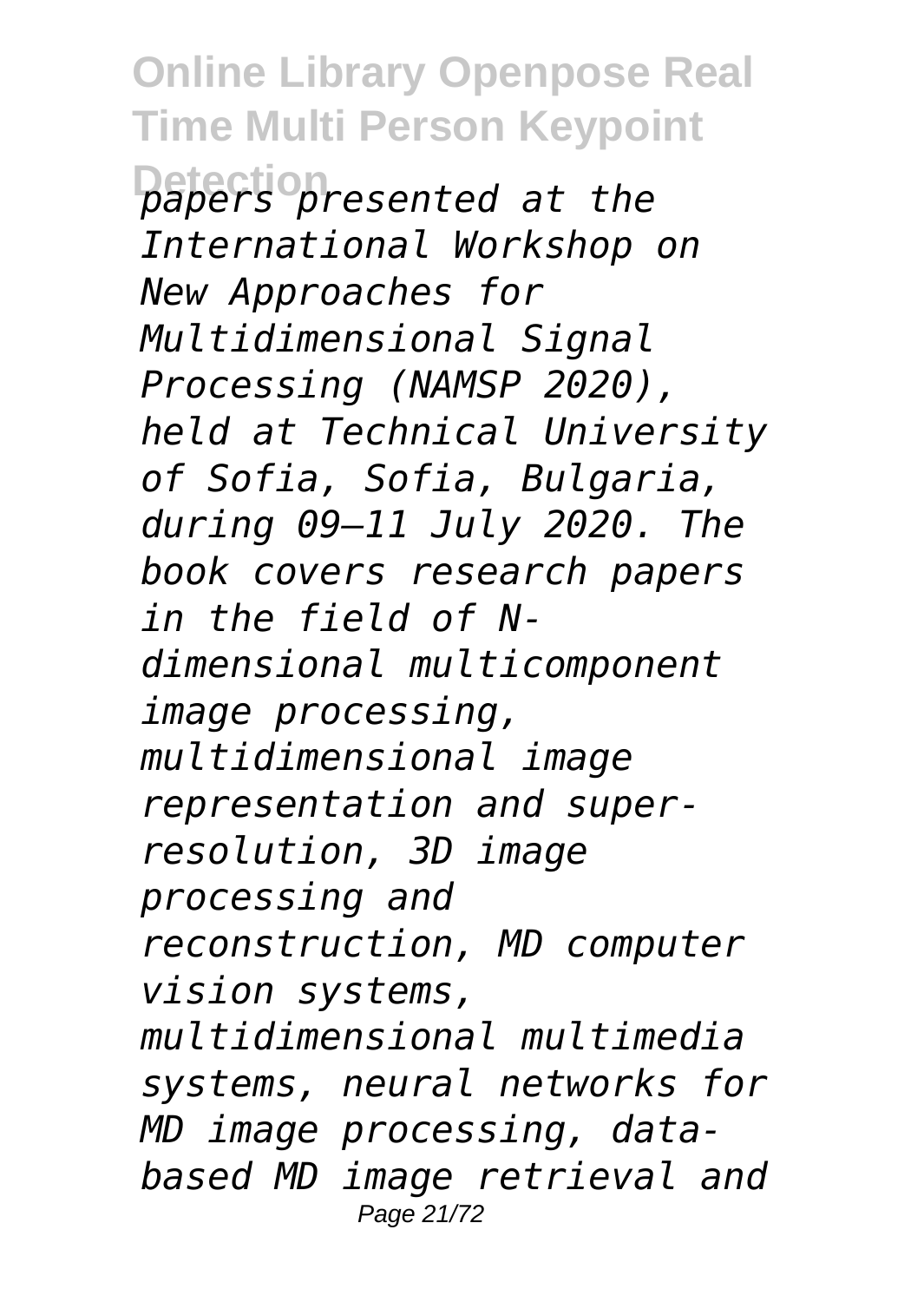*papers presented at the International Workshop on New Approaches for Multidimensional Signal Processing (NAMSP 2020), held at Technical University of Sofia, Sofia, Bulgaria, during 09–11 July 2020. The book covers research papers in the field of N-dimensional multicomponent image processing, multidimensional image representation and super-resolution, 3D image processing and reconstruction, MD computer vision systems, multidimensional multimedia systems, neural networks for MD image processing, data-based MD image retrieval and*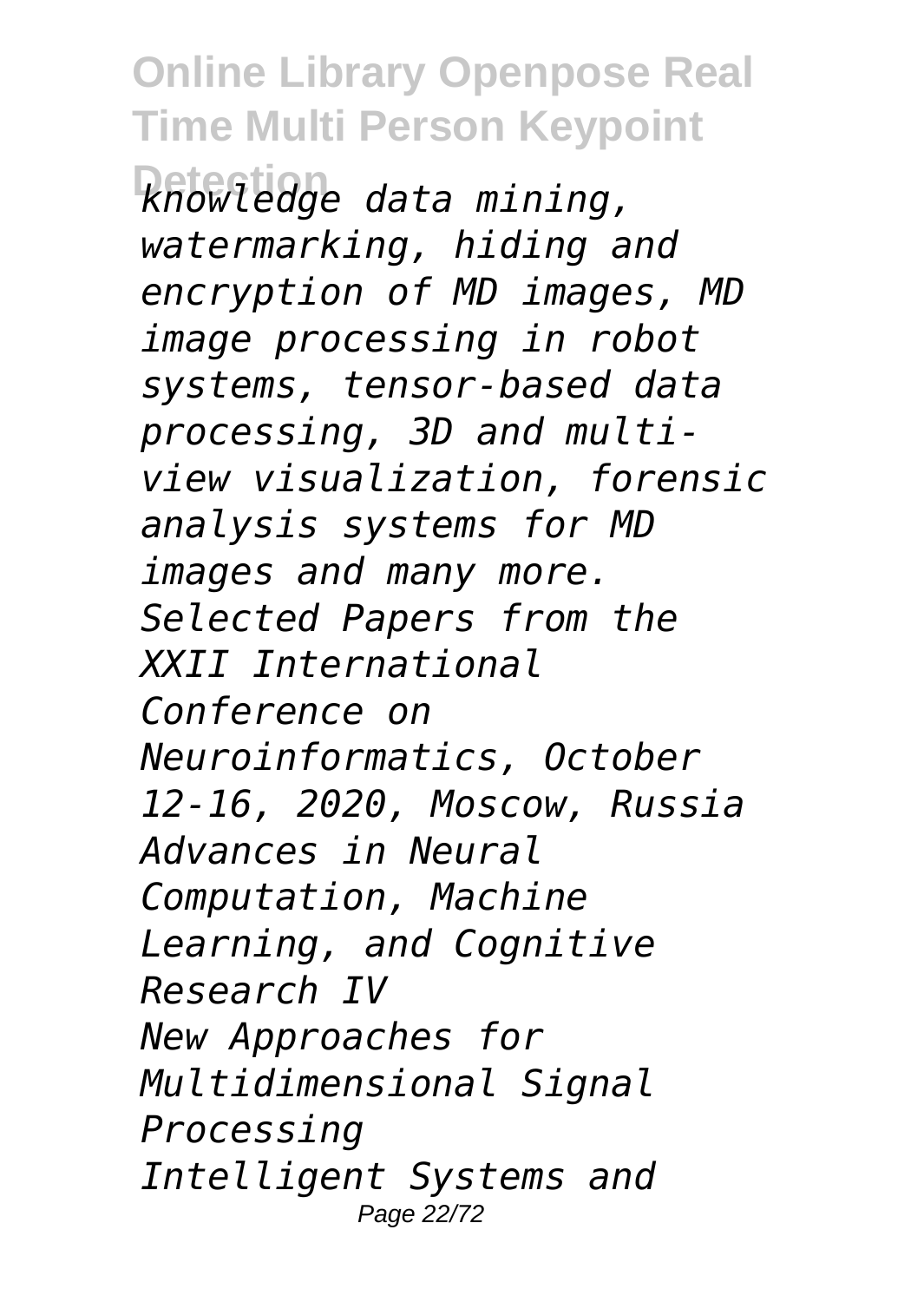*knowledge data mining, watermarking, hiding and encryption of MD images, MD image processing in robot systems, tensor-based data processing, 3D and multi-view visualization, forensic analysis systems for MD images and many more.*

*Selected Papers from the XXII International Conference on Neuroinformatics, October 12-16, 2020, Moscow, Russia*

*Advances in Neural Computation, Machine Learning, and Cognitive Research IV*

*New Approaches for Multidimensional Signal Processing*

*Intelligent Systems and*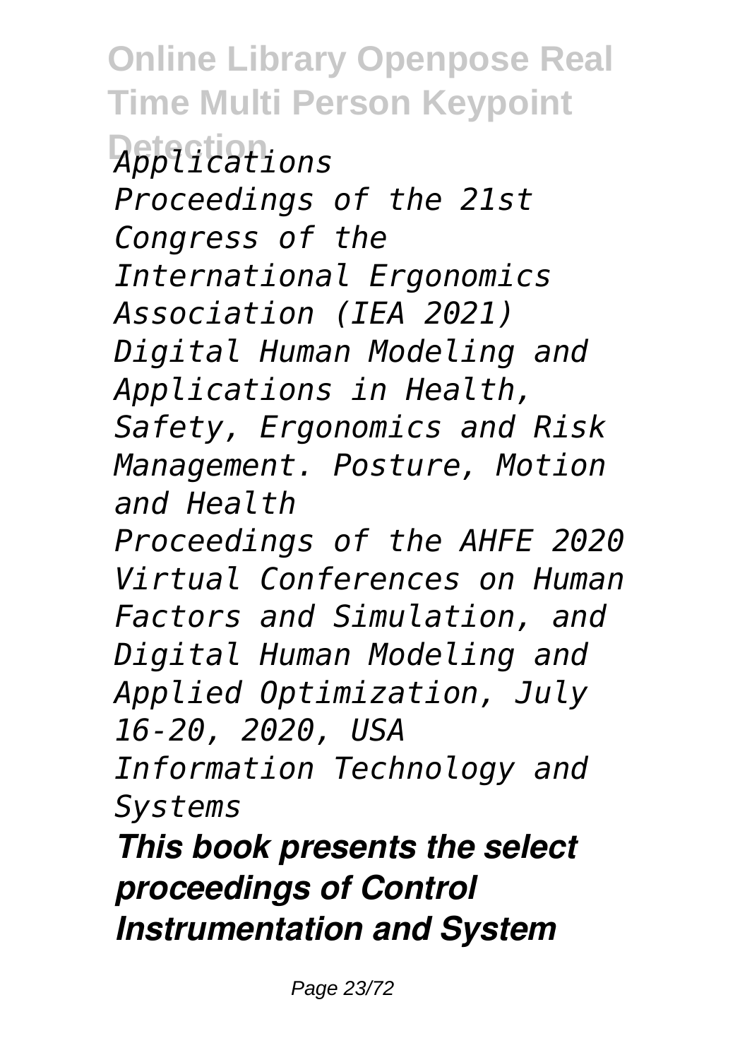*Applications*

*Proceedings of the 21st Congress of the International Ergonomics Association (IEA 2021)*

*Digital Human Modeling and Applications in Health, Safety, Ergonomics and Risk Management. Posture, Motion and Health*

*Proceedings of the AHFE 2020 Virtual Conferences on Human Factors and Simulation, and Digital Human Modeling and Applied Optimization, July 16-20, 2020, USA*

*Information Technology and Systems*

***This book presents the select proceedings of Control Instrumentation and System***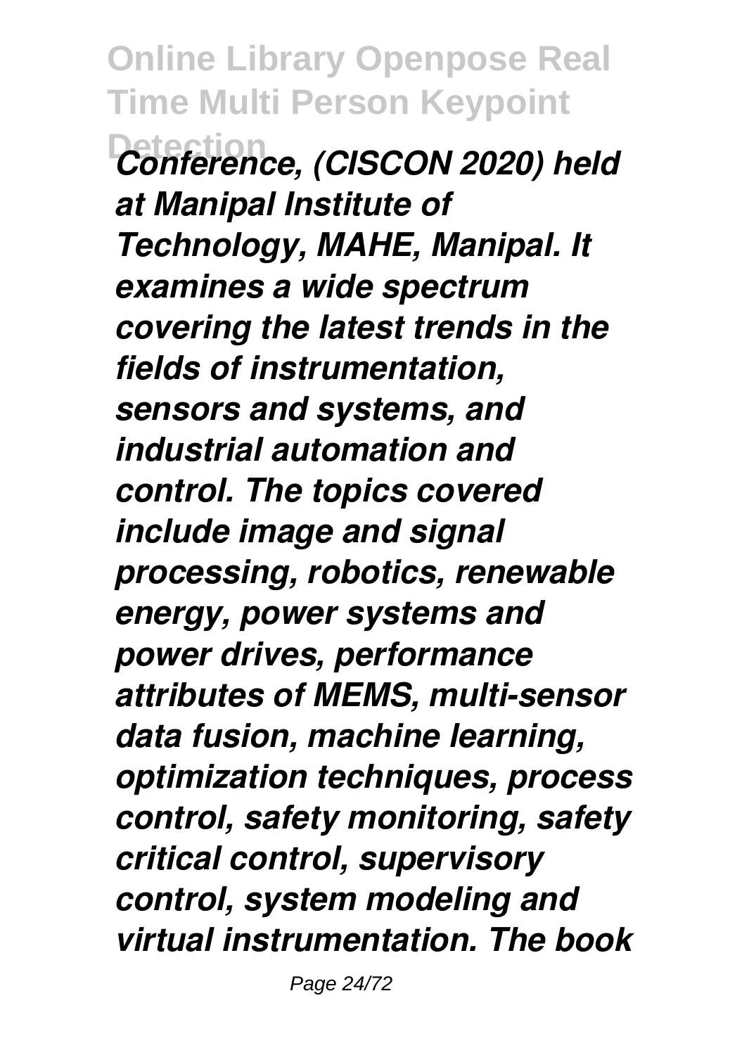*Conference, (CISCON 2020) held at Manipal Institute of Technology, MAHE, Manipal. It examines a wide spectrum covering the latest trends in the fields of instrumentation, sensors and systems, and industrial automation and control. The topics covered include image and signal processing, robotics, renewable energy, power systems and power drives, performance attributes of MEMS, multi-sensor data fusion, machine learning, optimization techniques, process control, safety monitoring, safety critical control, supervisory control, system modeling and virtual instrumentation. The book*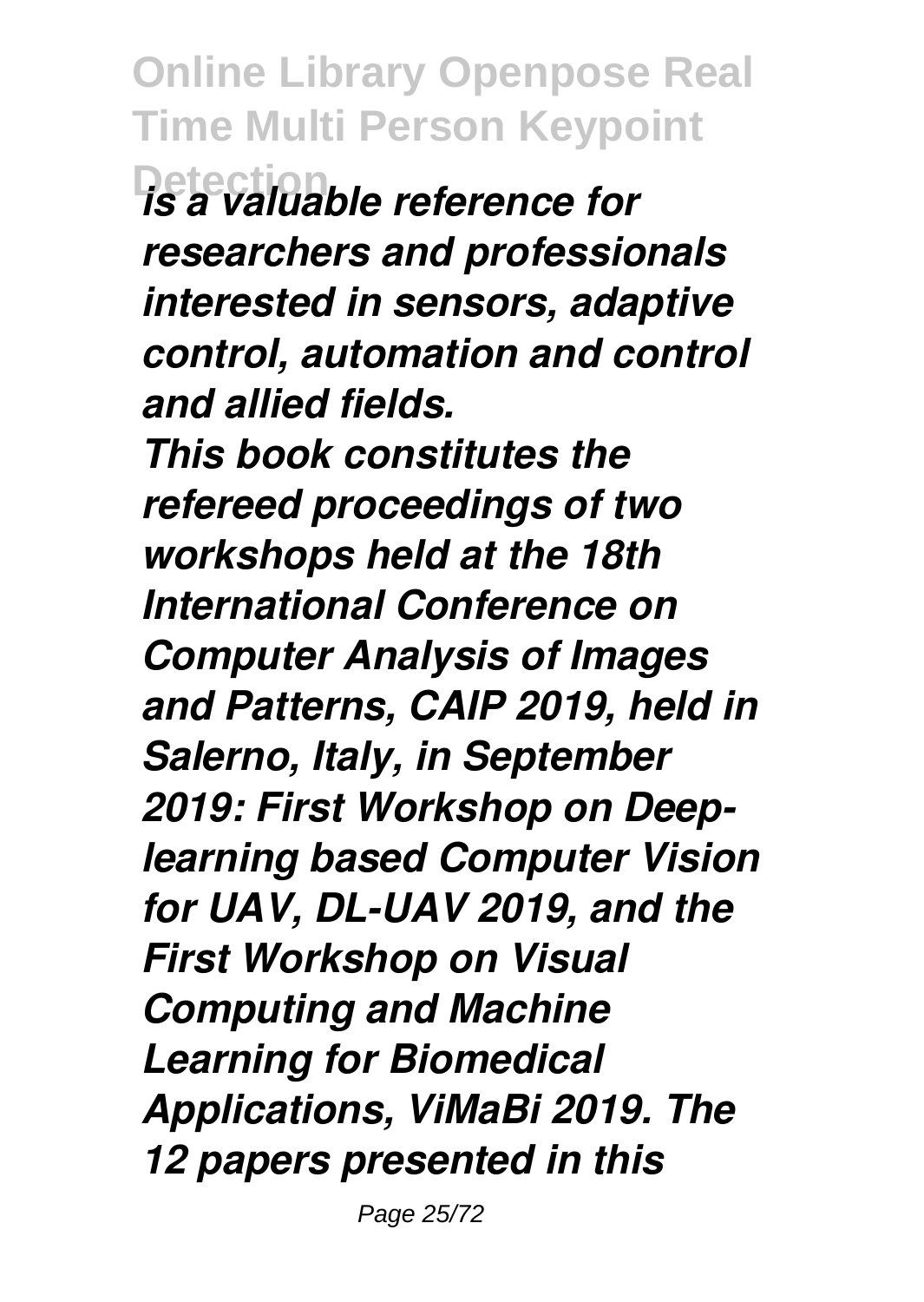*is a valuable reference for researchers and professionals interested in sensors, adaptive control, automation and control and allied fields.*

*This book constitutes the refereed proceedings of two workshops held at the 18th International Conference on Computer Analysis of Images and Patterns, CAIP 2019, held in Salerno, Italy, in September 2019: First Workshop on Deep-learning based Computer Vision for UAV, DL-UAV 2019, and the First Workshop on Visual Computing and Machine Learning for Biomedical Applications, ViMaBi 2019. The 12 papers presented in this*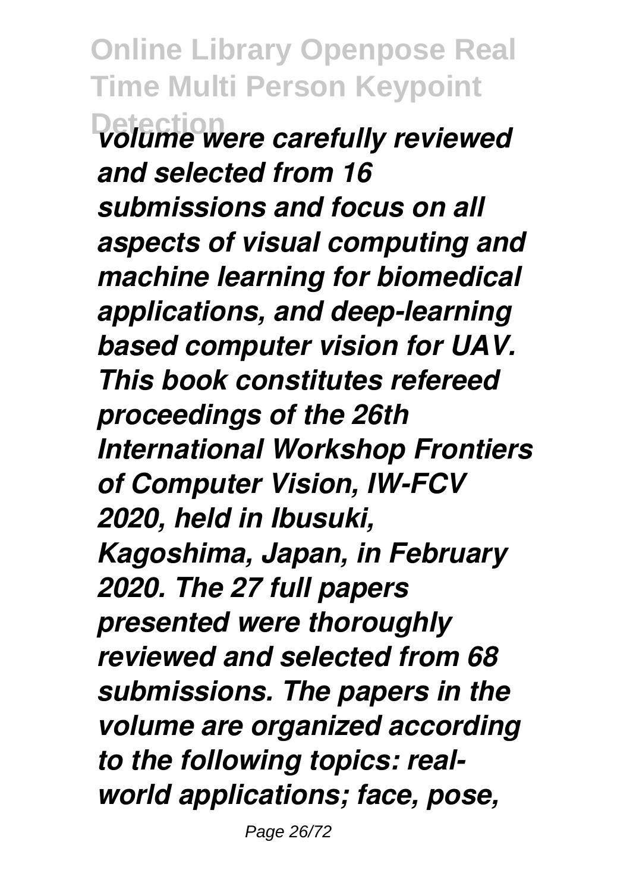*volume were carefully reviewed and selected from 16 submissions and focus on all aspects of visual computing and machine learning for biomedical applications, and deep-learning based computer vision for UAV. This book constitutes refereed proceedings of the 26th International Workshop Frontiers of Computer Vision, IW-FCV 2020, held in Ibusuki, Kagoshima, Japan, in February 2020. The 27 full papers presented were thoroughly reviewed and selected from 68 submissions. The papers in the volume are organized according to the following topics: real-world applications; face, pose,*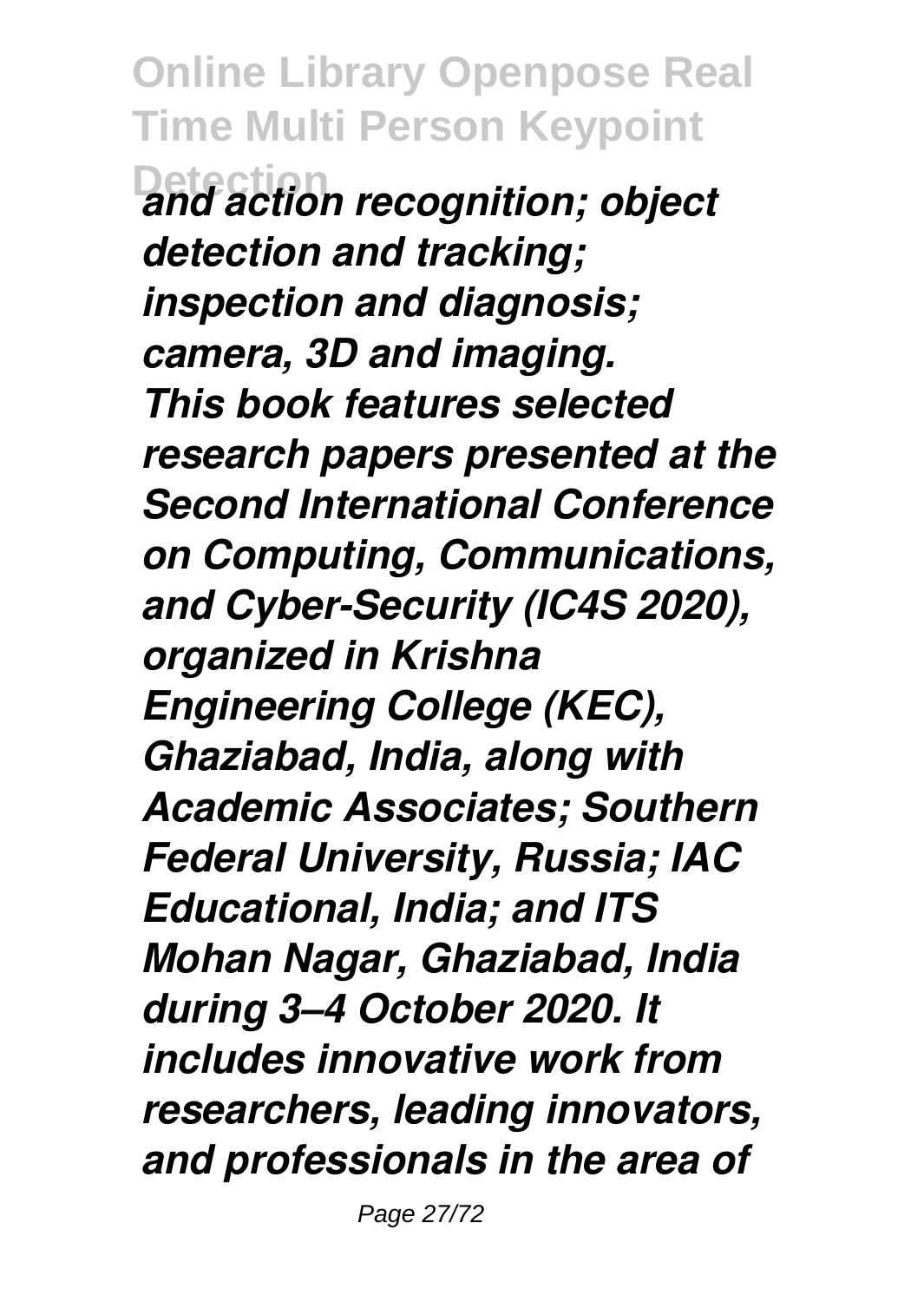*and action recognition; object detection and tracking; inspection and diagnosis; camera, 3D and imaging.*

*This book features selected research papers presented at the Second International Conference on Computing, Communications, and Cyber-Security (IC4S 2020), organized in Krishna Engineering College (KEC), Ghaziabad, India, along with Academic Associates; Southern Federal University, Russia; IAC Educational, India; and ITS Mohan Nagar, Ghaziabad, India during 3–4 October 2020. It includes innovative work from researchers, leading innovators, and professionals in the area of*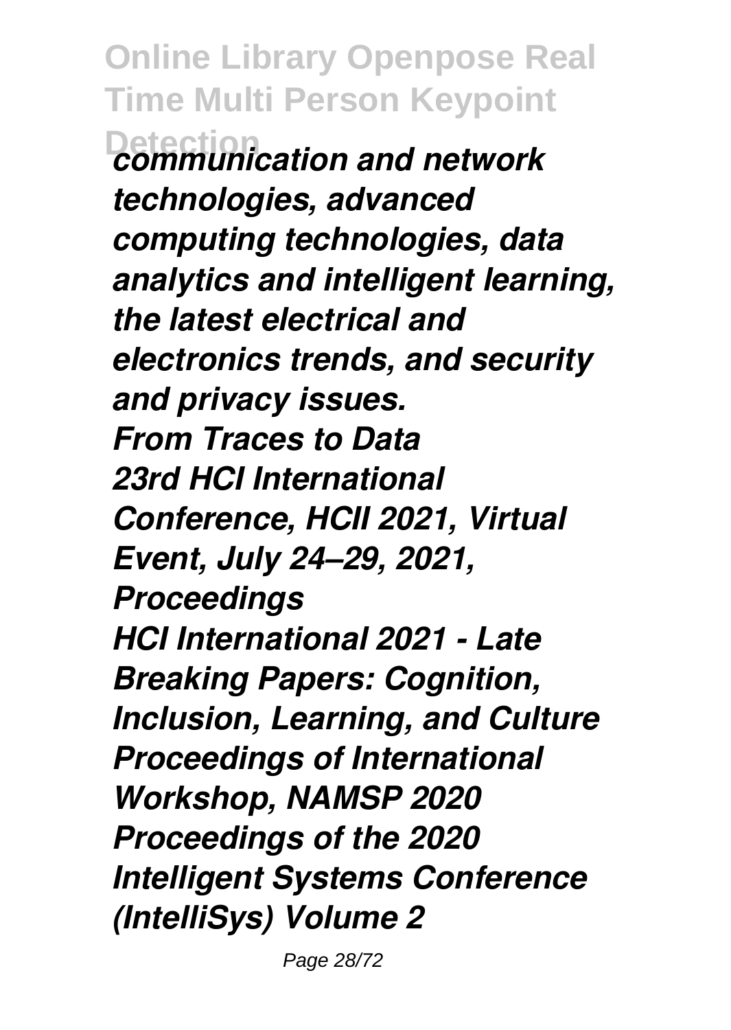*communication and network technologies, advanced computing technologies, data analytics and intelligent learning, the latest electrical and electronics trends, and security and privacy issues.*

***From Traces to Data***

***23rd HCI International Conference, HCII 2021, Virtual Event, July 24–29, 2021, Proceedings***

***HCI International 2021 - Late Breaking Papers: Cognition, Inclusion, Learning, and Culture***

***Proceedings of International Workshop, NAMSP 2020***

***Proceedings of the 2020 Intelligent Systems Conference (IntelliSys) Volume 2***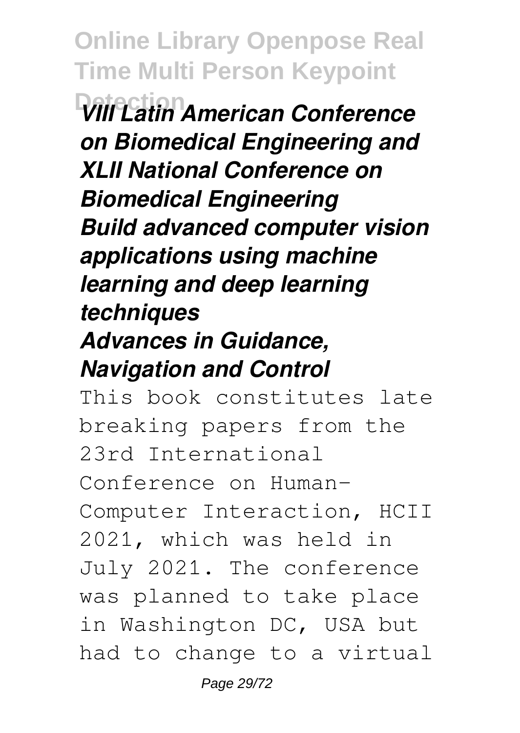***VIII Latin American Conference on Biomedical Engineering and XLII National Conference on Biomedical Engineering***

***Build advanced computer vision applications using machine learning and deep learning techniques***

***Advances in Guidance, Navigation and Control***

This book constitutes late breaking papers from the 23rd International Conference on Human-Computer Interaction, HCII 2021, which was held in July 2021. The conference was planned to take place in Washington DC, USA but had to change to a virtual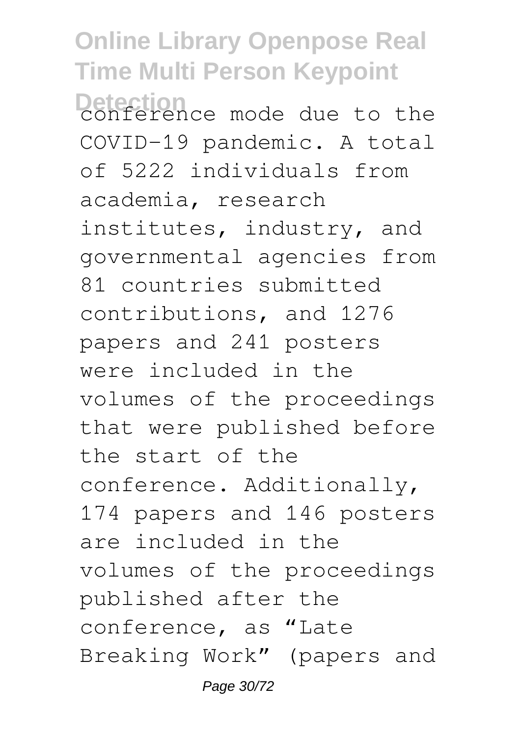conference mode due to the COVID-19 pandemic. A total of 5222 individuals from academia, research institutes, industry, and governmental agencies from 81 countries submitted contributions, and 1276 papers and 241 posters were included in the volumes of the proceedings that were published before the start of the conference. Additionally, 174 papers and 146 posters are included in the volumes of the proceedings published after the conference, as "Late Breaking Work" (papers and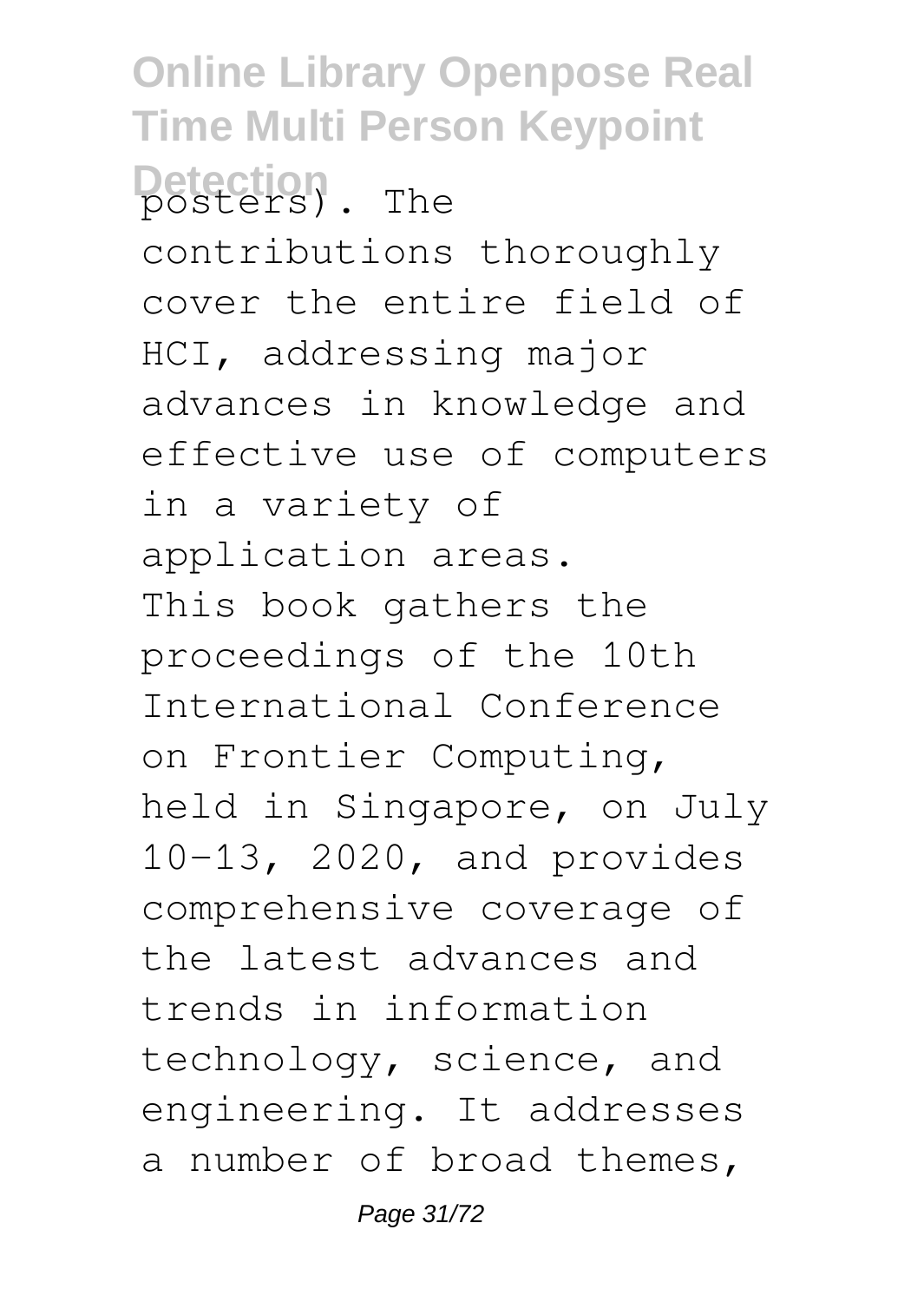posters). The contributions thoroughly cover the entire field of HCI, addressing major advances in knowledge and effective use of computers in a variety of application areas.

This book gathers the proceedings of the 10th International Conference on Frontier Computing, held in Singapore, on July 10–13, 2020, and provides comprehensive coverage of the latest advances and trends in information technology, science, and engineering. It addresses a number of broad themes,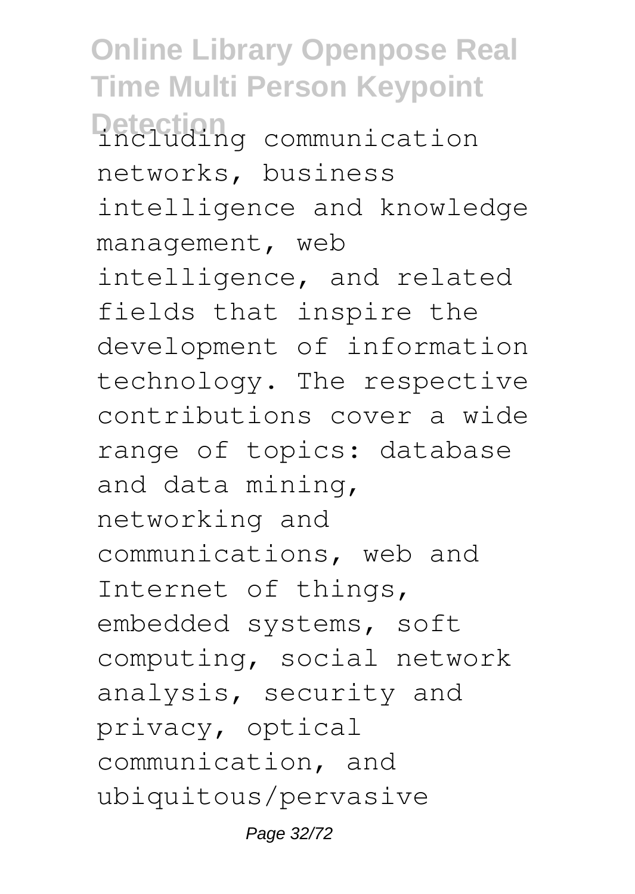including communication networks, business intelligence and knowledge management, web intelligence, and related fields that inspire the development of information technology. The respective contributions cover a wide range of topics: database and data mining, networking and communications, web and Internet of things, embedded systems, soft computing, social network analysis, security and privacy, optical communication, and ubiquitous/pervasive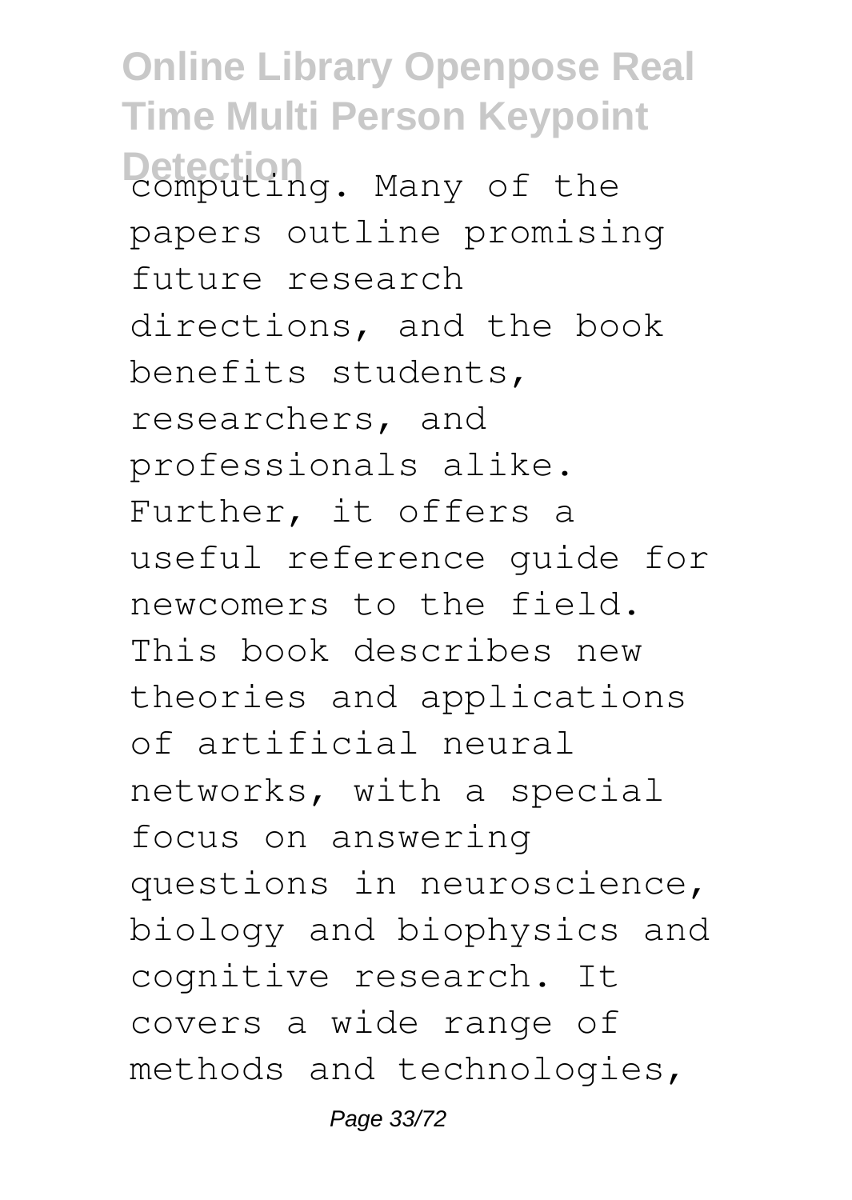computing. Many of the papers outline promising future research directions, and the book benefits students, researchers, and professionals alike. Further, it offers a useful reference guide for newcomers to the field. This book describes new theories and applications of artificial neural networks, with a special focus on answering questions in neuroscience, biology and biophysics and cognitive research. It covers a wide range of methods and technologies,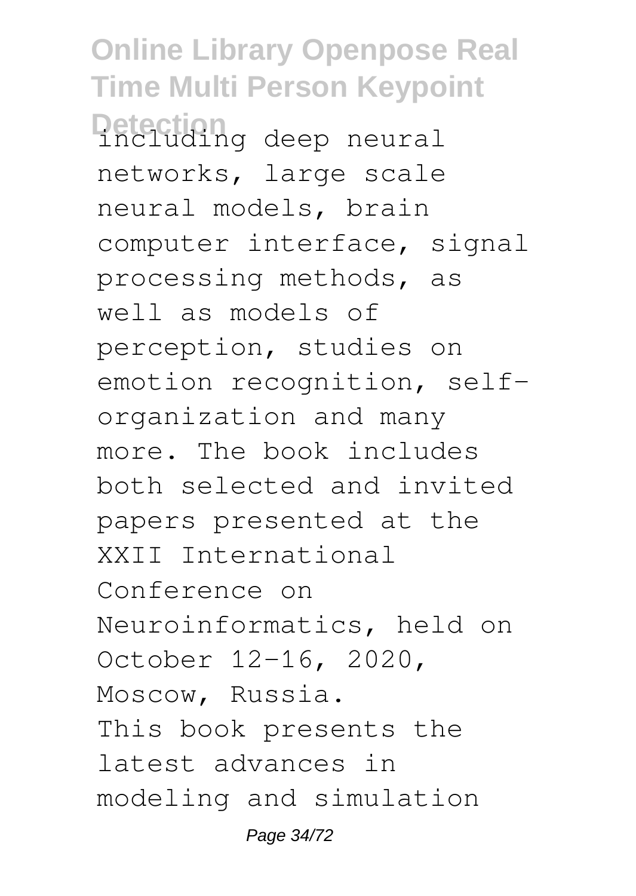including deep neural networks, large scale neural models, brain computer interface, signal processing methods, as well as models of perception, studies on emotion recognition, self-organization and many more. The book includes both selected and invited papers presented at the XXII International Conference on Neuroinformatics, held on October 12-16, 2020, Moscow, Russia.

This book presents the latest advances in modeling and simulation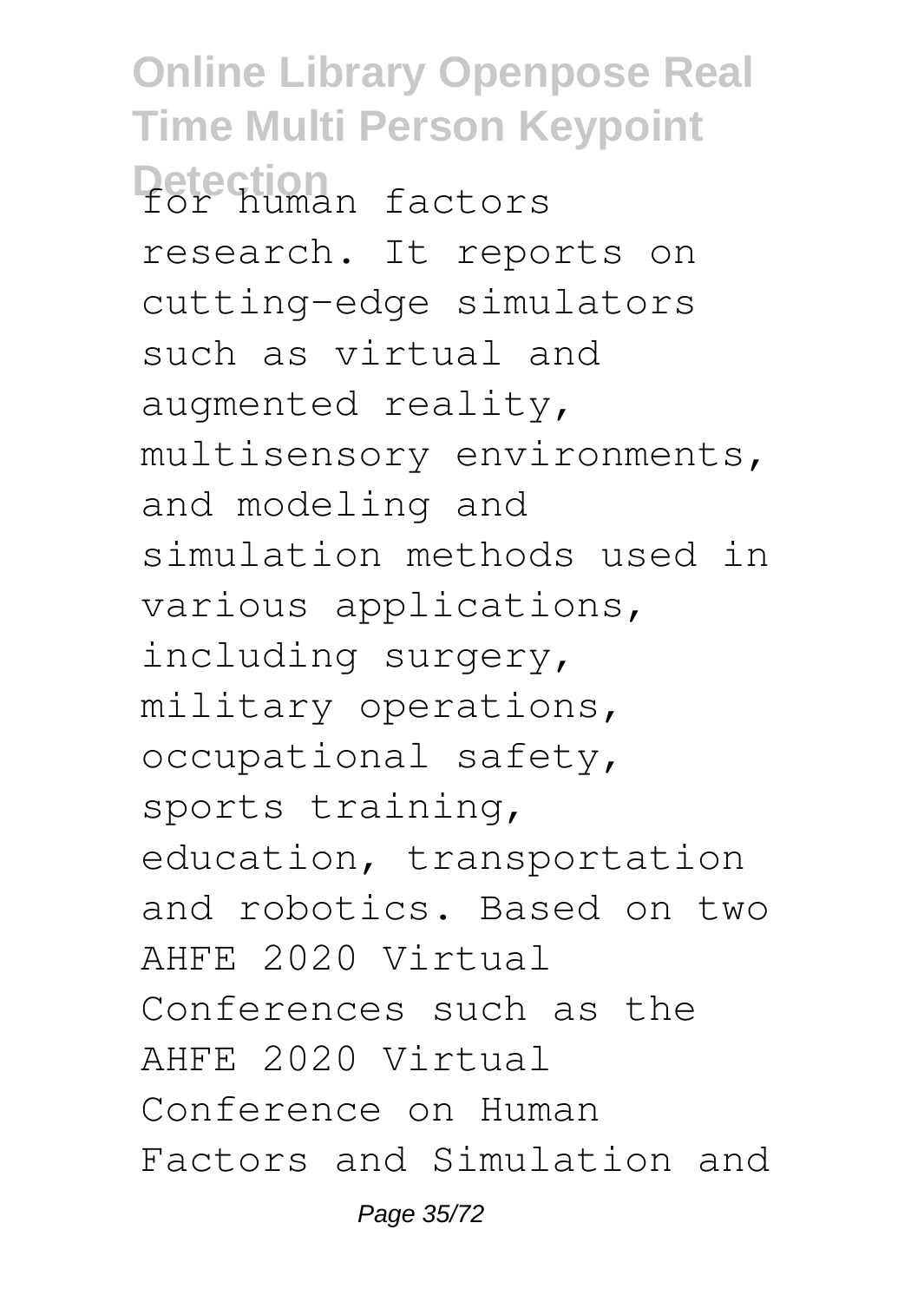for human factors research. It reports on cutting-edge simulators such as virtual and augmented reality, multisensory environments, and modeling and simulation methods used in various applications, including surgery, military operations, occupational safety, sports training, education, transportation and robotics. Based on two AHFE 2020 Virtual Conferences such as the AHFE 2020 Virtual Conference on Human Factors and Simulation and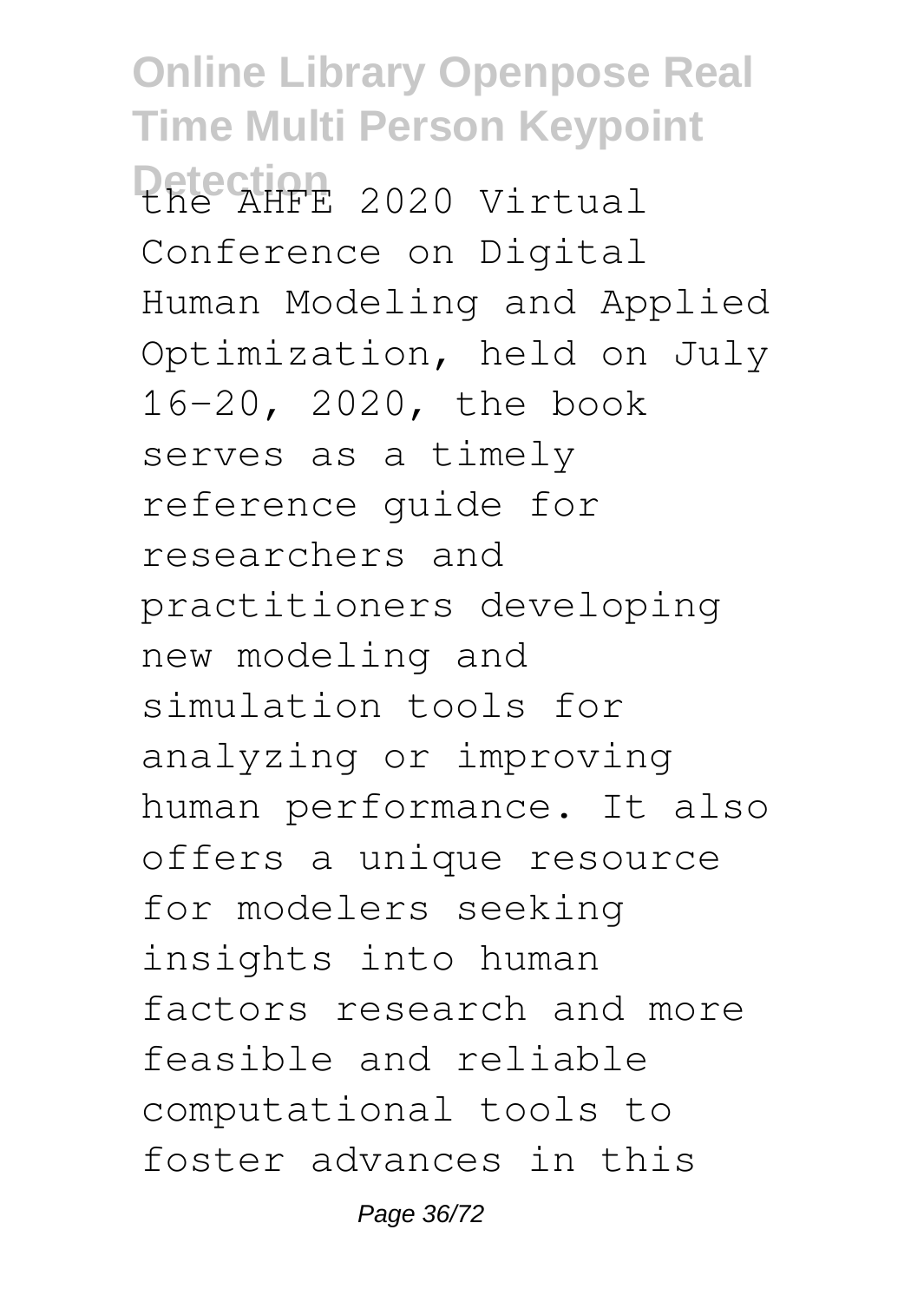the AHFE 2020 Virtual Conference on Digital Human Modeling and Applied Optimization, held on July 16–20, 2020, the book serves as a timely reference guide for researchers and practitioners developing new modeling and simulation tools for analyzing or improving human performance. It also offers a unique resource for modelers seeking insights into human factors research and more feasible and reliable computational tools to foster advances in this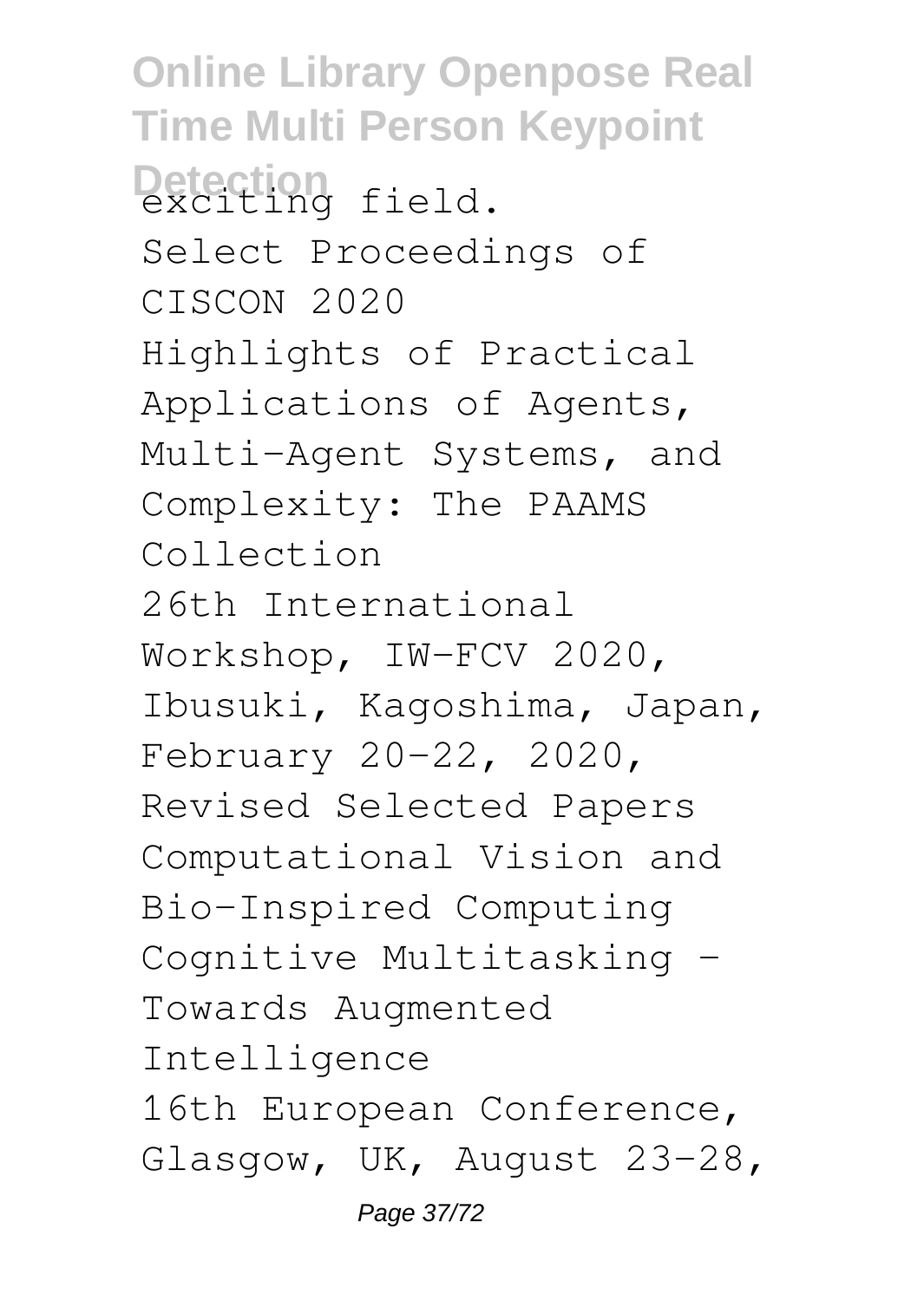exciting field.

Select Proceedings of CISCON 2020

Highlights of Practical Applications of Agents, Multi-Agent Systems, and Complexity: The PAAMS Collection

26th International Workshop, IW-FCV 2020, Ibusuki, Kagoshima, Japan, February 20–22, 2020, Revised Selected Papers

Computational Vision and Bio-Inspired Computing

Cognitive Multitasking - Towards Augmented Intelligence

16th European Conference, Glasgow, UK, August 23–28,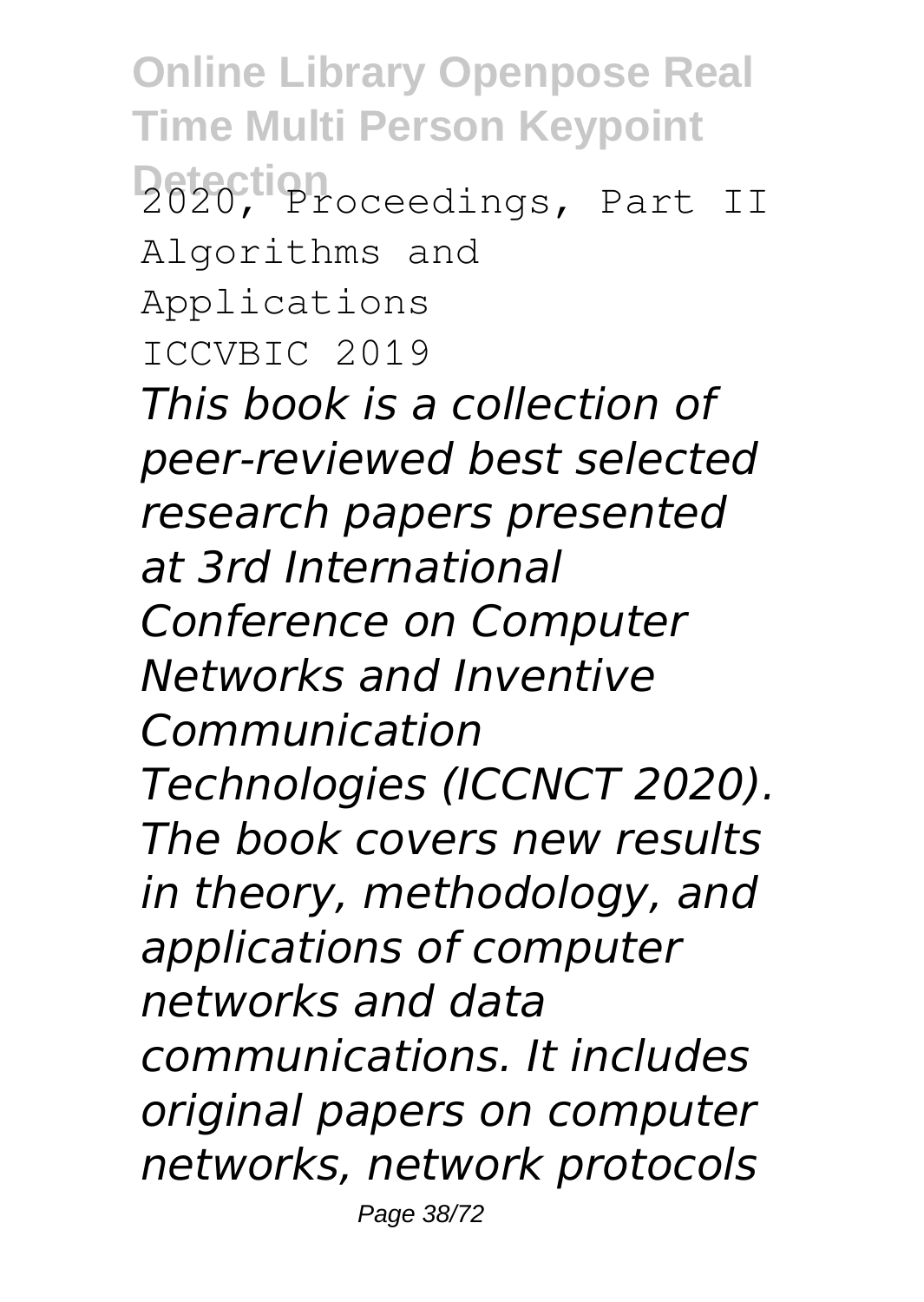2020, Proceedings, Part II

Algorithms and Applications

ICCVBIC 2019

*This book is a collection of peer-reviewed best selected research papers presented at 3rd International Conference on Computer Networks and Inventive Communication Technologies (ICCNCT 2020). The book covers new results in theory, methodology, and applications of computer networks and data communications. It includes original papers on computer networks, network protocols*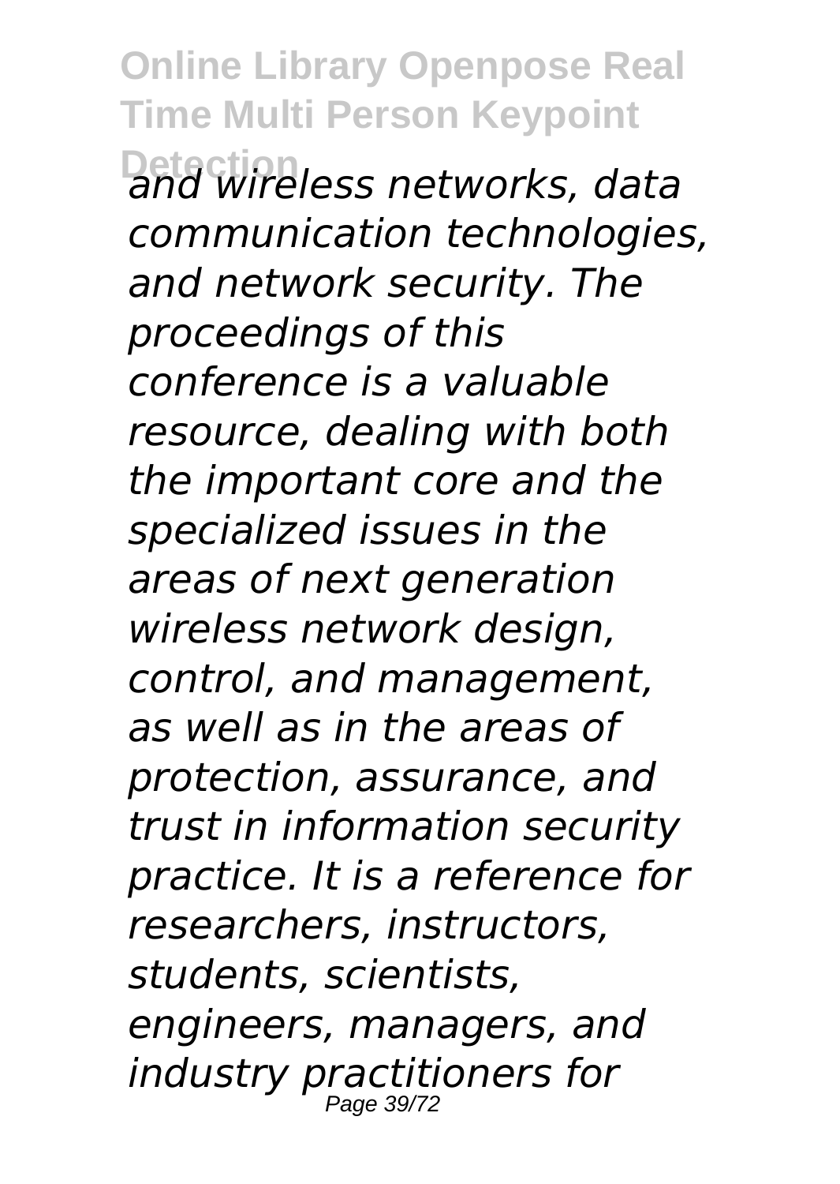*and wireless networks, data communication technologies, and network security. The proceedings of this conference is a valuable resource, dealing with both the important core and the specialized issues in the areas of next generation wireless network design, control, and management, as well as in the areas of protection, assurance, and trust in information security practice. It is a reference for researchers, instructors, students, scientists, engineers, managers, and industry practitioners for*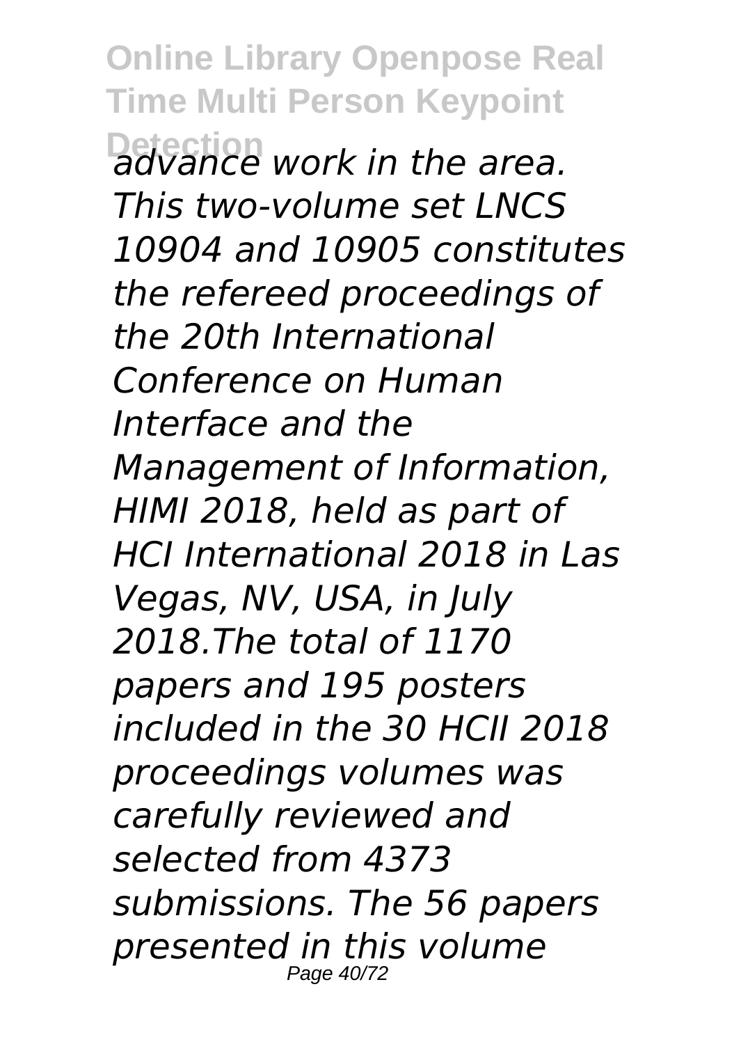*advance work in the area. This two-volume set LNCS 10904 and 10905 constitutes the refereed proceedings of the 20th International Conference on Human Interface and the Management of Information, HIMI 2018, held as part of HCI International 2018 in Las Vegas, NV, USA, in July 2018.The total of 1170 papers and 195 posters included in the 30 HCII 2018 proceedings volumes was carefully reviewed and selected from 4373 submissions. The 56 papers presented in this volume*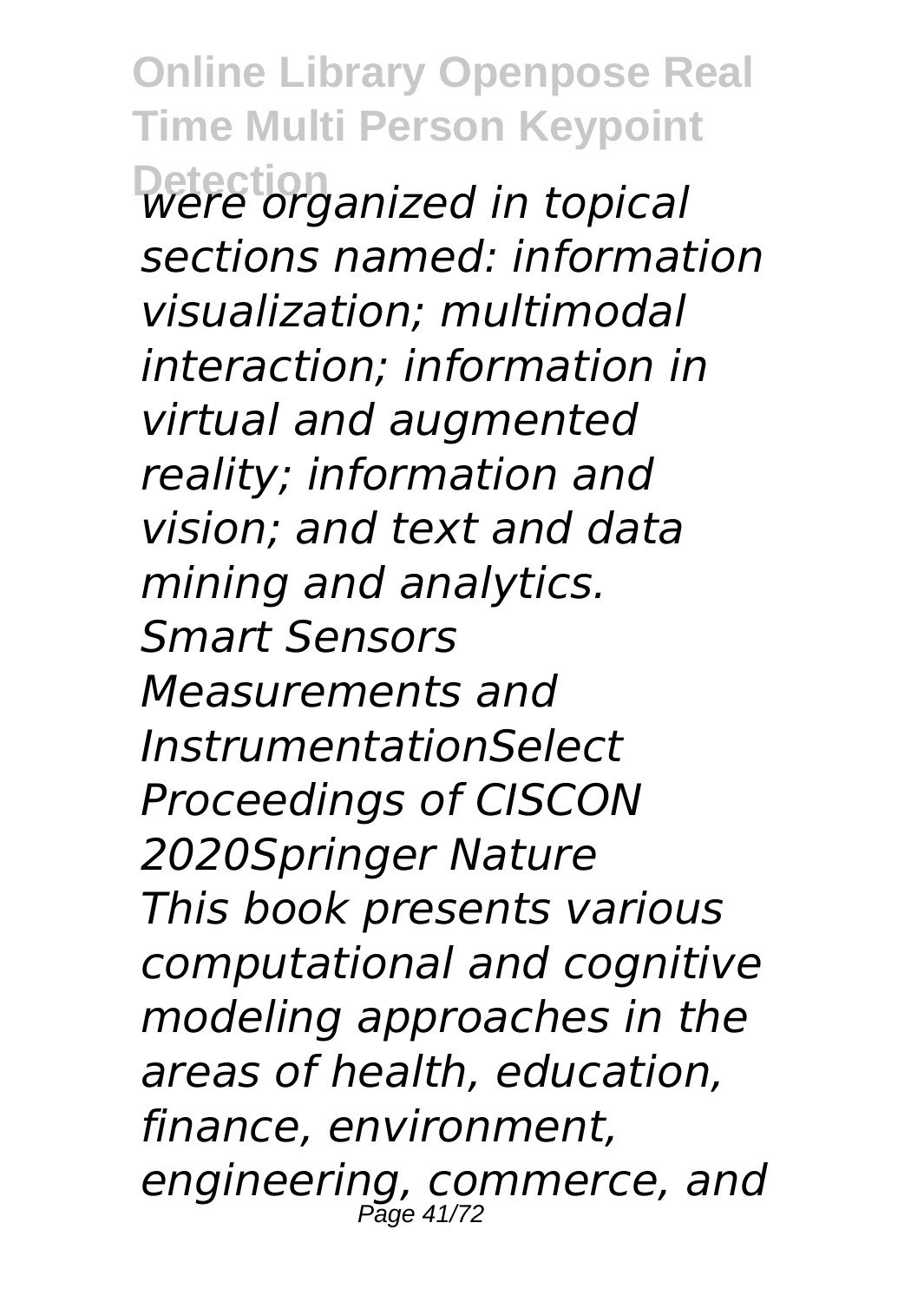*were organized in topical sections named: information visualization; multimodal interaction; information in virtual and augmented reality; information and vision; and text and data mining and analytics.*

*Smart Sensors Measurements and InstrumentationSelect Proceedings of CISCON 2020Springer Nature*

*This book presents various computational and cognitive modeling approaches in the areas of health, education, finance, environment, engineering, commerce, and*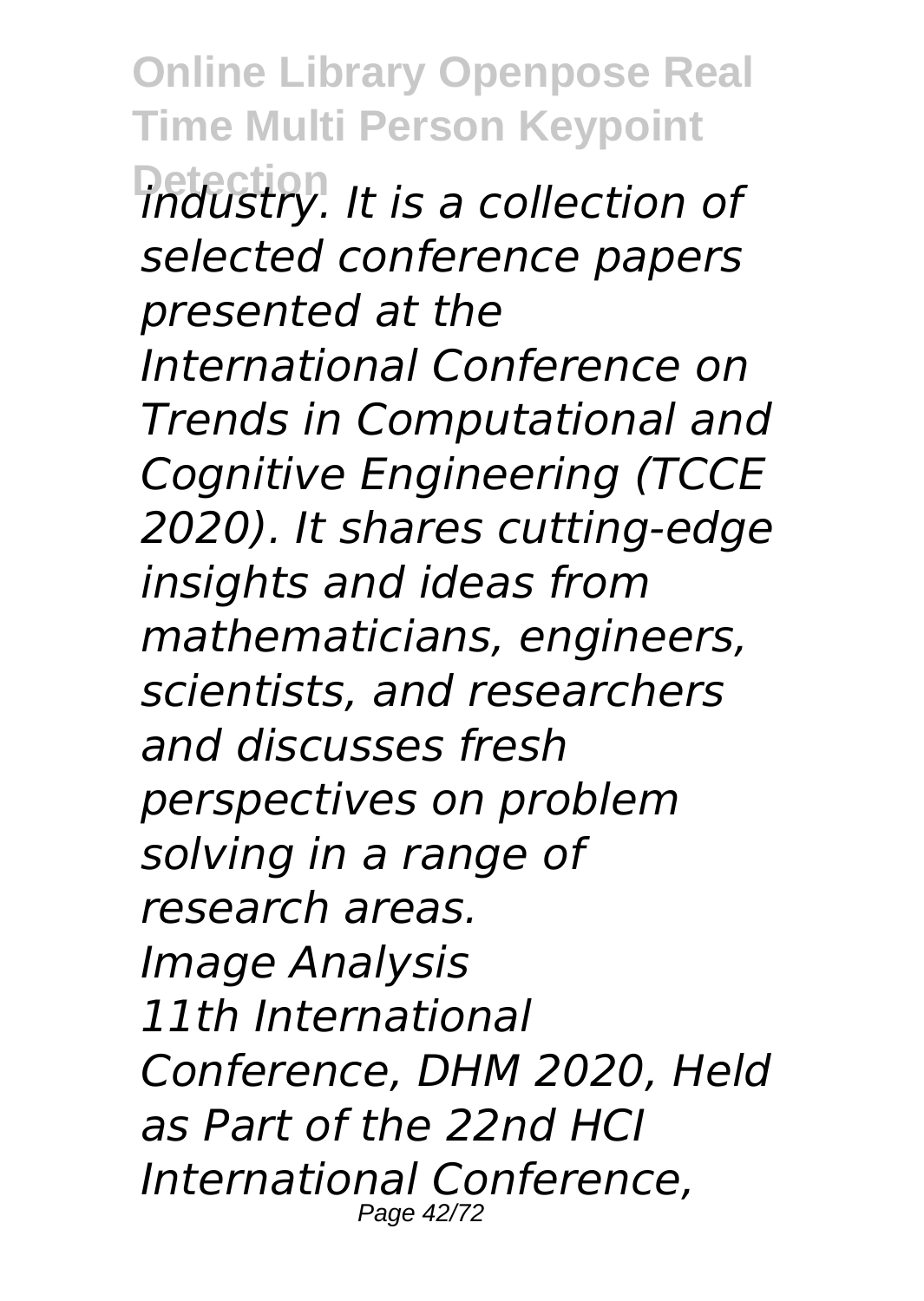*industry. It is a collection of selected conference papers presented at the International Conference on Trends in Computational and Cognitive Engineering (TCCE 2020). It shares cutting-edge insights and ideas from mathematicians, engineers, scientists, and researchers and discusses fresh perspectives on problem solving in a range of research areas.*

*Image Analysis*

*11th International Conference, DHM 2020, Held as Part of the 22nd HCI International Conference,*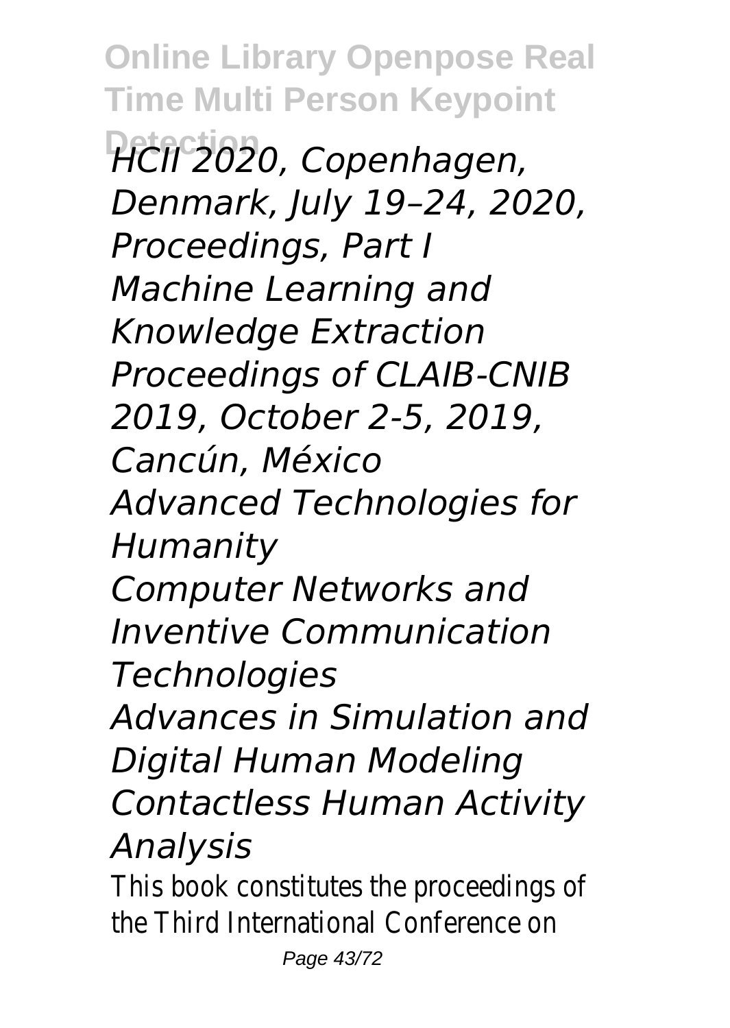*HCII 2020, Copenhagen, Denmark, July 19–24, 2020, Proceedings, Part I*
*Machine Learning and Knowledge Extraction*
*Proceedings of CLAIB-CNIB 2019, October 2-5, 2019, Cancún, México*
*Advanced Technologies for Humanity*
*Computer Networks and Inventive Communication Technologies*
*Advances in Simulation and Digital Human Modeling*
*Contactless Human Activity Analysis*

This book constitutes the proceedings of the Third International Conference on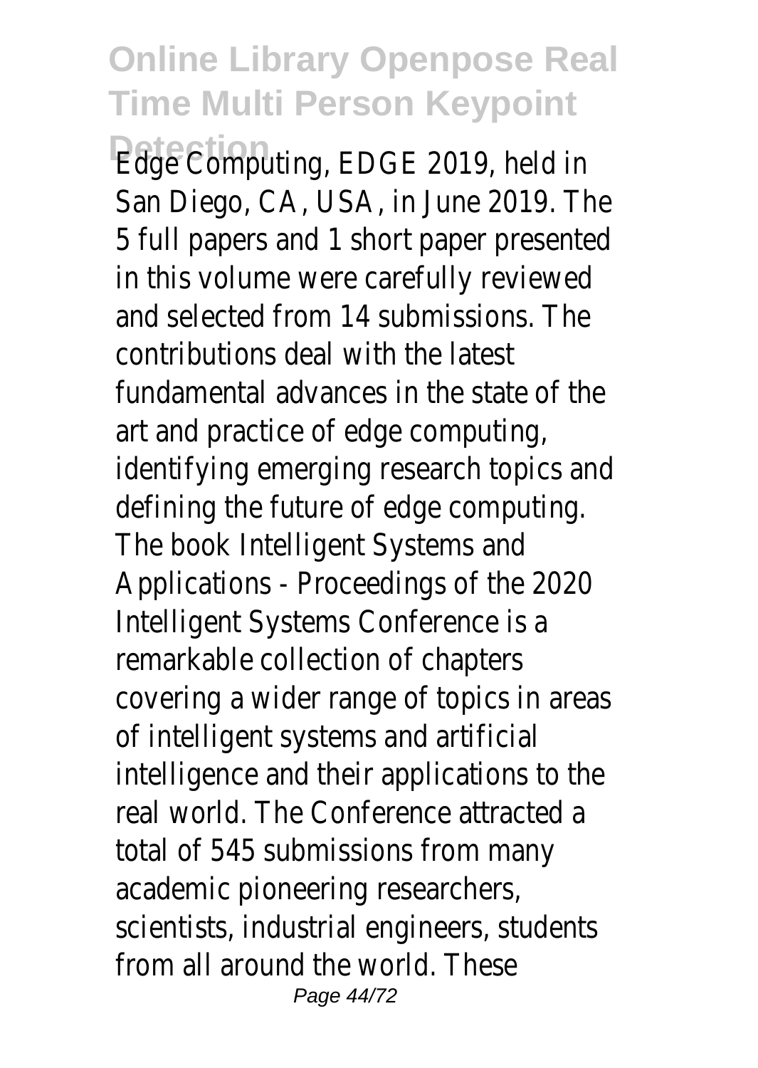Edge Computing, EDGE 2019, held in San Diego, CA, USA, in June 2019. The 5 full papers and 1 short paper presented in this volume were carefully reviewed and selected from 14 submissions. The contributions deal with the latest fundamental advances in the state of the art and practice of edge computing, identifying emerging research topics and defining the future of edge computing. The book Intelligent Systems and Applications - Proceedings of the 2020 Intelligent Systems Conference is a remarkable collection of chapters covering a wider range of topics in areas of intelligent systems and artificial intelligence and their applications to the real world. The Conference attracted a total of 545 submissions from many academic pioneering researchers, scientists, industrial engineers, students from all around the world. These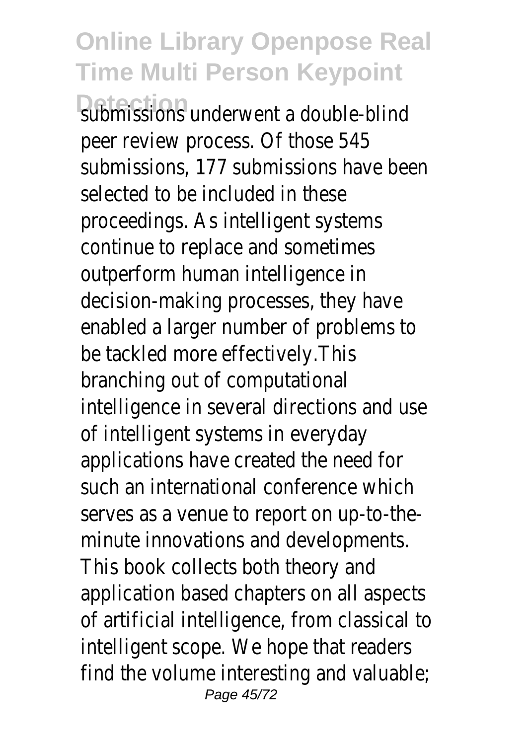submissions underwent a double-blind peer review process. Of those 545 submissions, 177 submissions have been selected to be included in these proceedings. As intelligent systems continue to replace and sometimes outperform human intelligence in decision-making processes, they have enabled a larger number of problems to be tackled more effectively.This branching out of computational intelligence in several directions and use of intelligent systems in everyday applications have created the need for such an international conference which serves as a venue to report on up-to-the-minute innovations and developments. This book collects both theory and application based chapters on all aspects of artificial intelligence, from classical to intelligent scope. We hope that readers find the volume interesting and valuable;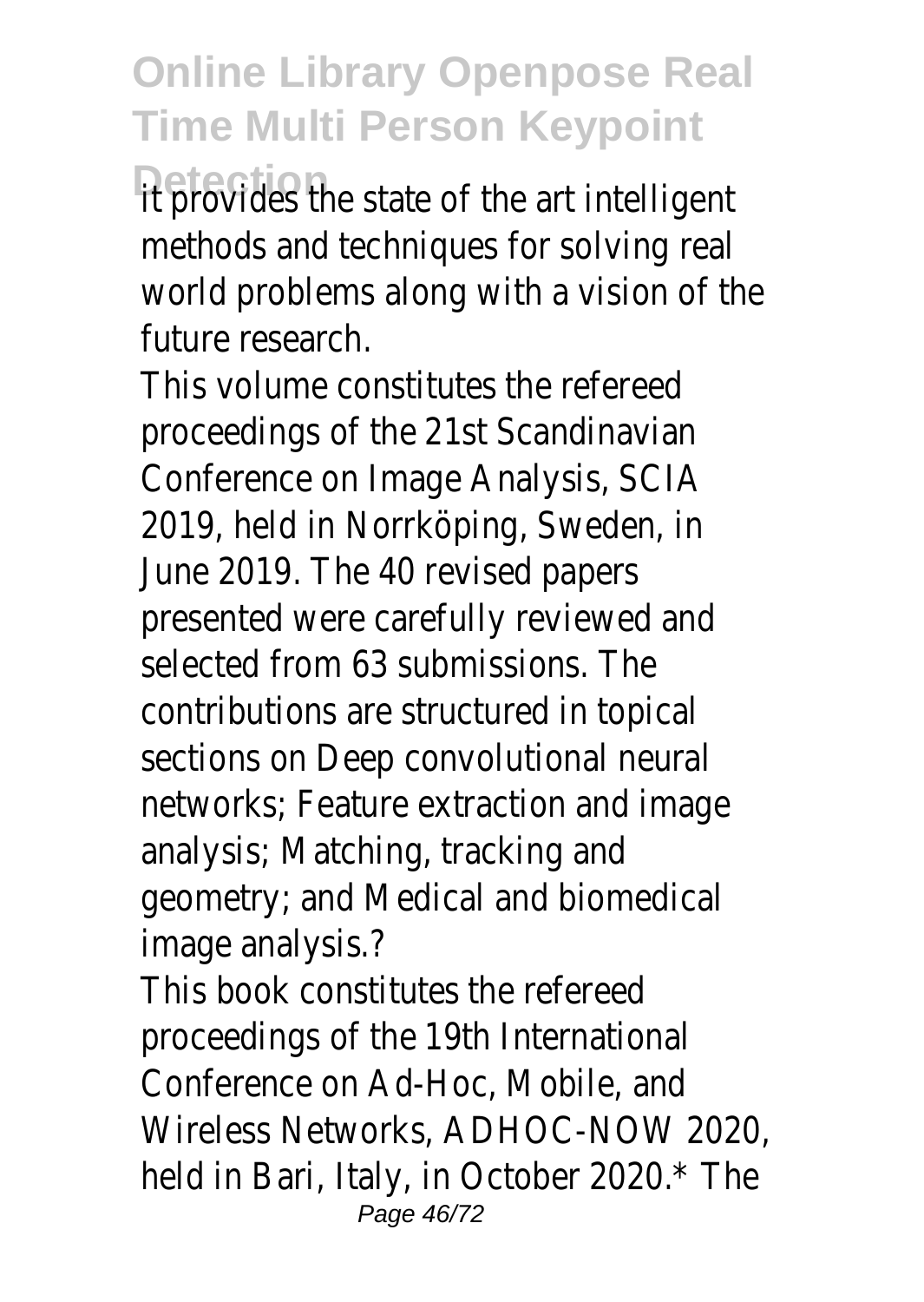it provides the state of the art intelligent methods and techniques for solving real world problems along with a vision of the future research.

This volume constitutes the refereed proceedings of the 21st Scandinavian Conference on Image Analysis, SCIA 2019, held in Norrköping, Sweden, in June 2019. The 40 revised papers presented were carefully reviewed and selected from 63 submissions. The contributions are structured in topical sections on Deep convolutional neural networks; Feature extraction and image analysis; Matching, tracking and geometry; and Medical and biomedical image analysis.?

This book constitutes the refereed proceedings of the 19th International Conference on Ad-Hoc, Mobile, and Wireless Networks, ADHOC-NOW 2020, held in Bari, Italy, in October 2020.* The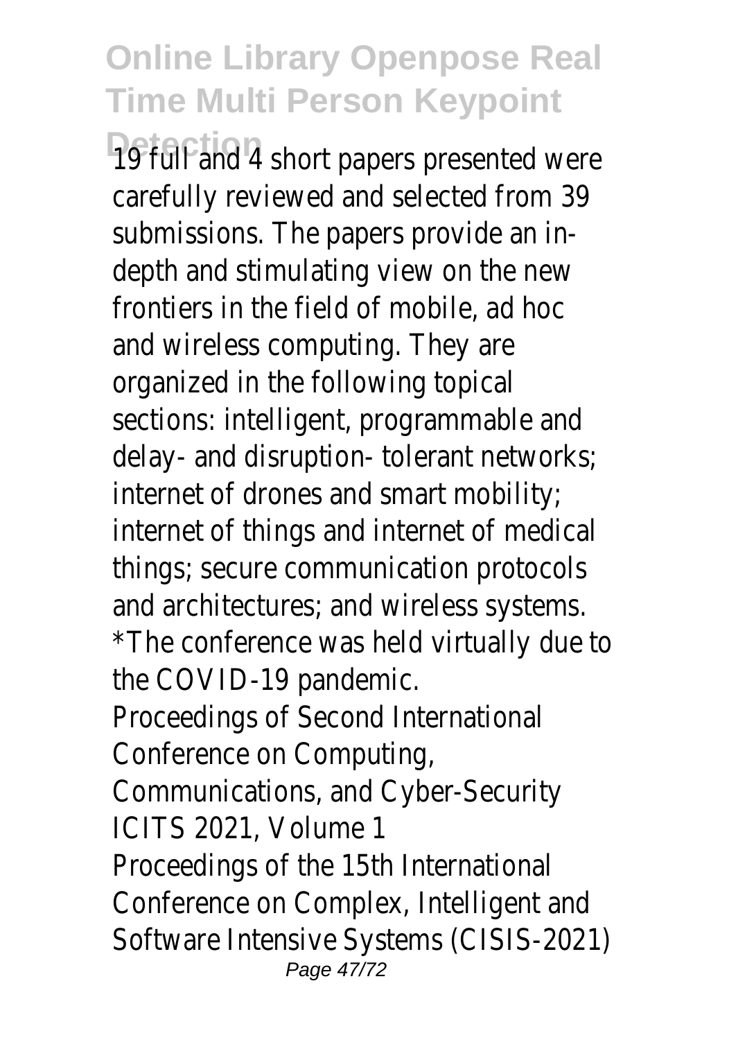19 full and 4 short papers presented were carefully reviewed and selected from 39 submissions. The papers provide an in-depth and stimulating view on the new frontiers in the field of mobile, ad hoc and wireless computing. They are organized in the following topical sections: intelligent, programmable and delay- and disruption- tolerant networks; internet of drones and smart mobility; internet of things and internet of medical things; secure communication protocols and architectures; and wireless systems. *The conference was held virtually due to the COVID-19 pandemic.

Proceedings of Second International Conference on Computing, Communications, and Cyber-Security

ICITS 2021, Volume 1

Proceedings of the 15th International Conference on Complex, Intelligent and Software Intensive Systems (CISIS-2021)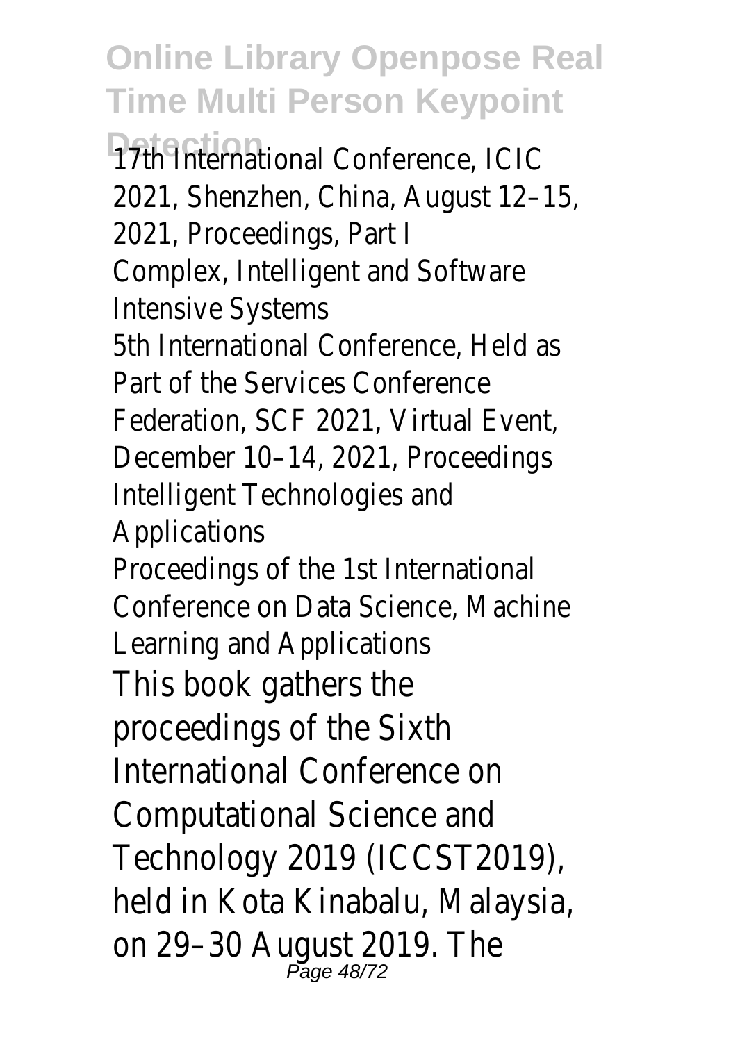17th International Conference, ICIC 2021, Shenzhen, China, August 12–15, 2021, Proceedings, Part I
Complex, Intelligent and Software Intensive Systems
5th International Conference, Held as Part of the Services Conference Federation, SCF 2021, Virtual Event, December 10–14, 2021, Proceedings
Intelligent Technologies and Applications
Proceedings of the 1st International Conference on Data Science, Machine Learning and Applications

This book gathers the proceedings of the Sixth International Conference on Computational Science and Technology 2019 (ICCST2019), held in Kota Kinabalu, Malaysia, on 29–30 August 2019. The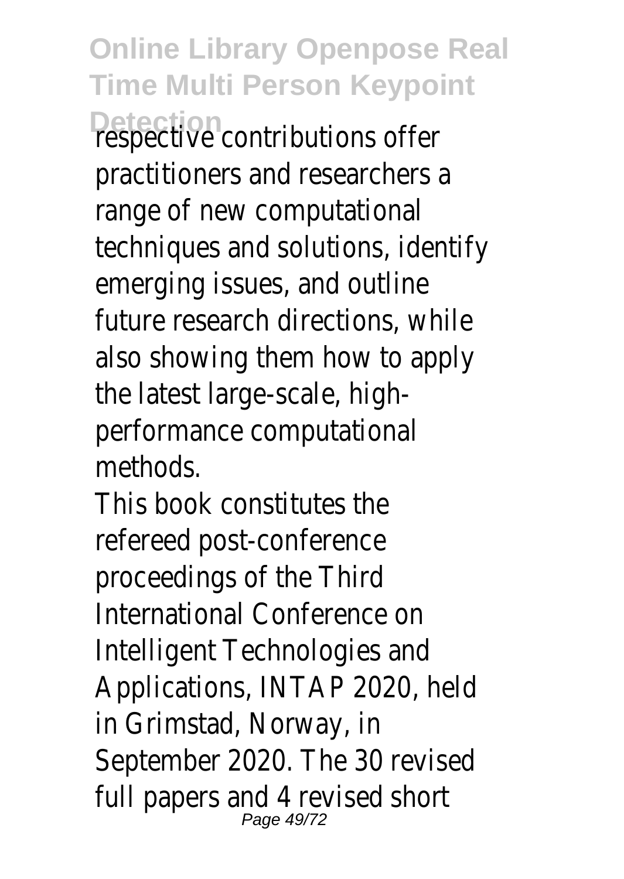respective contributions offer practitioners and researchers a range of new computational techniques and solutions, identify emerging issues, and outline future research directions, while also showing them how to apply the latest large-scale, high-performance computational methods.

This book constitutes the refereed post-conference proceedings of the Third International Conference on Intelligent Technologies and Applications, INTAP 2020, held in Grimstad, Norway, in September 2020. The 30 revised full papers and 4 revised short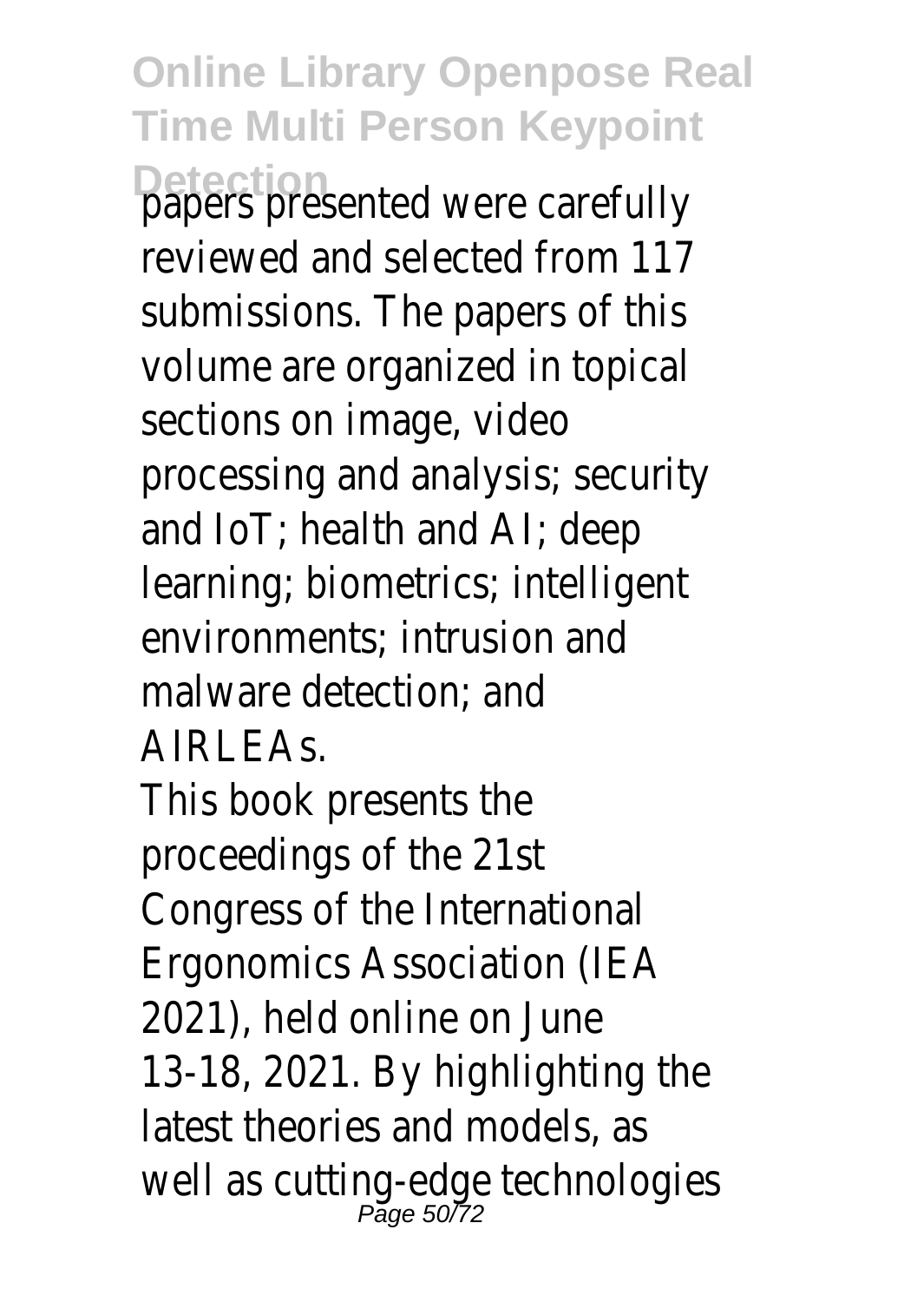papers presented were carefully reviewed and selected from 117 submissions. The papers of this volume are organized in topical sections on image, video processing and analysis; security and IoT; health and AI; deep learning; biometrics; intelligent environments; intrusion and malware detection; and AIRLEAs.

This book presents the proceedings of the 21st Congress of the International Ergonomics Association (IEA 2021), held online on June 13-18, 2021. By highlighting the latest theories and models, as well as cutting-edge technologies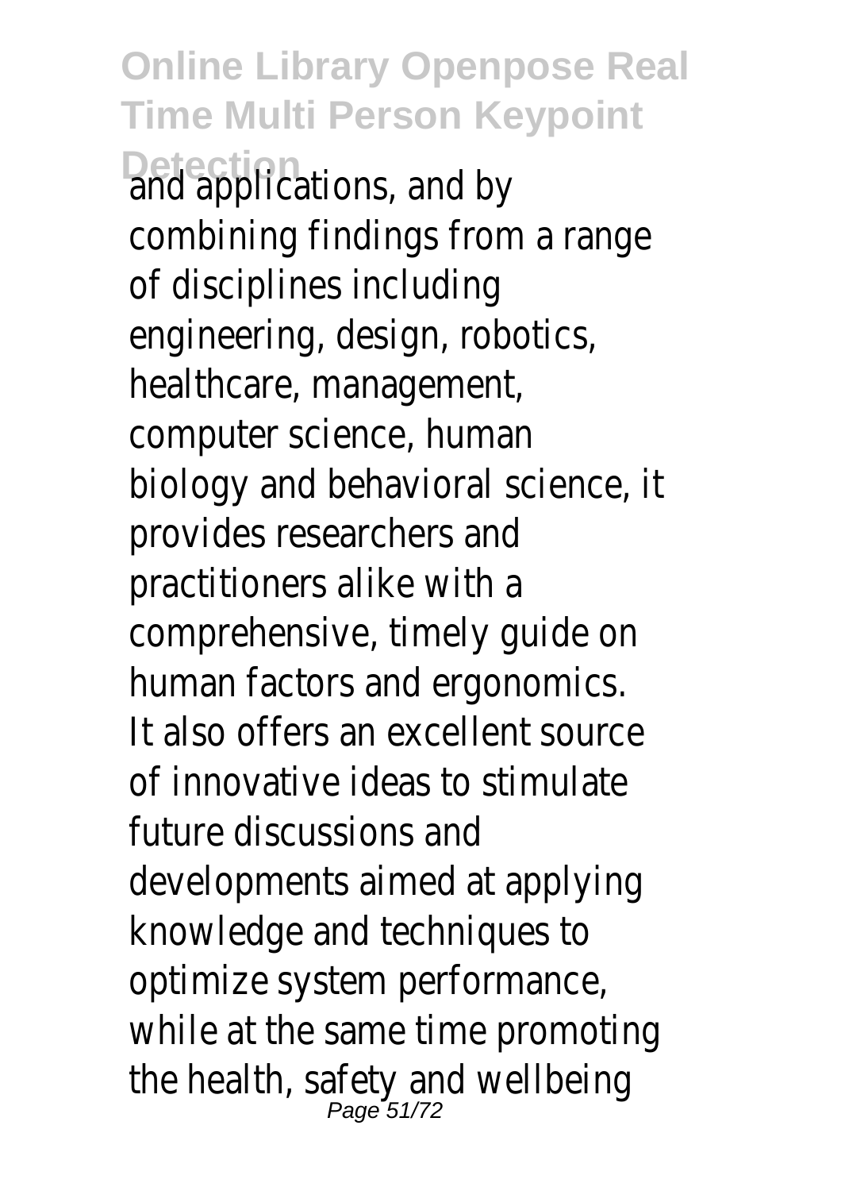and applications, and by combining findings from a range of disciplines including engineering, design, robotics, healthcare, management, computer science, human biology and behavioral science, it provides researchers and practitioners alike with a comprehensive, timely guide on human factors and ergonomics. It also offers an excellent source of innovative ideas to stimulate future discussions and developments aimed at applying knowledge and techniques to optimize system performance, while at the same time promoting the health, safety and wellbeing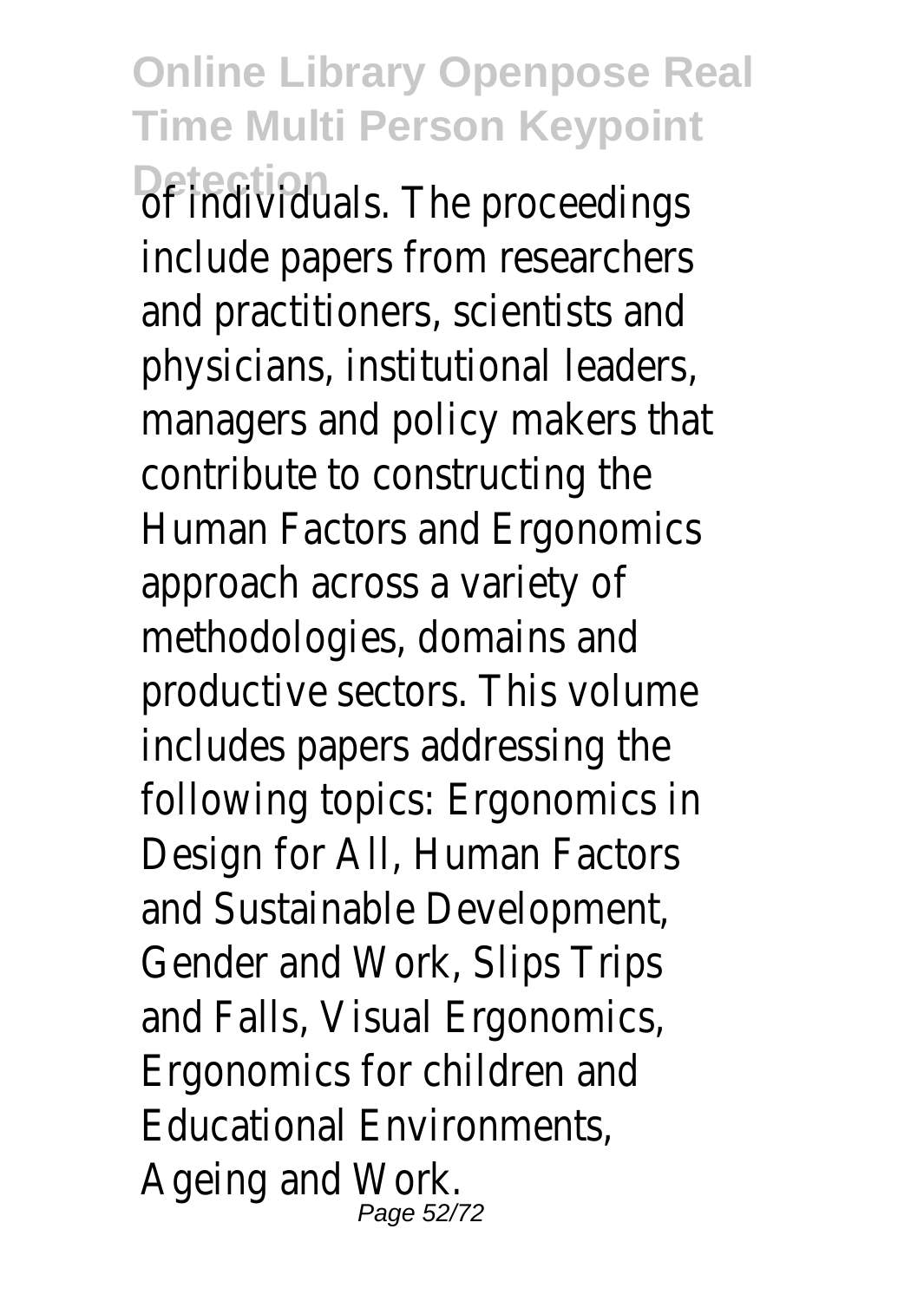of individuals. The proceedings include papers from researchers and practitioners, scientists and physicians, institutional leaders, managers and policy makers that contribute to constructing the Human Factors and Ergonomics approach across a variety of methodologies, domains and productive sectors. This volume includes papers addressing the following topics: Ergonomics in Design for All, Human Factors and Sustainable Development, Gender and Work, Slips Trips and Falls, Visual Ergonomics, Ergonomics for children and Educational Environments, Ageing and Work.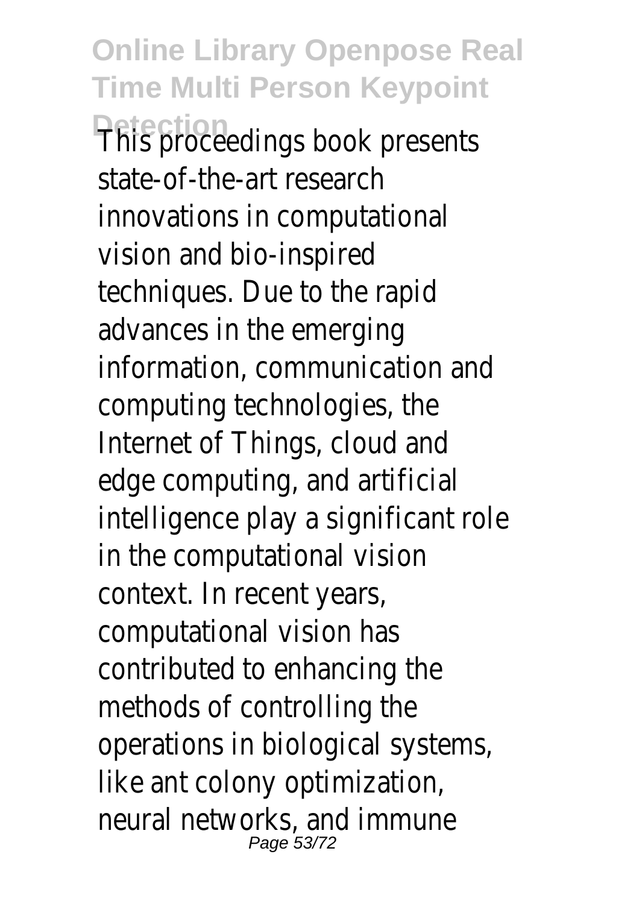This proceedings book presents state-of-the-art research innovations in computational vision and bio-inspired techniques. Due to the rapid advances in the emerging information, communication and computing technologies, the Internet of Things, cloud and edge computing, and artificial intelligence play a significant role in the computational vision context. In recent years, computational vision has contributed to enhancing the methods of controlling the operations in biological systems, like ant colony optimization, neural networks, and immune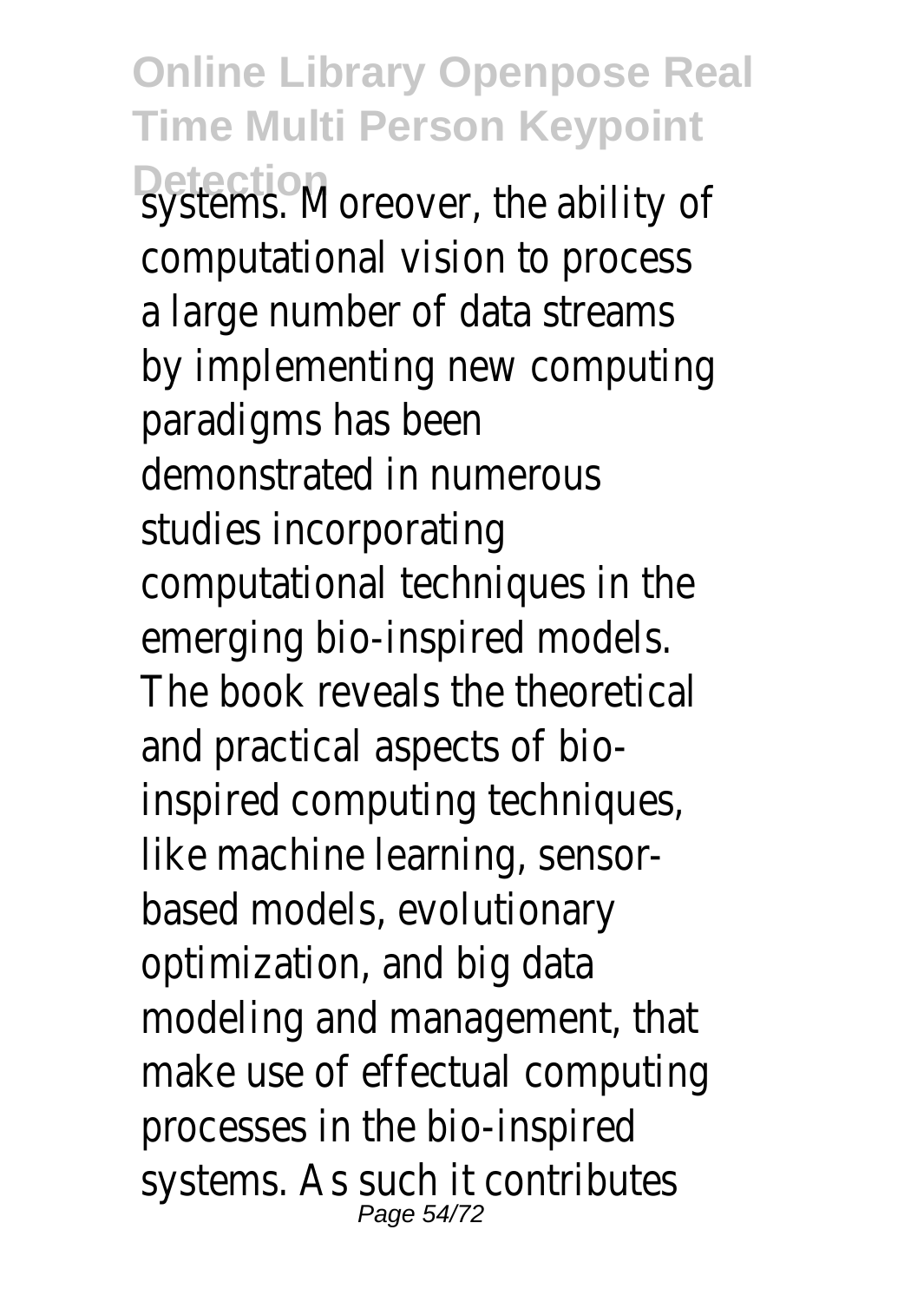systems. Moreover, the ability of computational vision to process a large number of data streams by implementing new computing paradigms has been demonstrated in numerous studies incorporating computational techniques in the emerging bio-inspired models. The book reveals the theoretical and practical aspects of bio-inspired computing techniques, like machine learning, sensor-based models, evolutionary optimization, and big data modeling and management, that make use of effectual computing processes in the bio-inspired systems. As such it contributes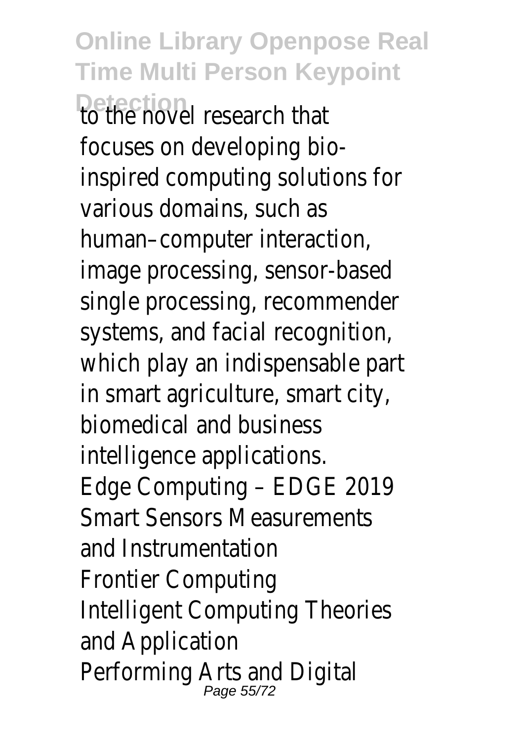to the novel research that focuses on developing bio-inspired computing solutions for various domains, such as human–computer interaction, image processing, sensor-based single processing, recommender systems, and facial recognition, which play an indispensable part in smart agriculture, smart city, biomedical and business intelligence applications.

Edge Computing – EDGE 2019

Smart Sensors Measurements and Instrumentation

Frontier Computing

Intelligent Computing Theories and Application

Performing Arts and Digital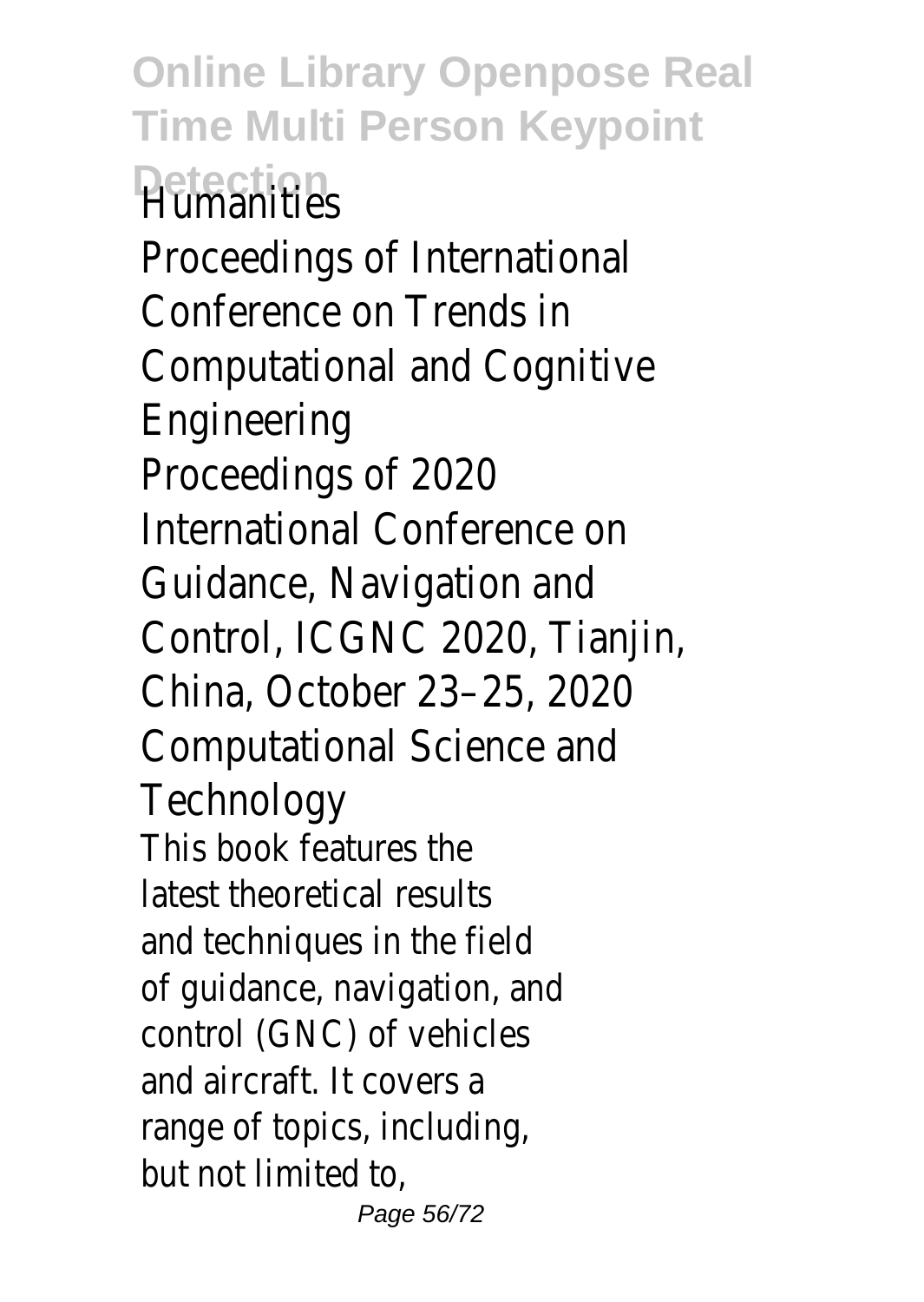Humanities

Proceedings of International Conference on Trends in Computational and Cognitive Engineering

Proceedings of 2020 International Conference on Guidance, Navigation and Control, ICGNC 2020, Tianjin, China, October 23–25, 2020

Computational Science and Technology

This book features the latest theoretical results and techniques in the field of guidance, navigation, and control (GNC) of vehicles and aircraft. It covers a range of topics, including, but not limited to,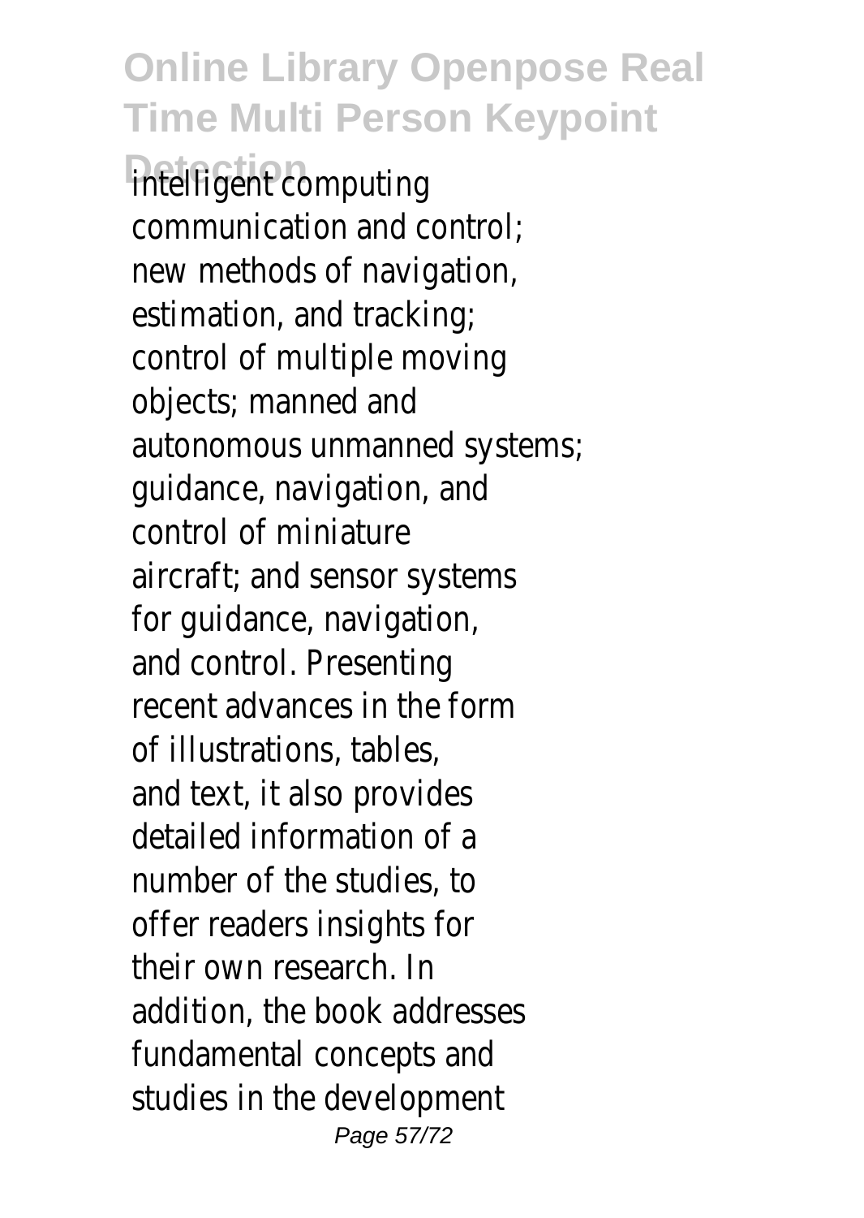intelligent computing communication and control; new methods of navigation, estimation, and tracking; control of multiple moving objects; manned and autonomous unmanned systems; guidance, navigation, and control of miniature aircraft; and sensor systems for guidance, navigation, and control. Presenting recent advances in the form of illustrations, tables, and text, it also provides detailed information of a number of the studies, to offer readers insights for their own research. In addition, the book addresses fundamental concepts and studies in the development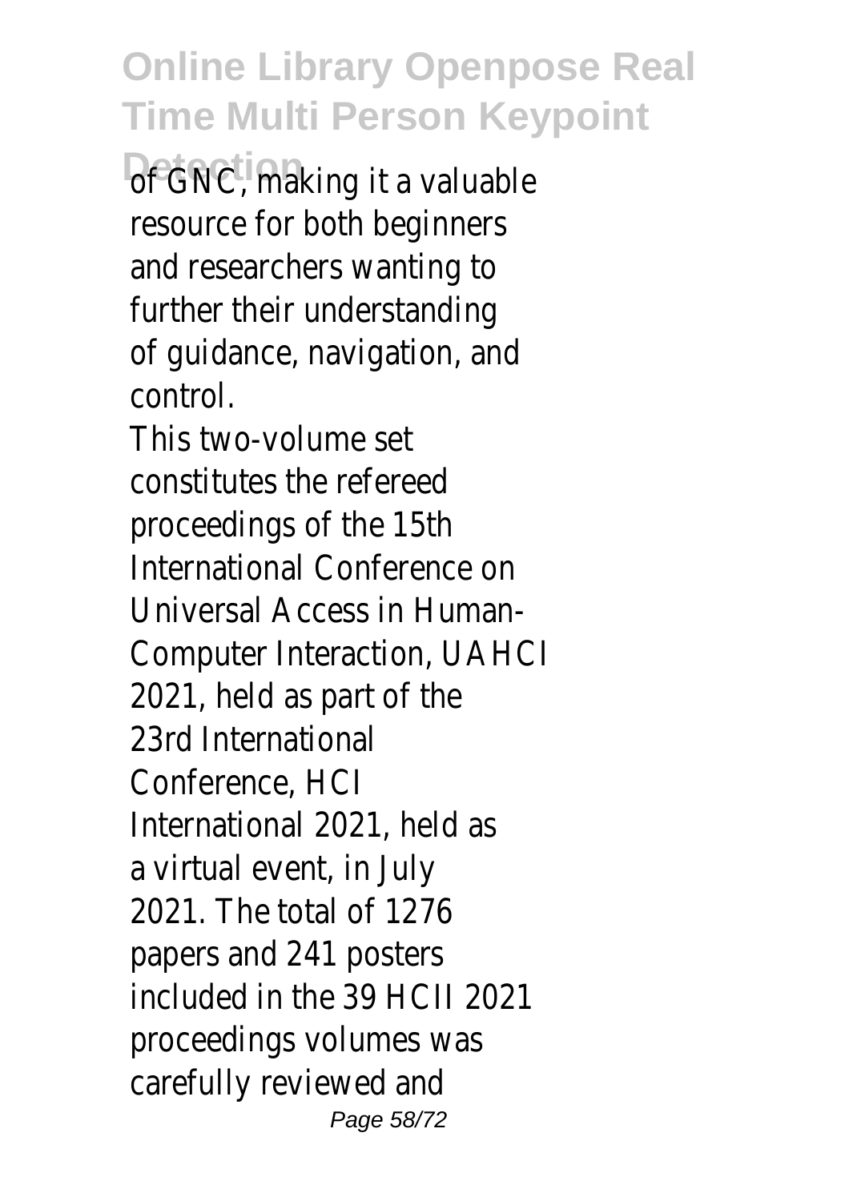of GNC, making it a valuable resource for both beginners and researchers wanting to further their understanding of guidance, navigation, and control.

This two-volume set constitutes the refereed proceedings of the 15th International Conference on Universal Access in Human-Computer Interaction, UAHCI 2021, held as part of the 23rd International Conference, HCI International 2021, held as a virtual event, in July 2021. The total of 1276 papers and 241 posters included in the 39 HCII 2021 proceedings volumes was carefully reviewed and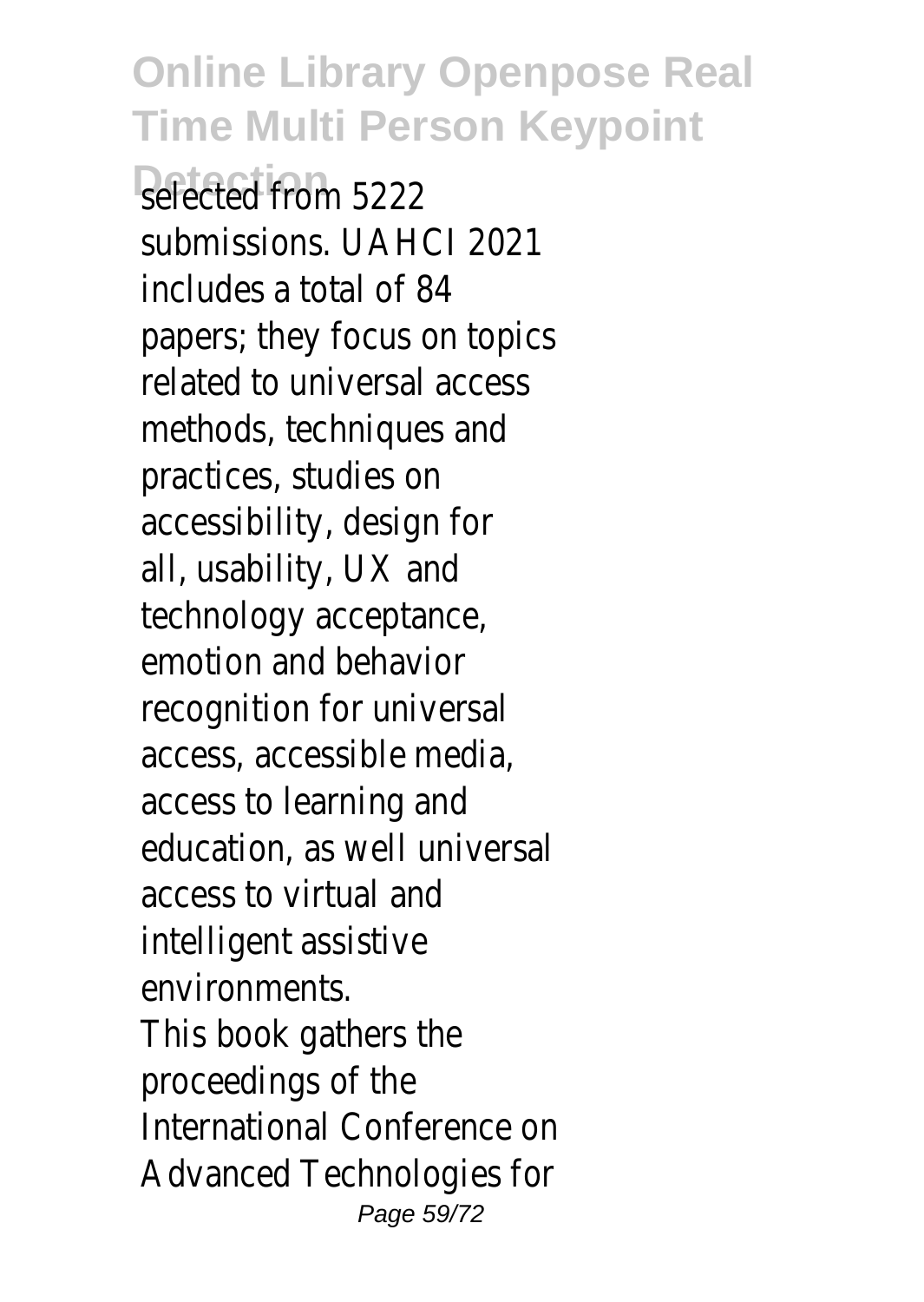selected from 5222 submissions. UAHCI 2021 includes a total of 84 papers; they focus on topics related to universal access methods, techniques and practices, studies on accessibility, design for all, usability, UX and technology acceptance, emotion and behavior recognition for universal access, accessible media, access to learning and education, as well universal access to virtual and intelligent assistive environments.

This book gathers the proceedings of the International Conference on Advanced Technologies for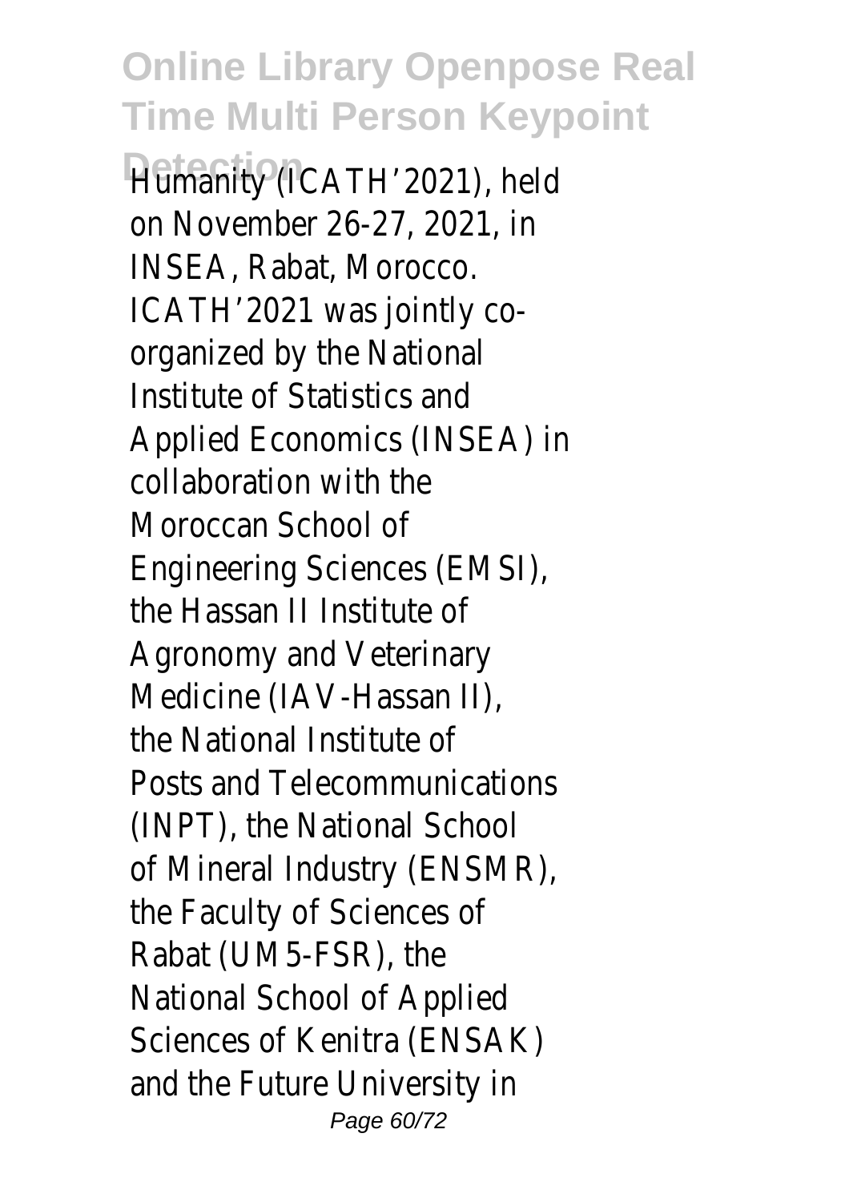Humanity (ICATH'2021), held on November 26-27, 2021, in INSEA, Rabat, Morocco. ICATH'2021 was jointly co-organized by the National Institute of Statistics and Applied Economics (INSEA) in collaboration with the Moroccan School of Engineering Sciences (EMSI), the Hassan II Institute of Agronomy and Veterinary Medicine (IAV-Hassan II), the National Institute of Posts and Telecommunications (INPT), the National School of Mineral Industry (ENSMR), the Faculty of Sciences of Rabat (UM5-FSR), the National School of Applied Sciences of Kenitra (ENSAK) and the Future University in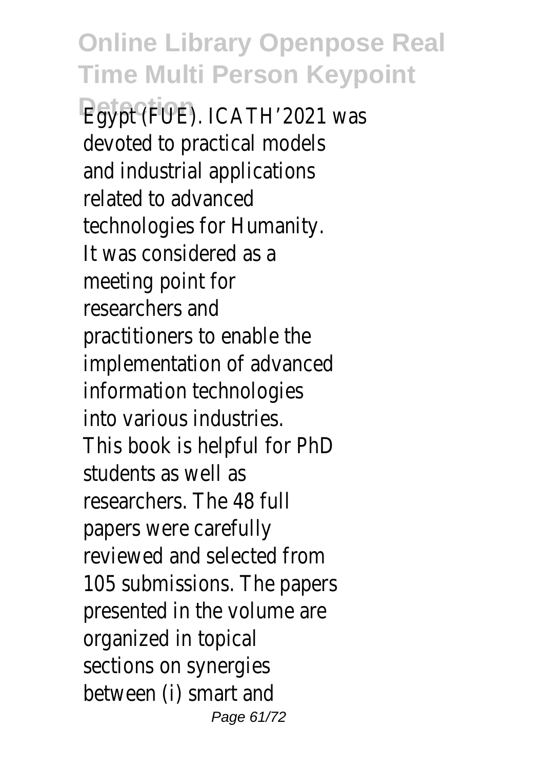Egypt (FUE). ICATH'2021 was devoted to practical models and industrial applications related to advanced technologies for Humanity. It was considered as a meeting point for researchers and practitioners to enable the implementation of advanced information technologies into various industries. This book is helpful for PhD students as well as researchers. The 48 full papers were carefully reviewed and selected from 105 submissions. The papers presented in the volume are organized in topical sections on synergies between (i) smart and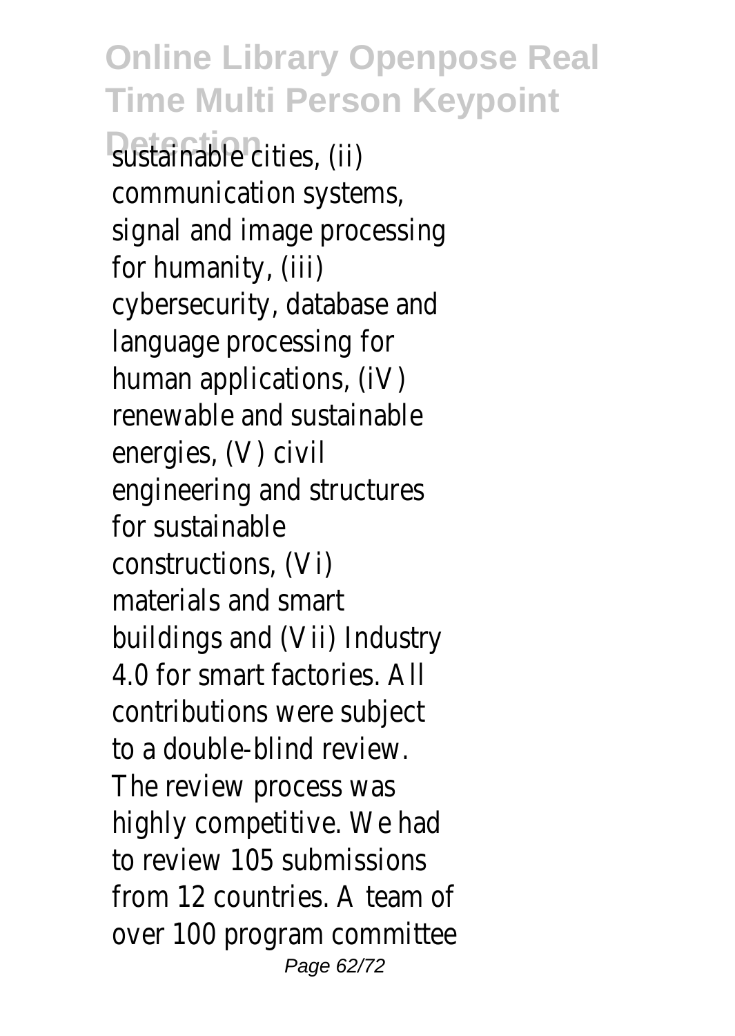sustainable cities, (ii) communication systems, signal and image processing for humanity, (iii) cybersecurity, database and language processing for human applications, (iV) renewable and sustainable energies, (V) civil engineering and structures for sustainable constructions, (Vi) materials and smart buildings and (Vii) Industry 4.0 for smart factories. All contributions were subject to a double-blind review. The review process was highly competitive. We had to review 105 submissions from 12 countries. A team of over 100 program committee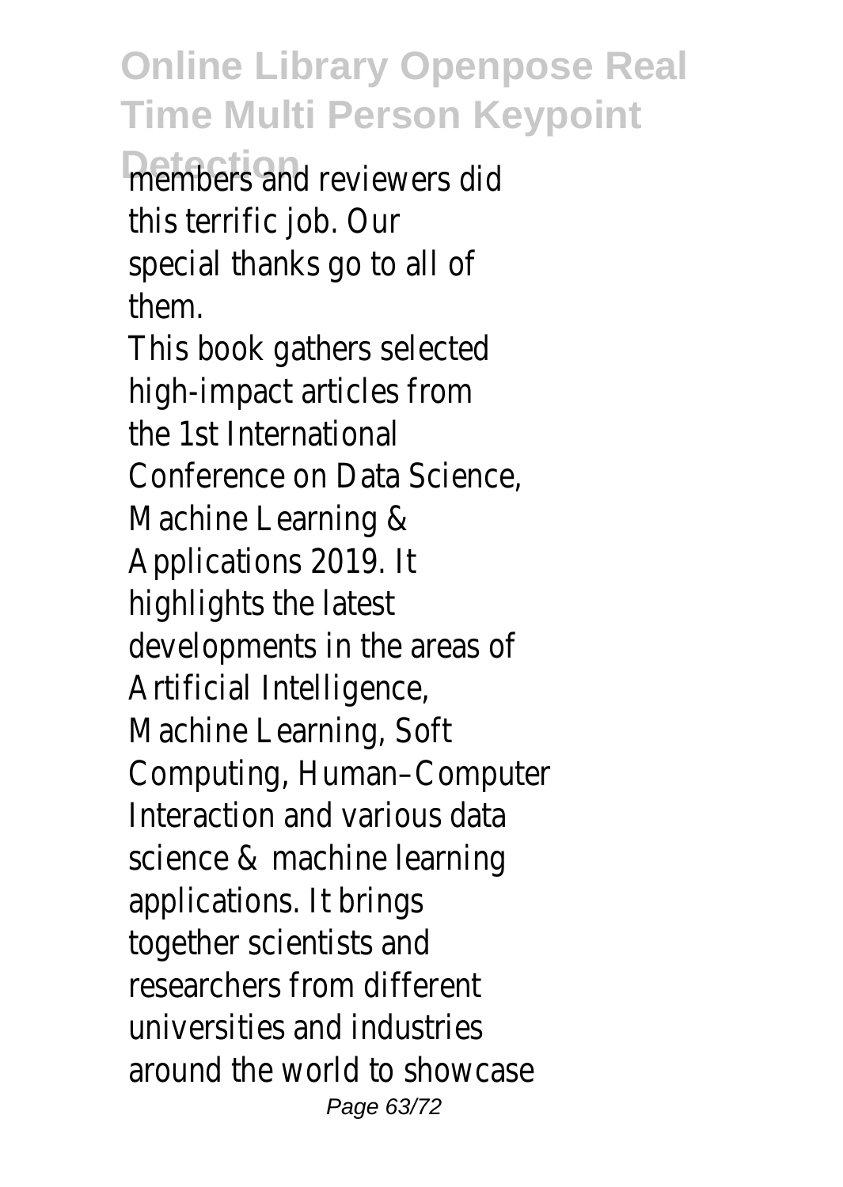members and reviewers did this terrific job. Our special thanks go to all of them.

This book gathers selected high-impact articles from the 1st International Conference on Data Science, Machine Learning & Applications 2019. It highlights the latest developments in the areas of Artificial Intelligence, Machine Learning, Soft Computing, Human–Computer Interaction and various data science & machine learning applications. It brings together scientists and researchers from different universities and industries around the world to showcase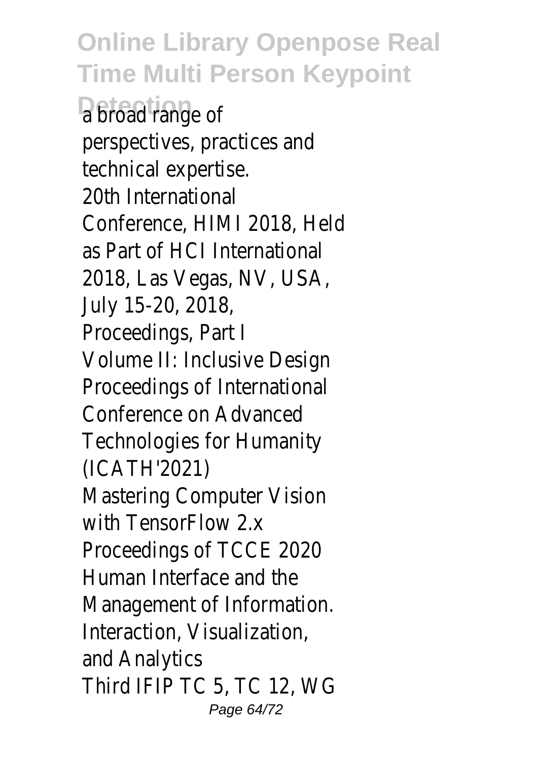a broad range of perspectives, practices and technical expertise.

20th International Conference, HIMI 2018, Held as Part of HCI International 2018, Las Vegas, NV, USA, July 15-20, 2018, Proceedings, Part I

Volume II: Inclusive Design

Proceedings of International Conference on Advanced Technologies for Humanity (ICATH'2021)

Mastering Computer Vision with TensorFlow 2.x

Proceedings of TCCE 2020

Human Interface and the Management of Information. Interaction, Visualization, and Analytics

Third IFIP TC 5, TC 12, WG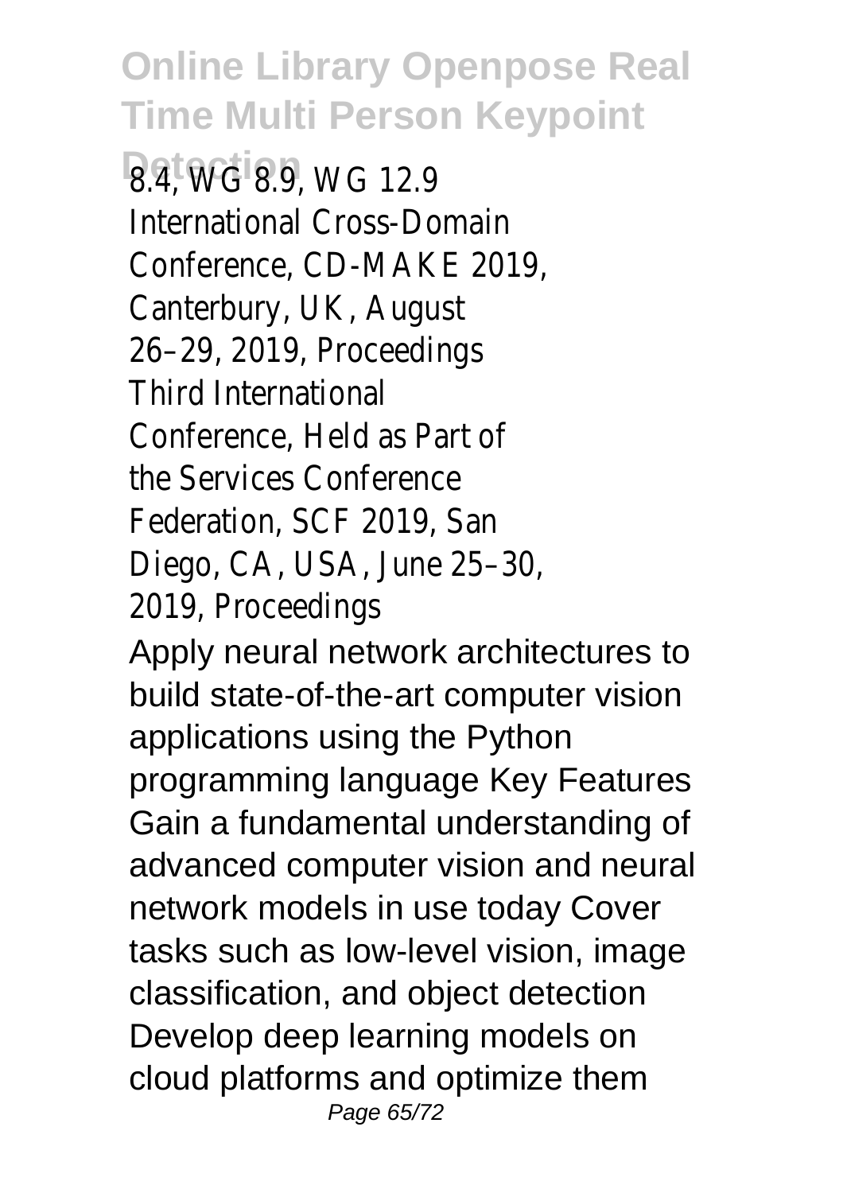8.4, WG 8.9, WG 12.9 International Cross-Domain Conference, CD-MAKE 2019, Canterbury, UK, August 26–29, 2019, Proceedings Third International Conference, Held as Part of the Services Conference Federation, SCF 2019, San Diego, CA, USA, June 25–30, 2019, Proceedings

Apply neural network architectures to build state-of-the-art computer vision applications using the Python programming language Key Features Gain a fundamental understanding of advanced computer vision and neural network models in use today Cover tasks such as low-level vision, image classification, and object detection Develop deep learning models on cloud platforms and optimize them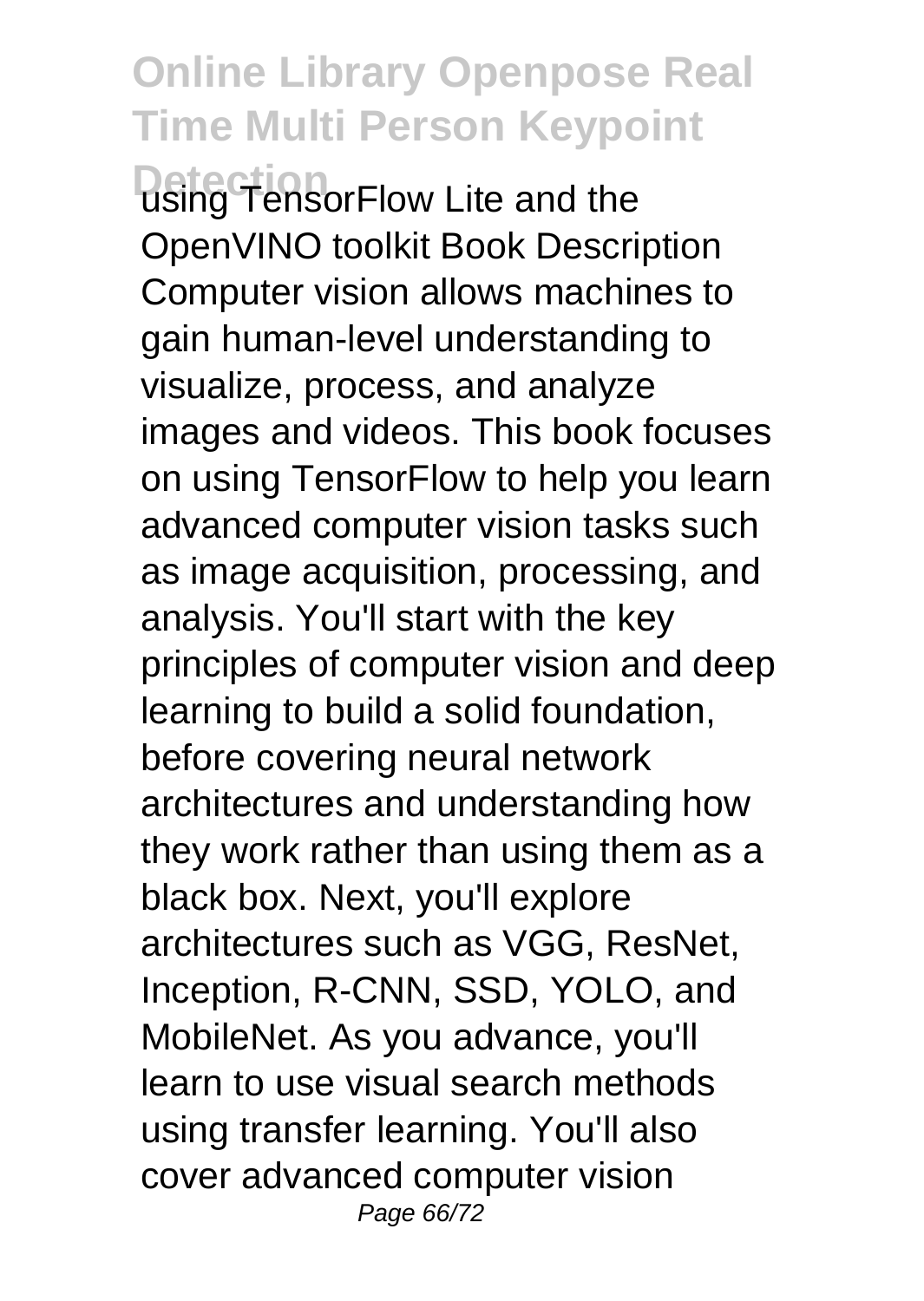using TensorFlow Lite and the OpenVINO toolkit Book Description Computer vision allows machines to gain human-level understanding to visualize, process, and analyze images and videos. This book focuses on using TensorFlow to help you learn advanced computer vision tasks such as image acquisition, processing, and analysis. You'll start with the key principles of computer vision and deep learning to build a solid foundation, before covering neural network architectures and understanding how they work rather than using them as a black box. Next, you'll explore architectures such as VGG, ResNet, Inception, R-CNN, SSD, YOLO, and MobileNet. As you advance, you'll learn to use visual search methods using transfer learning. You'll also cover advanced computer vision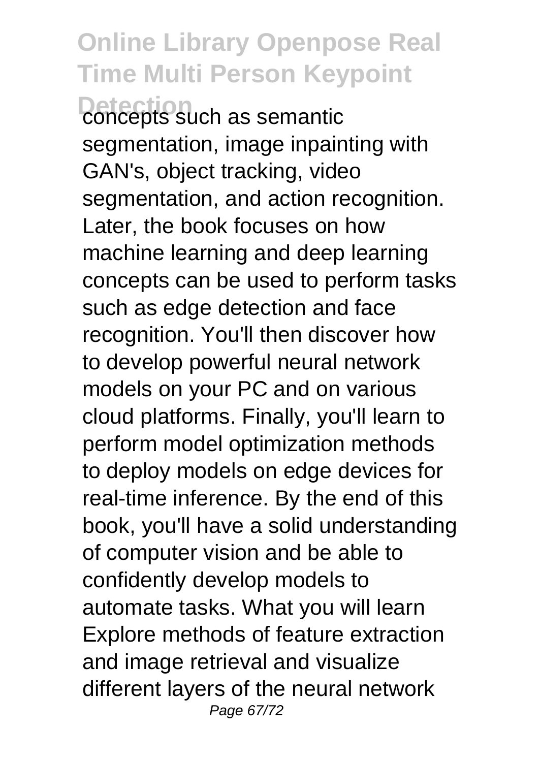concepts such as semantic segmentation, image inpainting with GAN's, object tracking, video segmentation, and action recognition. Later, the book focuses on how machine learning and deep learning concepts can be used to perform tasks such as edge detection and face recognition. You'll then discover how to develop powerful neural network models on your PC and on various cloud platforms. Finally, you'll learn to perform model optimization methods to deploy models on edge devices for real-time inference. By the end of this book, you'll have a solid understanding of computer vision and be able to confidently develop models to automate tasks. What you will learn Explore methods of feature extraction and image retrieval and visualize different layers of the neural network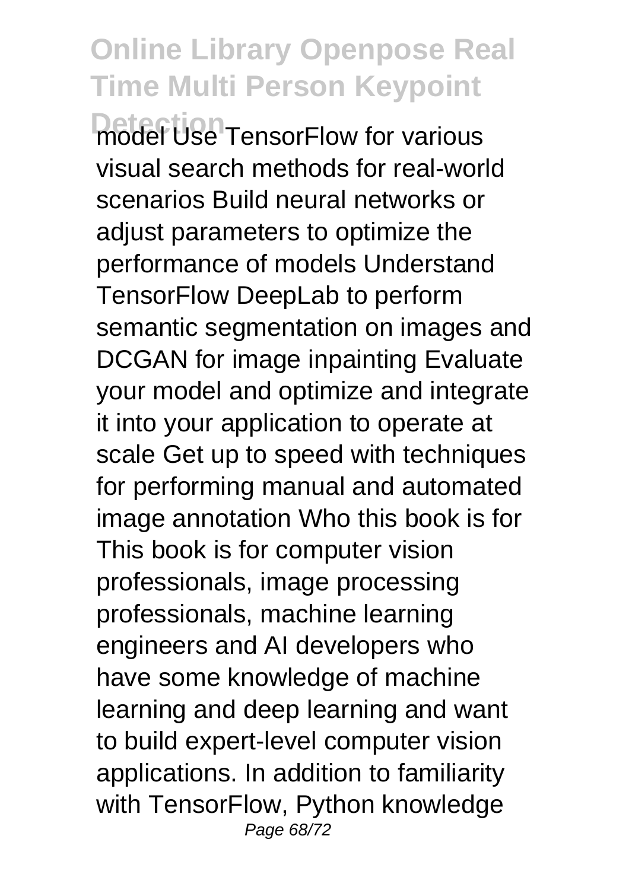model Use TensorFlow for various visual search methods for real-world scenarios Build neural networks or adjust parameters to optimize the performance of models Understand TensorFlow DeepLab to perform semantic segmentation on images and DCGAN for image inpainting Evaluate your model and optimize and integrate it into your application to operate at scale Get up to speed with techniques for performing manual and automated image annotation Who this book is for This book is for computer vision professionals, image processing professionals, machine learning engineers and AI developers who have some knowledge of machine learning and deep learning and want to build expert-level computer vision applications. In addition to familiarity with TensorFlow, Python knowledge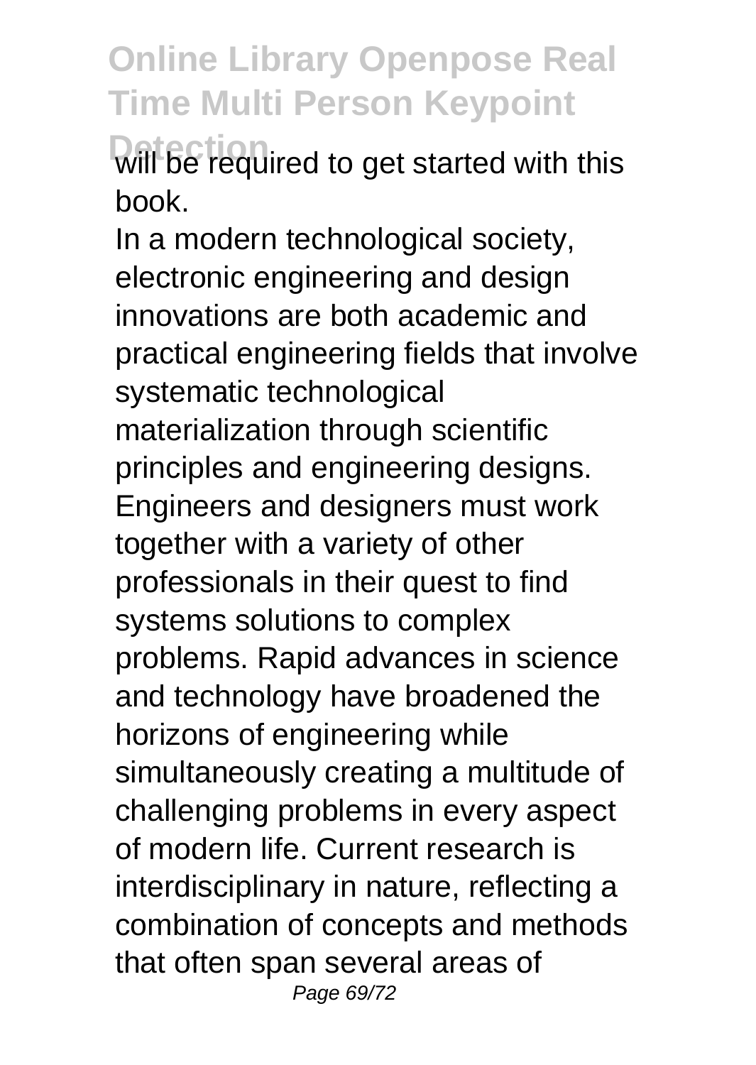will be required to get started with this book.

In a modern technological society, electronic engineering and design innovations are both academic and practical engineering fields that involve systematic technological materialization through scientific principles and engineering designs. Engineers and designers must work together with a variety of other professionals in their quest to find systems solutions to complex problems. Rapid advances in science and technology have broadened the horizons of engineering while simultaneously creating a multitude of challenging problems in every aspect of modern life. Current research is interdisciplinary in nature, reflecting a combination of concepts and methods that often span several areas of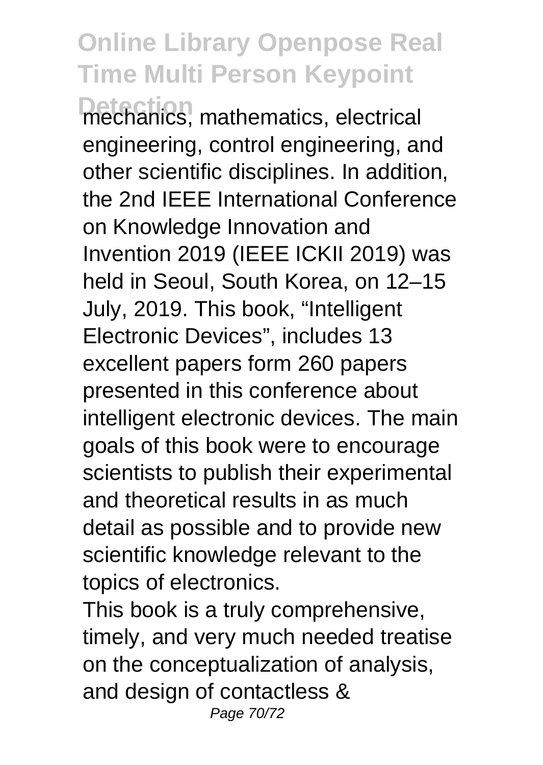mechanics, mathematics, electrical engineering, control engineering, and other scientific disciplines. In addition, the 2nd IEEE International Conference on Knowledge Innovation and Invention 2019 (IEEE ICKII 2019) was held in Seoul, South Korea, on 12–15 July, 2019. This book, “Intelligent Electronic Devices”, includes 13 excellent papers form 260 papers presented in this conference about intelligent electronic devices. The main goals of this book were to encourage scientists to publish their experimental and theoretical results in as much detail as possible and to provide new scientific knowledge relevant to the topics of electronics.

This book is a truly comprehensive, timely, and very much needed treatise on the conceptualization of analysis, and design of contactless &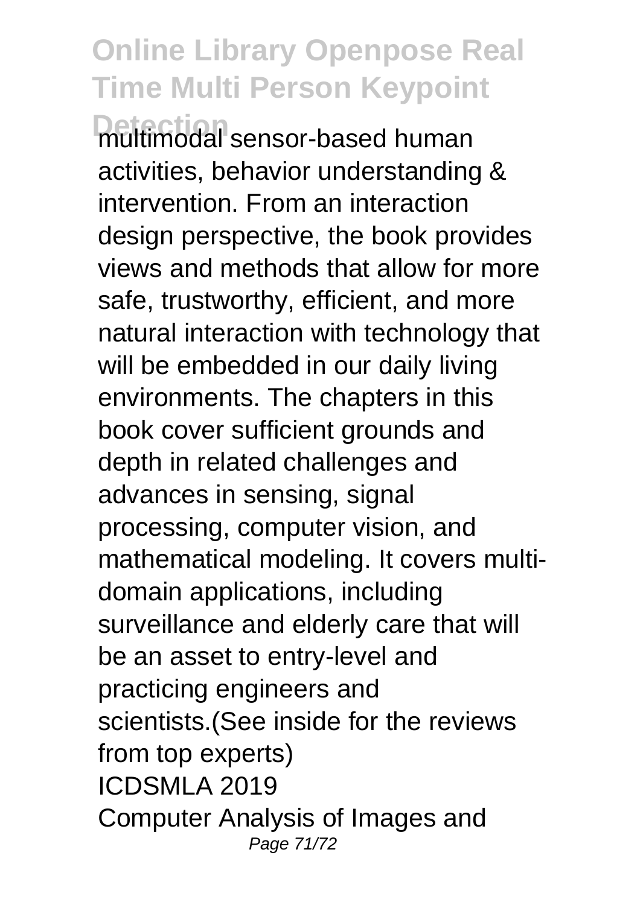multimodal sensor-based human activities, behavior understanding & intervention. From an interaction design perspective, the book provides views and methods that allow for more safe, trustworthy, efficient, and more natural interaction with technology that will be embedded in our daily living environments. The chapters in this book cover sufficient grounds and depth in related challenges and advances in sensing, signal processing, computer vision, and mathematical modeling. It covers multi-domain applications, including surveillance and elderly care that will be an asset to entry-level and practicing engineers and scientists.(See inside for the reviews from top experts)

ICDSMLA 2019

Computer Analysis of Images and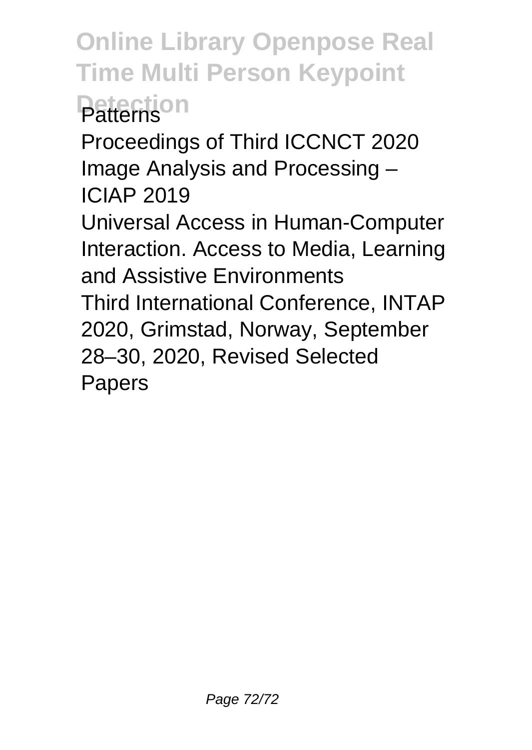Patterns

Proceedings of Third ICCNCT 2020

Image Analysis and Processing – ICIAP 2019

Universal Access in Human-Computer Interaction. Access to Media, Learning and Assistive Environments

Third International Conference, INTAP 2020, Grimstad, Norway, September 28–30, 2020, Revised Selected Papers